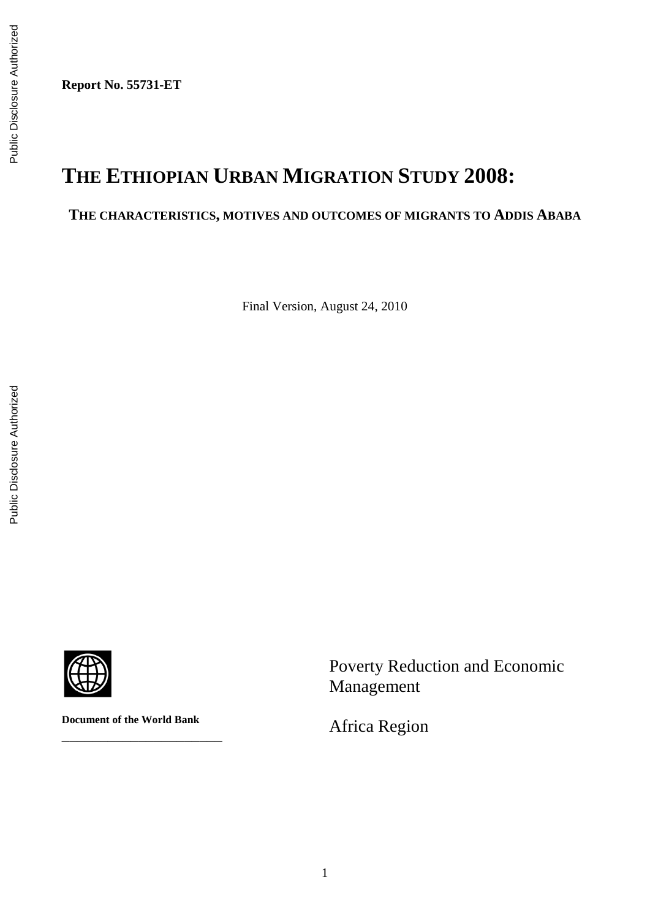**Report No. 55731-ET**

# THE ETHIOPIAN URBAN MIGRATION STUDY 2008:

## THE CHARACTERISTICS, MOTIVES AND OUTCOMES OF MIGRANTS TO ADDIS ABABA

Final Version, August 24, 2010

**Document of the World Bank**

Poverty Reduction and Economic Management

Africa Region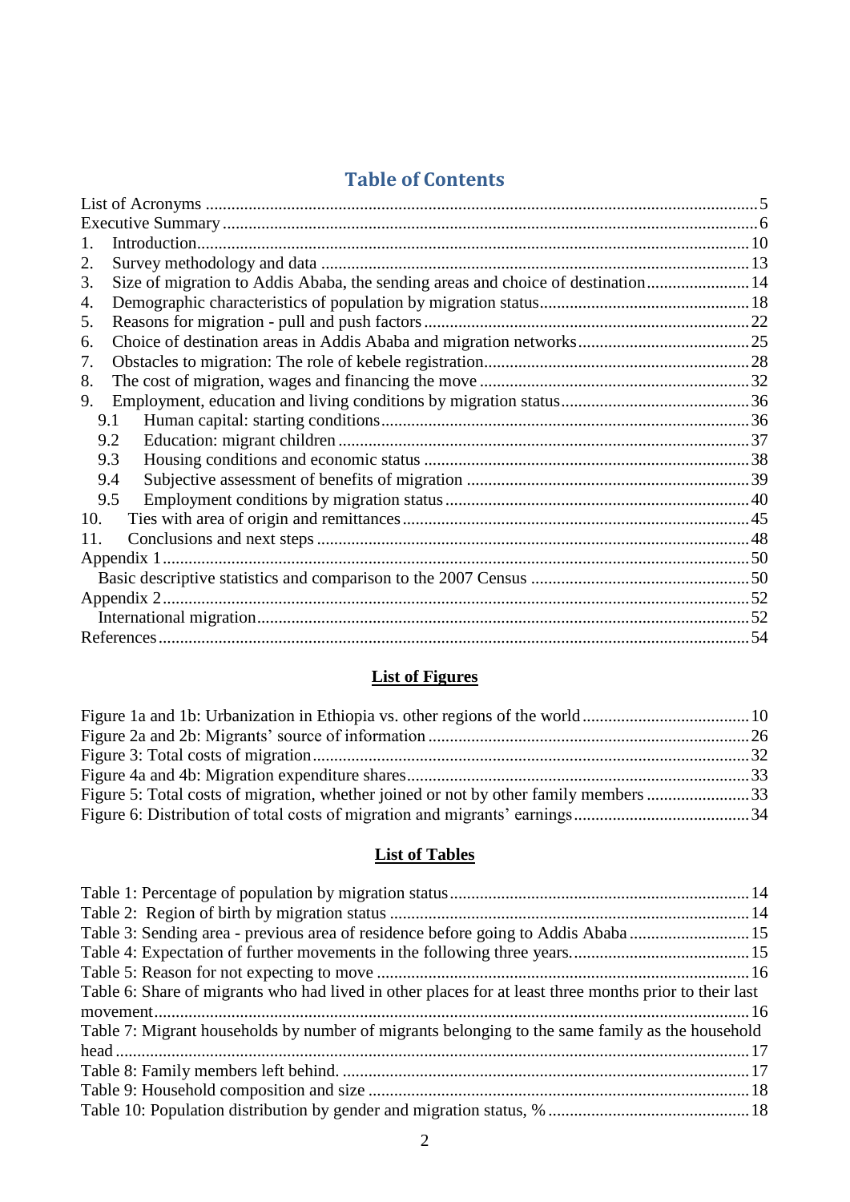# Table of Contents

List of Acronyms ..... 5
Executive Summary ..... 6
1. Introduction ..... 10
2. Survey methodology and data ..... 13
3. Size of migration to Addis Ababa, the sending areas and choice of destination ..... 14
4. Demographic characteristics of population by migration status ..... 18
5. Reasons for migration - pull and push factors ..... 22
6. Choice of destination areas in Addis Ababa and migration networks ..... 25
7. Obstacles to migration: The role of kebele registration ..... 28
8. The cost of migration, wages and financing the move ..... 32
9. Employment, education and living conditions by migration status ..... 36
   - 9.1 Human capital: starting conditions ..... 36
   - 9.2 Education: migrant children ..... 37
   - 9.3 Housing conditions and economic status ..... 38
   - 9.4 Subjective assessment of benefits of migration ..... 39
   - 9.5 Employment conditions by migration status ..... 40
10. Ties with area of origin and remittances ..... 45
11. Conclusions and next steps ..... 48

Appendix 1 ..... 50
   Basic descriptive statistics and comparison to the 2007 Census ..... 50
Appendix 2 ..... 52
   International migration ..... 52
References ..... 54

## List of Figures

Figure 1a and 1b: Urbanization in Ethiopia vs. other regions of the world ..... 10
Figure 2a and 2b: Migrants' source of information ..... 26
Figure 3: Total costs of migration ..... 32
Figure 4a and 4b: Migration expenditure shares ..... 33
Figure 5: Total costs of migration, whether joined or not by other family members ..... 33
Figure 6: Distribution of total costs of migration and migrants' earnings ..... 34

## List of Tables

Table 1: Percentage of population by migration status ..... 14
Table 2: Region of birth by migration status ..... 14
Table 3: Sending area - previous area of residence before going to Addis Ababa ..... 15
Table 4: Expectation of further movements in the following three years. ..... 15
Table 5: Reason for not expecting to move ..... 16
Table 6: Share of migrants who had lived in other places for at least three months prior to their last movement ..... 16
Table 7: Migrant households by number of migrants belonging to the same family as the household head ..... 17
Table 8: Family members left behind. ..... 17
Table 9: Household composition and size ..... 18
Table 10: Population distribution by gender and migration status, % ..... 18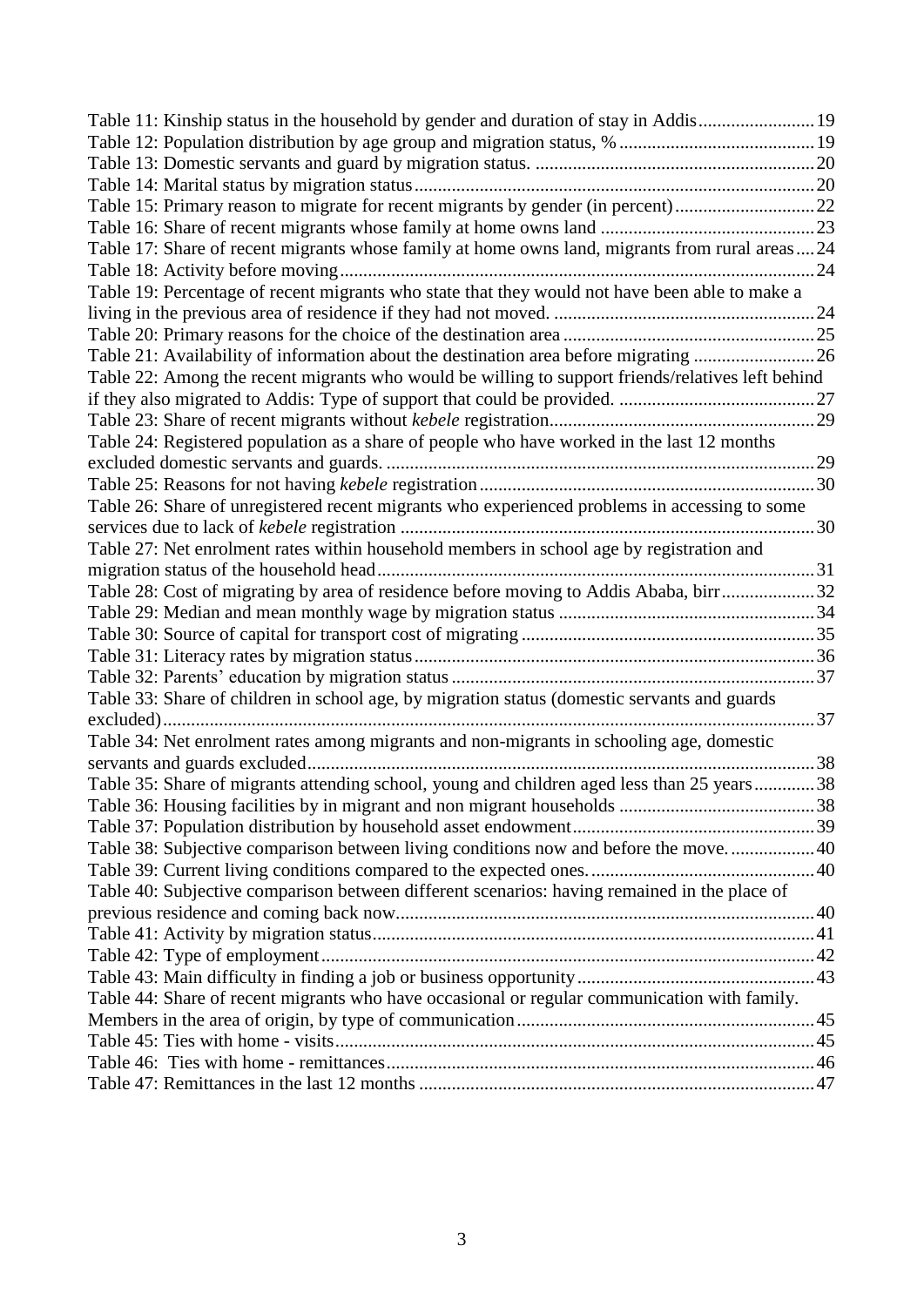Table 11: Kinship status in the household by gender and duration of stay in Addis ........................ 19
Table 12: Population distribution by age group and migration status, % ........................................ 19
Table 13: Domestic servants and guard by migration status. .......................................................... 20
Table 14: Marital status by migration status .................................................................................... 20
Table 15: Primary reason to migrate for recent migrants by gender (in percent) ............................. 22
Table 16: Share of recent migrants whose family at home owns land ............................................. 23
Table 17: Share of recent migrants whose family at home owns land, migrants from rural areas .... 24
Table 18: Activity before moving ..................................................................................................... 24
Table 19: Percentage of recent migrants who state that they would not have been able to make a living in the previous area of residence if they had not moved. ........................................................ 24
Table 20: Primary reasons for the choice of the destination area ...................................................... 25
Table 21: Availability of information about the destination area before migrating .......................... 26
Table 22: Among the recent migrants who would be willing to support friends/relatives left behind if they also migrated to Addis: Type of support that could be provided. .......................................... 27
Table 23: Share of recent migrants without *kebele* registration ........................................................ 29
Table 24: Registered population as a share of people who have worked in the last 12 months excluded domestic servants and guards. ............................................................................................ 29
Table 25: Reasons for not having *kebele* registration ........................................................................ 30
Table 26: Share of unregistered recent migrants who experienced problems in accessing to some services due to lack of *kebele* registration ......................................................................................... 30
Table 27: Net enrolment rates within household members in school age by registration and migration status of the household head ............................................................................................. 31
Table 28: Cost of migrating by area of residence before moving to Addis Ababa, birr .................... 32
Table 29: Median and mean monthly wage by migration status ....................................................... 34
Table 30: Source of capital for transport cost of migrating ............................................................... 35
Table 31: Literacy rates by migration status ...................................................................................... 36
Table 32: Parents' education by migration status .............................................................................. 37
Table 33: Share of children in school age, by migration status (domestic servants and guards excluded) ........................................................................................................................................... 37
Table 34: Net enrolment rates among migrants and non-migrants in schooling age, domestic servants and guards excluded ............................................................................................................ 38
Table 35: Share of migrants attending school, young and children aged less than 25 years ............. 38
Table 36: Housing facilities by in migrant and non migrant households .......................................... 38
Table 37: Population distribution by household asset endowment .................................................... 39
Table 38: Subjective comparison between living conditions now and before the move. .................. 40
Table 39: Current living conditions compared to the expected ones. ................................................ 40
Table 40: Subjective comparison between different scenarios: having remained in the place of previous residence and coming back now .......................................................................................... 40
Table 41: Activity by migration status ............................................................................................... 41
Table 42: Type of employment .......................................................................................................... 42
Table 43: Main difficulty in finding a job or business opportunity ................................................... 43
Table 44: Share of recent migrants who have occasional or regular communication with family. Members in the area of origin, by type of communication ................................................................ 45
Table 45: Ties with home - visits ....................................................................................................... 45
Table 46: Ties with home - remittances ............................................................................................ 46
Table 47: Remittances in the last 12 months ..................................................................................... 47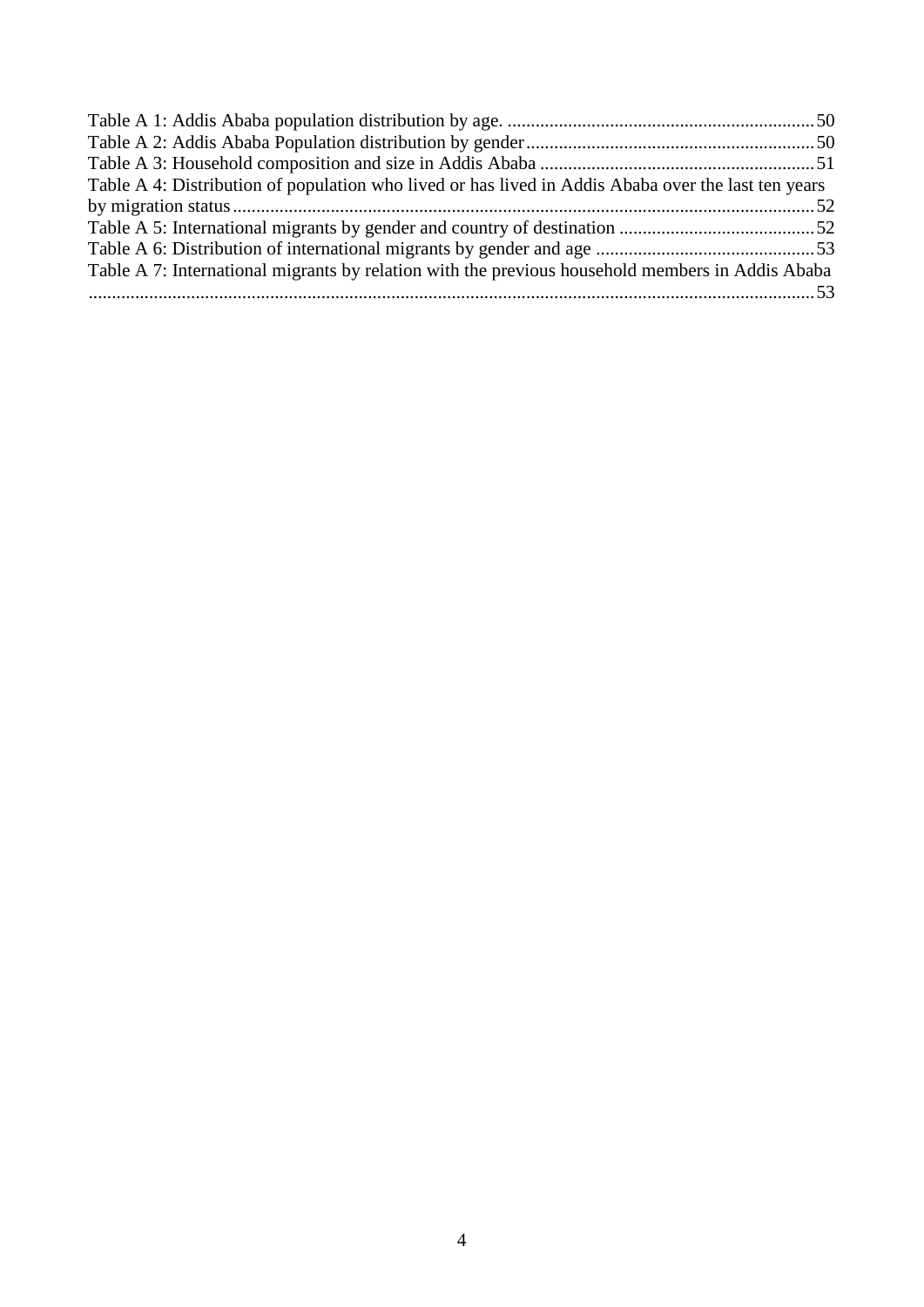Table A 1: Addis Ababa population distribution by age. .......... 50
Table A 2: Addis Ababa Population distribution by gender .......... 50
Table A 3: Household composition and size in Addis Ababa .......... 51
Table A 4: Distribution of population who lived or has lived in Addis Ababa over the last ten years by migration status .......... 52
Table A 5: International migrants by gender and country of destination .......... 52
Table A 6: Distribution of international migrants by gender and age .......... 53
Table A 7: International migrants by relation with the previous household members in Addis Ababa .......... 53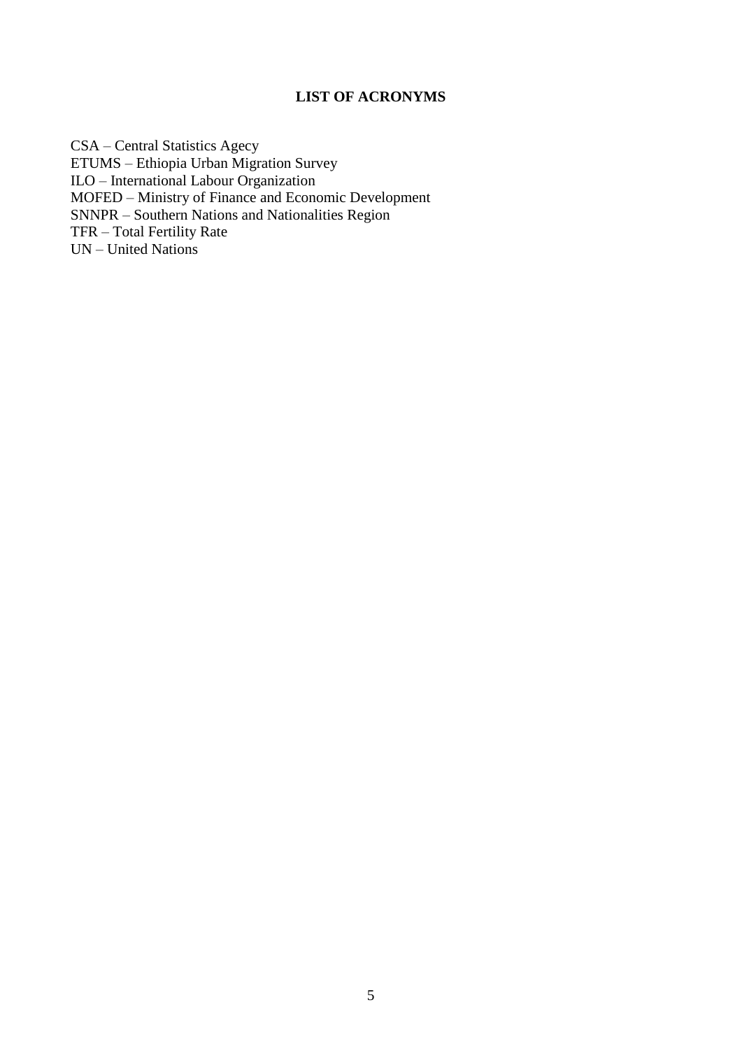# LIST OF ACRONYMS

CSA – Central Statistics Agecy
ETUMS – Ethiopia Urban Migration Survey
ILO – International Labour Organization
MOFED – Ministry of Finance and Economic Development
SNNPR – Southern Nations and Nationalities Region
TFR – Total Fertility Rate
UN – United Nations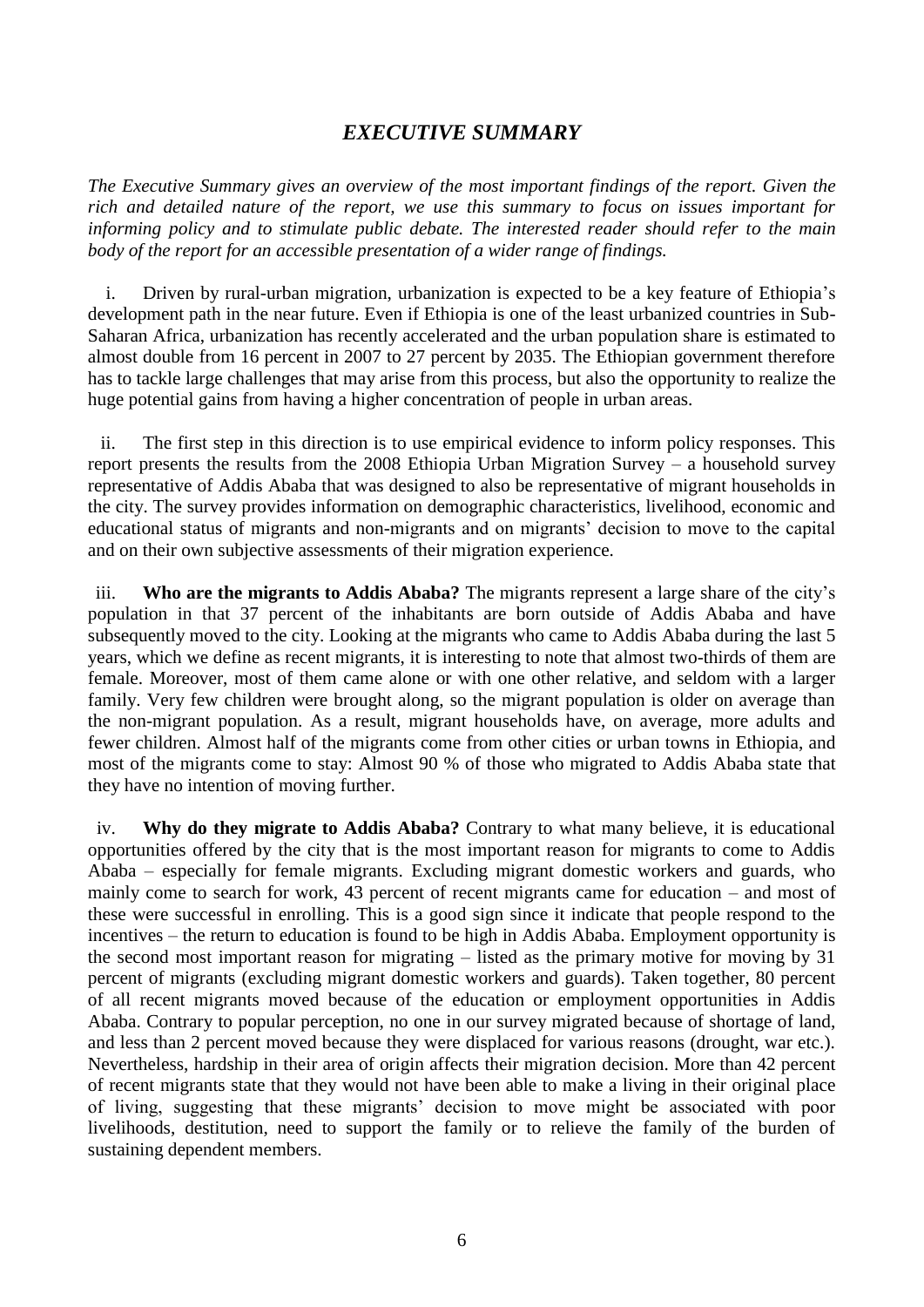# *EXECUTIVE SUMMARY*

*The Executive Summary gives an overview of the most important findings of the report. Given the rich and detailed nature of the report, we use this summary to focus on issues important for informing policy and to stimulate public debate. The interested reader should refer to the main body of the report for an accessible presentation of a wider range of findings.*

i. Driven by rural-urban migration, urbanization is expected to be a key feature of Ethiopia's development path in the near future. Even if Ethiopia is one of the least urbanized countries in Sub-Saharan Africa, urbanization has recently accelerated and the urban population share is estimated to almost double from 16 percent in 2007 to 27 percent by 2035. The Ethiopian government therefore has to tackle large challenges that may arise from this process, but also the opportunity to realize the huge potential gains from having a higher concentration of people in urban areas.

ii. The first step in this direction is to use empirical evidence to inform policy responses. This report presents the results from the 2008 Ethiopia Urban Migration Survey – a household survey representative of Addis Ababa that was designed to also be representative of migrant households in the city. The survey provides information on demographic characteristics, livelihood, economic and educational status of migrants and non-migrants and on migrants' decision to move to the capital and on their own subjective assessments of their migration experience.

iii. **Who are the migrants to Addis Ababa?** The migrants represent a large share of the city's population in that 37 percent of the inhabitants are born outside of Addis Ababa and have subsequently moved to the city. Looking at the migrants who came to Addis Ababa during the last 5 years, which we define as recent migrants, it is interesting to note that almost two-thirds of them are female. Moreover, most of them came alone or with one other relative, and seldom with a larger family. Very few children were brought along, so the migrant population is older on average than the non-migrant population. As a result, migrant households have, on average, more adults and fewer children. Almost half of the migrants come from other cities or urban towns in Ethiopia, and most of the migrants come to stay: Almost 90 % of those who migrated to Addis Ababa state that they have no intention of moving further.

iv. **Why do they migrate to Addis Ababa?** Contrary to what many believe, it is educational opportunities offered by the city that is the most important reason for migrants to come to Addis Ababa – especially for female migrants. Excluding migrant domestic workers and guards, who mainly come to search for work, 43 percent of recent migrants came for education – and most of these were successful in enrolling. This is a good sign since it indicate that people respond to the incentives – the return to education is found to be high in Addis Ababa. Employment opportunity is the second most important reason for migrating – listed as the primary motive for moving by 31 percent of migrants (excluding migrant domestic workers and guards). Taken together, 80 percent of all recent migrants moved because of the education or employment opportunities in Addis Ababa. Contrary to popular perception, no one in our survey migrated because of shortage of land, and less than 2 percent moved because they were displaced for various reasons (drought, war etc.). Nevertheless, hardship in their area of origin affects their migration decision. More than 42 percent of recent migrants state that they would not have been able to make a living in their original place of living, suggesting that these migrants' decision to move might be associated with poor livelihoods, destitution, need to support the family or to relieve the family of the burden of sustaining dependent members.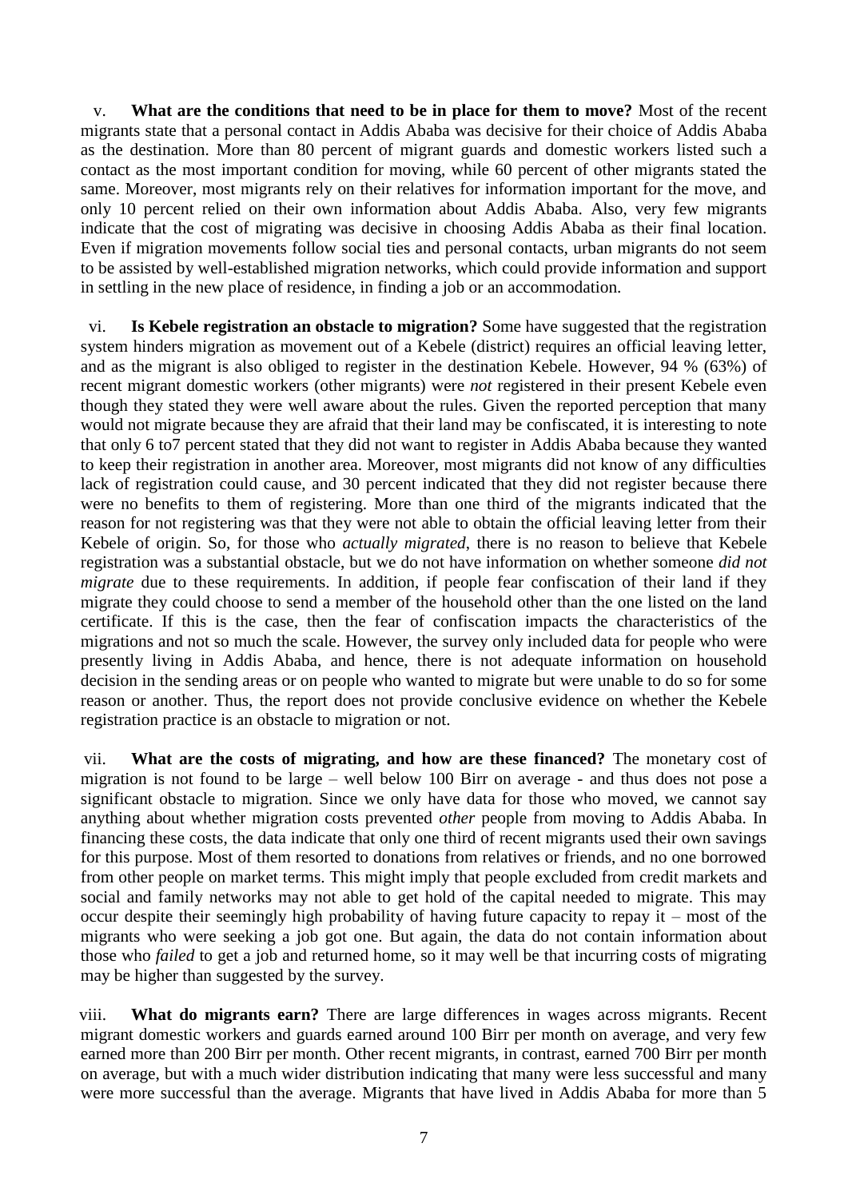v. **What are the conditions that need to be in place for them to move?** Most of the recent migrants state that a personal contact in Addis Ababa was decisive for their choice of Addis Ababa as the destination. More than 80 percent of migrant guards and domestic workers listed such a contact as the most important condition for moving, while 60 percent of other migrants stated the same. Moreover, most migrants rely on their relatives for information important for the move, and only 10 percent relied on their own information about Addis Ababa. Also, very few migrants indicate that the cost of migrating was decisive in choosing Addis Ababa as their final location. Even if migration movements follow social ties and personal contacts, urban migrants do not seem to be assisted by well-established migration networks, which could provide information and support in settling in the new place of residence, in finding a job or an accommodation.

vi. **Is Kebele registration an obstacle to migration?** Some have suggested that the registration system hinders migration as movement out of a Kebele (district) requires an official leaving letter, and as the migrant is also obliged to register in the destination Kebele. However, 94 % (63%) of recent migrant domestic workers (other migrants) were *not* registered in their present Kebele even though they stated they were well aware about the rules. Given the reported perception that many would not migrate because they are afraid that their land may be confiscated, it is interesting to note that only 6 to7 percent stated that they did not want to register in Addis Ababa because they wanted to keep their registration in another area. Moreover, most migrants did not know of any difficulties lack of registration could cause, and 30 percent indicated that they did not register because there were no benefits to them of registering. More than one third of the migrants indicated that the reason for not registering was that they were not able to obtain the official leaving letter from their Kebele of origin. So, for those who *actually migrated*, there is no reason to believe that Kebele registration was a substantial obstacle, but we do not have information on whether someone *did not migrate* due to these requirements. In addition, if people fear confiscation of their land if they migrate they could choose to send a member of the household other than the one listed on the land certificate. If this is the case, then the fear of confiscation impacts the characteristics of the migrations and not so much the scale. However, the survey only included data for people who were presently living in Addis Ababa, and hence, there is not adequate information on household decision in the sending areas or on people who wanted to migrate but were unable to do so for some reason or another. Thus, the report does not provide conclusive evidence on whether the Kebele registration practice is an obstacle to migration or not.

vii. **What are the costs of migrating, and how are these financed?** The monetary cost of migration is not found to be large – well below 100 Birr on average - and thus does not pose a significant obstacle to migration. Since we only have data for those who moved, we cannot say anything about whether migration costs prevented *other* people from moving to Addis Ababa. In financing these costs, the data indicate that only one third of recent migrants used their own savings for this purpose. Most of them resorted to donations from relatives or friends, and no one borrowed from other people on market terms. This might imply that people excluded from credit markets and social and family networks may not able to get hold of the capital needed to migrate. This may occur despite their seemingly high probability of having future capacity to repay it – most of the migrants who were seeking a job got one. But again, the data do not contain information about those who *failed* to get a job and returned home, so it may well be that incurring costs of migrating may be higher than suggested by the survey.

viii. **What do migrants earn?** There are large differences in wages across migrants. Recent migrant domestic workers and guards earned around 100 Birr per month on average, and very few earned more than 200 Birr per month. Other recent migrants, in contrast, earned 700 Birr per month on average, but with a much wider distribution indicating that many were less successful and many were more successful than the average. Migrants that have lived in Addis Ababa for more than 5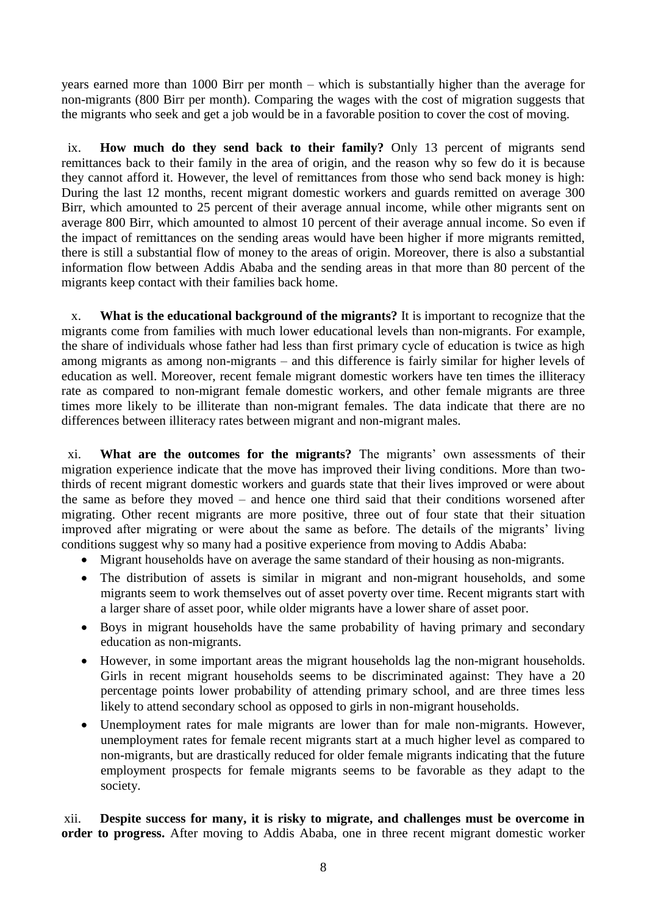years earned more than 1000 Birr per month – which is substantially higher than the average for non-migrants (800 Birr per month). Comparing the wages with the cost of migration suggests that the migrants who seek and get a job would be in a favorable position to cover the cost of moving.

ix. **How much do they send back to their family?** Only 13 percent of migrants send remittances back to their family in the area of origin, and the reason why so few do it is because they cannot afford it. However, the level of remittances from those who send back money is high: During the last 12 months, recent migrant domestic workers and guards remitted on average 300 Birr, which amounted to 25 percent of their average annual income, while other migrants sent on average 800 Birr, which amounted to almost 10 percent of their average annual income. So even if the impact of remittances on the sending areas would have been higher if more migrants remitted, there is still a substantial flow of money to the areas of origin. Moreover, there is also a substantial information flow between Addis Ababa and the sending areas in that more than 80 percent of the migrants keep contact with their families back home.

x. **What is the educational background of the migrants?** It is important to recognize that the migrants come from families with much lower educational levels than non-migrants. For example, the share of individuals whose father had less than first primary cycle of education is twice as high among migrants as among non-migrants – and this difference is fairly similar for higher levels of education as well. Moreover, recent female migrant domestic workers have ten times the illiteracy rate as compared to non-migrant female domestic workers, and other female migrants are three times more likely to be illiterate than non-migrant females. The data indicate that there are no differences between illiteracy rates between migrant and non-migrant males.

xi. **What are the outcomes for the migrants?** The migrants' own assessments of their migration experience indicate that the move has improved their living conditions. More than two-thirds of recent migrant domestic workers and guards state that their lives improved or were about the same as before they moved – and hence one third said that their conditions worsened after migrating. Other recent migrants are more positive, three out of four state that their situation improved after migrating or were about the same as before. The details of the migrants' living conditions suggest why so many had a positive experience from moving to Addis Ababa:

- Migrant households have on average the same standard of their housing as non-migrants.
- The distribution of assets is similar in migrant and non-migrant households, and some migrants seem to work themselves out of asset poverty over time. Recent migrants start with a larger share of asset poor, while older migrants have a lower share of asset poor.
- Boys in migrant households have the same probability of having primary and secondary education as non-migrants.
- However, in some important areas the migrant households lag the non-migrant households. Girls in recent migrant households seems to be discriminated against: They have a 20 percentage points lower probability of attending primary school, and are three times less likely to attend secondary school as opposed to girls in non-migrant households.
- Unemployment rates for male migrants are lower than for male non-migrants. However, unemployment rates for female recent migrants start at a much higher level as compared to non-migrants, but are drastically reduced for older female migrants indicating that the future employment prospects for female migrants seems to be favorable as they adapt to the society.

xii. **Despite success for many, it is risky to migrate, and challenges must be overcome in order to progress.** After moving to Addis Ababa, one in three recent migrant domestic worker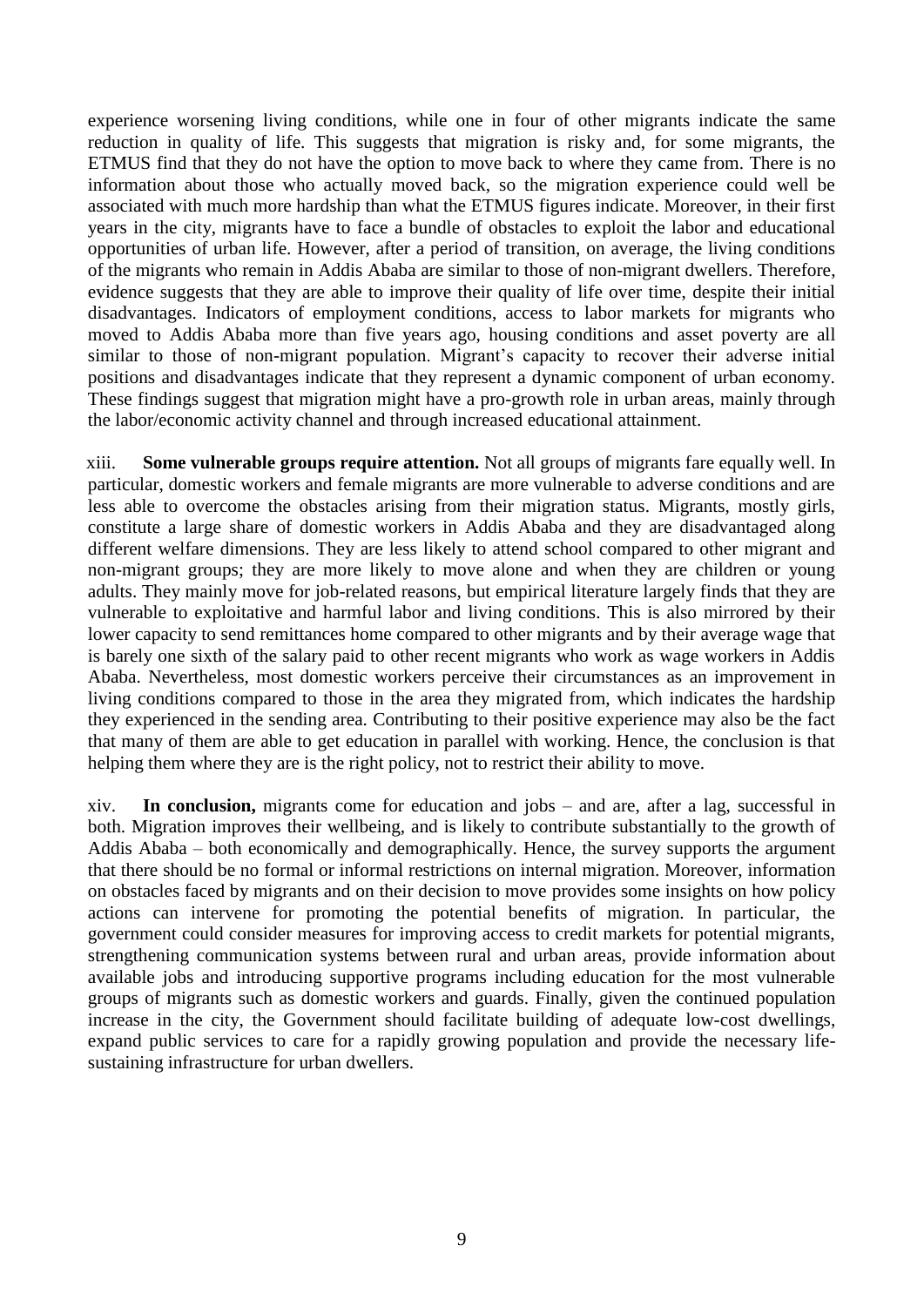experience worsening living conditions, while one in four of other migrants indicate the same reduction in quality of life. This suggests that migration is risky and, for some migrants, the ETMUS find that they do not have the option to move back to where they came from. There is no information about those who actually moved back, so the migration experience could well be associated with much more hardship than what the ETMUS figures indicate. Moreover, in their first years in the city, migrants have to face a bundle of obstacles to exploit the labor and educational opportunities of urban life. However, after a period of transition, on average, the living conditions of the migrants who remain in Addis Ababa are similar to those of non-migrant dwellers. Therefore, evidence suggests that they are able to improve their quality of life over time, despite their initial disadvantages. Indicators of employment conditions, access to labor markets for migrants who moved to Addis Ababa more than five years ago, housing conditions and asset poverty are all similar to those of non-migrant population. Migrant's capacity to recover their adverse initial positions and disadvantages indicate that they represent a dynamic component of urban economy. These findings suggest that migration might have a pro-growth role in urban areas, mainly through the labor/economic activity channel and through increased educational attainment.

xiii. **Some vulnerable groups require attention.** Not all groups of migrants fare equally well. In particular, domestic workers and female migrants are more vulnerable to adverse conditions and are less able to overcome the obstacles arising from their migration status. Migrants, mostly girls, constitute a large share of domestic workers in Addis Ababa and they are disadvantaged along different welfare dimensions. They are less likely to attend school compared to other migrant and non-migrant groups; they are more likely to move alone and when they are children or young adults. They mainly move for job-related reasons, but empirical literature largely finds that they are vulnerable to exploitative and harmful labor and living conditions. This is also mirrored by their lower capacity to send remittances home compared to other migrants and by their average wage that is barely one sixth of the salary paid to other recent migrants who work as wage workers in Addis Ababa. Nevertheless, most domestic workers perceive their circumstances as an improvement in living conditions compared to those in the area they migrated from, which indicates the hardship they experienced in the sending area. Contributing to their positive experience may also be the fact that many of them are able to get education in parallel with working. Hence, the conclusion is that helping them where they are is the right policy, not to restrict their ability to move.

xiv. **In conclusion,** migrants come for education and jobs – and are, after a lag, successful in both. Migration improves their wellbeing, and is likely to contribute substantially to the growth of Addis Ababa – both economically and demographically. Hence, the survey supports the argument that there should be no formal or informal restrictions on internal migration. Moreover, information on obstacles faced by migrants and on their decision to move provides some insights on how policy actions can intervene for promoting the potential benefits of migration. In particular, the government could consider measures for improving access to credit markets for potential migrants, strengthening communication systems between rural and urban areas, provide information about available jobs and introducing supportive programs including education for the most vulnerable groups of migrants such as domestic workers and guards. Finally, given the continued population increase in the city, the Government should facilitate building of adequate low-cost dwellings, expand public services to care for a rapidly growing population and provide the necessary life-sustaining infrastructure for urban dwellers.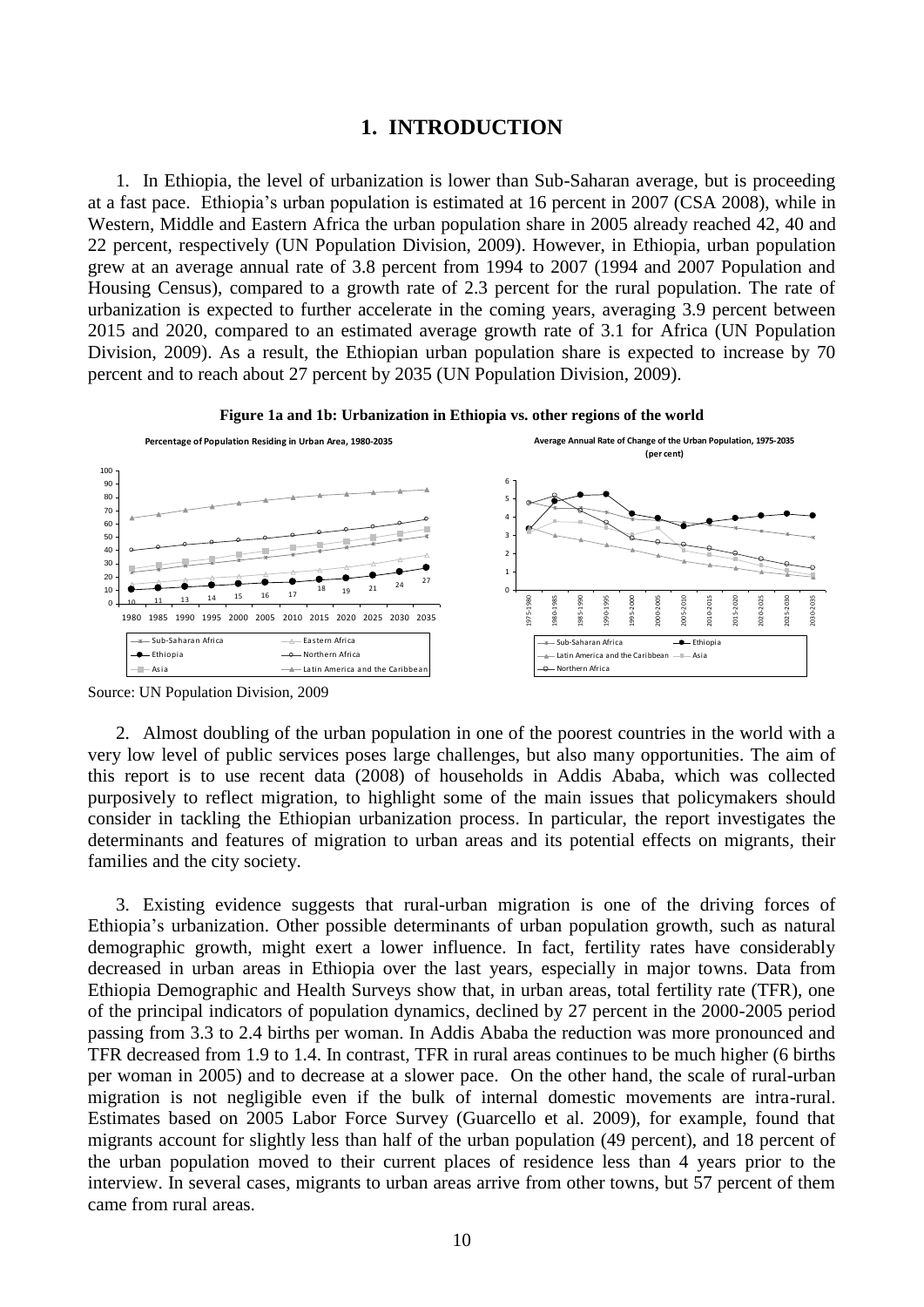# 1. INTRODUCTION

1. In Ethiopia, the level of urbanization is lower than Sub-Saharan average, but is proceeding at a fast pace. Ethiopia's urban population is estimated at 16 percent in 2007 (CSA 2008), while in Western, Middle and Eastern Africa the urban population share in 2005 already reached 42, 40 and 22 percent, respectively (UN Population Division, 2009). However, in Ethiopia, urban population grew at an average annual rate of 3.8 percent from 1994 to 2007 (1994 and 2007 Population and Housing Census), compared to a growth rate of 2.3 percent for the rural population. The rate of urbanization is expected to further accelerate in the coming years, averaging 3.9 percent between 2015 and 2020, compared to an estimated average growth rate of 3.1 for Africa (UN Population Division, 2009). As a result, the Ethiopian urban population share is expected to increase by 70 percent and to reach about 27 percent by 2035 (UN Population Division, 2009).

**Figure 1a and 1b: Urbanization in Ethiopia vs. other regions of the world**

Source: UN Population Division, 2009

2. Almost doubling of the urban population in one of the poorest countries in the world with a very low level of public services poses large challenges, but also many opportunities. The aim of this report is to use recent data (2008) of households in Addis Ababa, which was collected purposively to reflect migration, to highlight some of the main issues that policymakers should consider in tackling the Ethiopian urbanization process. In particular, the report investigates the determinants and features of migration to urban areas and its potential effects on migrants, their families and the city society.

3. Existing evidence suggests that rural-urban migration is one of the driving forces of Ethiopia's urbanization. Other possible determinants of urban population growth, such as natural demographic growth, might exert a lower influence. In fact, fertility rates have considerably decreased in urban areas in Ethiopia over the last years, especially in major towns. Data from Ethiopia Demographic and Health Surveys show that, in urban areas, total fertility rate (TFR), one of the principal indicators of population dynamics, declined by 27 percent in the 2000-2005 period passing from 3.3 to 2.4 births per woman. In Addis Ababa the reduction was more pronounced and TFR decreased from 1.9 to 1.4. In contrast, TFR in rural areas continues to be much higher (6 births per woman in 2005) and to decrease at a slower pace. On the other hand, the scale of rural-urban migration is not negligible even if the bulk of internal domestic movements are intra-rural. Estimates based on 2005 Labor Force Survey (Guarcello et al. 2009), for example, found that migrants account for slightly less than half of the urban population (49 percent), and 18 percent of the urban population moved to their current places of residence less than 4 years prior to the interview. In several cases, migrants to urban areas arrive from other towns, but 57 percent of them came from rural areas.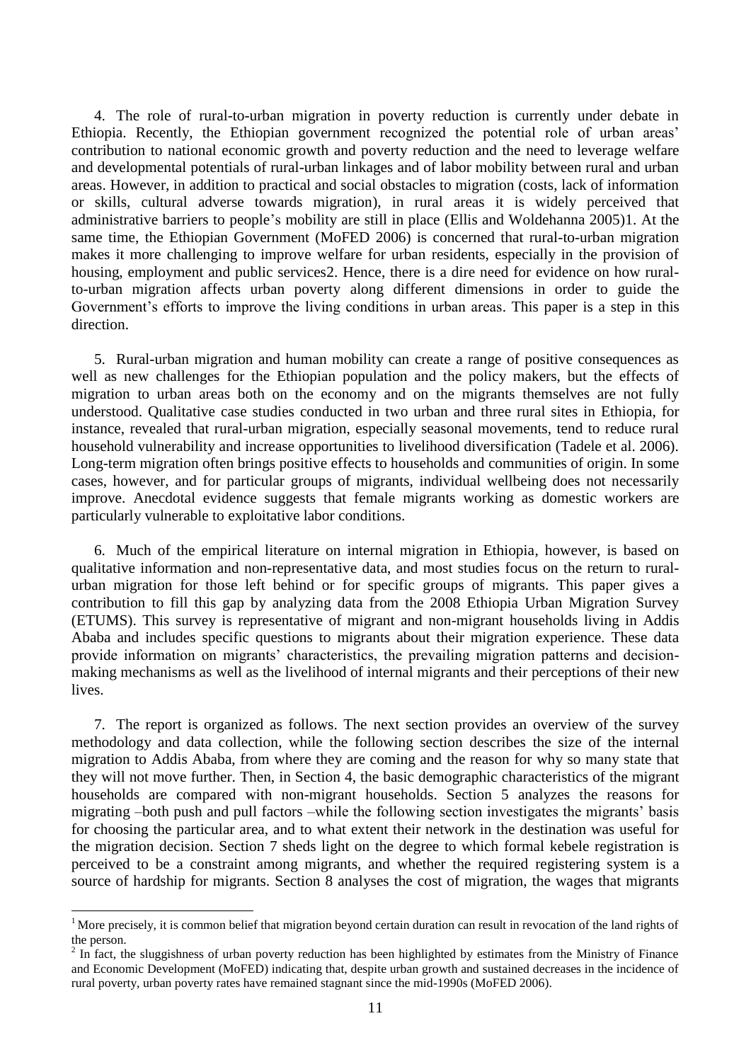4. The role of rural-to-urban migration in poverty reduction is currently under debate in Ethiopia. Recently, the Ethiopian government recognized the potential role of urban areas' contribution to national economic growth and poverty reduction and the need to leverage welfare and developmental potentials of rural-urban linkages and of labor mobility between rural and urban areas. However, in addition to practical and social obstacles to migration (costs, lack of information or skills, cultural adverse towards migration), in rural areas it is widely perceived that administrative barriers to people's mobility are still in place (Ellis and Woldehanna 2005)[1]. At the same time, the Ethiopian Government (MoFED 2006) is concerned that rural-to-urban migration makes it more challenging to improve welfare for urban residents, especially in the provision of housing, employment and public services[2]. Hence, there is a dire need for evidence on how rural-to-urban migration affects urban poverty along different dimensions in order to guide the Government's efforts to improve the living conditions in urban areas. This paper is a step in this direction.

5. Rural-urban migration and human mobility can create a range of positive consequences as well as new challenges for the Ethiopian population and the policy makers, but the effects of migration to urban areas both on the economy and on the migrants themselves are not fully understood. Qualitative case studies conducted in two urban and three rural sites in Ethiopia, for instance, revealed that rural-urban migration, especially seasonal movements, tend to reduce rural household vulnerability and increase opportunities to livelihood diversification (Tadele et al. 2006). Long-term migration often brings positive effects to households and communities of origin. In some cases, however, and for particular groups of migrants, individual wellbeing does not necessarily improve. Anecdotal evidence suggests that female migrants working as domestic workers are particularly vulnerable to exploitative labor conditions.

6. Much of the empirical literature on internal migration in Ethiopia, however, is based on qualitative information and non-representative data, and most studies focus on the return to rural-urban migration for those left behind or for specific groups of migrants. This paper gives a contribution to fill this gap by analyzing data from the 2008 Ethiopia Urban Migration Survey (ETUMS). This survey is representative of migrant and non-migrant households living in Addis Ababa and includes specific questions to migrants about their migration experience. These data provide information on migrants' characteristics, the prevailing migration patterns and decision-making mechanisms as well as the livelihood of internal migrants and their perceptions of their new lives.

7. The report is organized as follows. The next section provides an overview of the survey methodology and data collection, while the following section describes the size of the internal migration to Addis Ababa, from where they are coming and the reason for why so many state that they will not move further. Then, in Section 4, the basic demographic characteristics of the migrant households are compared with non-migrant households. Section 5 analyzes the reasons for migrating –both push and pull factors –while the following section investigates the migrants' basis for choosing the particular area, and to what extent their network in the destination was useful for the migration decision. Section 7 sheds light on the degree to which formal kebele registration is perceived to be a constraint among migrants, and whether the required registering system is a source of hardship for migrants. Section 8 analyses the cost of migration, the wages that migrants

[1] More precisely, it is common belief that migration beyond certain duration can result in revocation of the land rights of the person.

[2] In fact, the sluggishness of urban poverty reduction has been highlighted by estimates from the Ministry of Finance and Economic Development (MoFED) indicating that, despite urban growth and sustained decreases in the incidence of rural poverty, urban poverty rates have remained stagnant since the mid-1990s (MoFED 2006).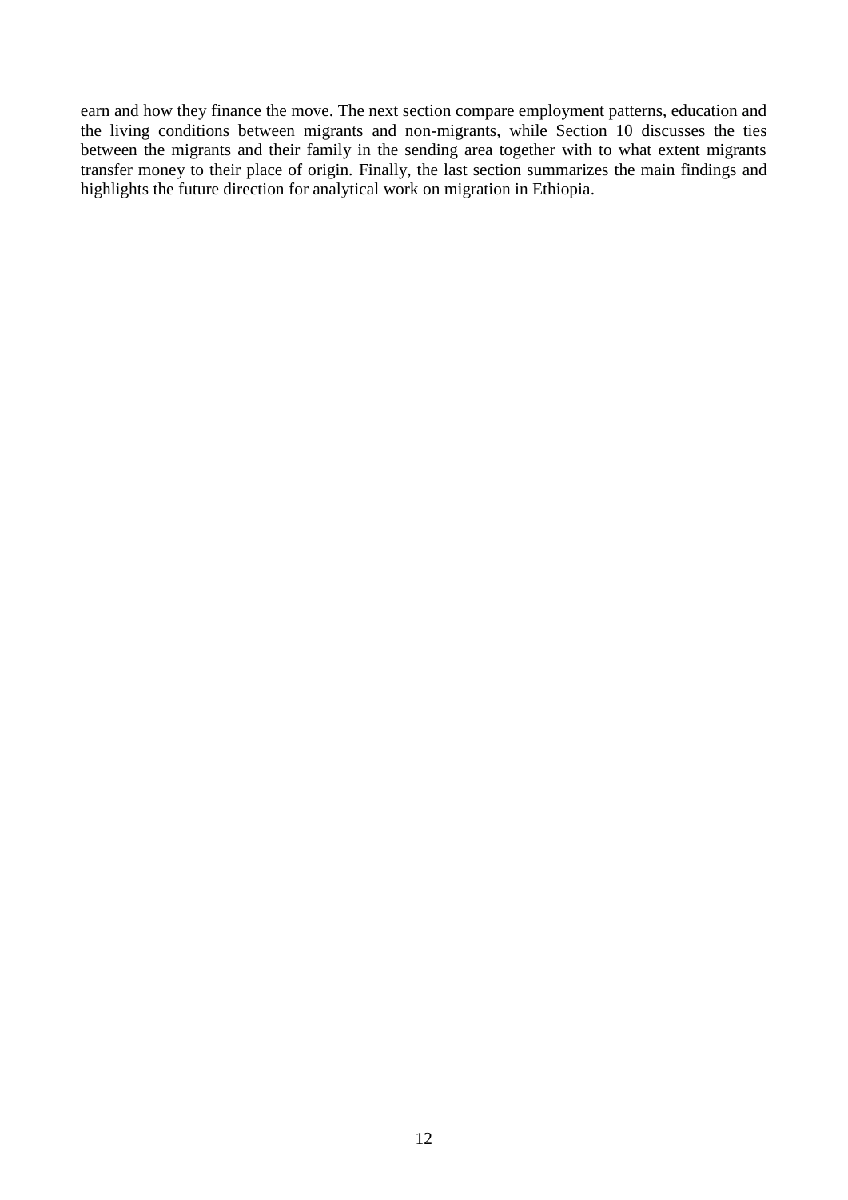earn and how they finance the move. The next section compare employment patterns, education and the living conditions between migrants and non-migrants, while Section 10 discusses the ties between the migrants and their family in the sending area together with to what extent migrants transfer money to their place of origin. Finally, the last section summarizes the main findings and highlights the future direction for analytical work on migration in Ethiopia.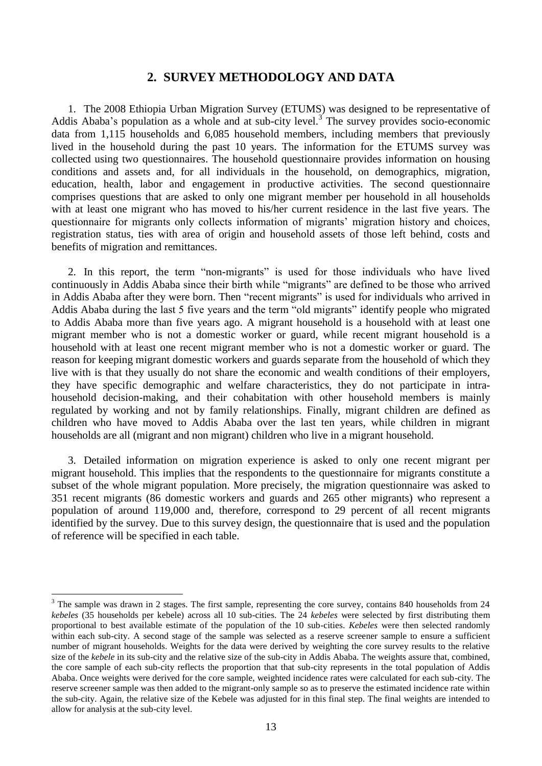## 2. SURVEY METHODOLOGY AND DATA

1. The 2008 Ethiopia Urban Migration Survey (ETUMS) was designed to be representative of Addis Ababa's population as a whole and at sub-city level.[3] The survey provides socio-economic data from 1,115 households and 6,085 household members, including members that previously lived in the household during the past 10 years. The information for the ETUMS survey was collected using two questionnaires. The household questionnaire provides information on housing conditions and assets and, for all individuals in the household, on demographics, migration, education, health, labor and engagement in productive activities. The second questionnaire comprises questions that are asked to only one migrant member per household in all households with at least one migrant who has moved to his/her current residence in the last five years. The questionnaire for migrants only collects information of migrants' migration history and choices, registration status, ties with area of origin and household assets of those left behind, costs and benefits of migration and remittances.

2. In this report, the term "non-migrants" is used for those individuals who have lived continuously in Addis Ababa since their birth while "migrants" are defined to be those who arrived in Addis Ababa after they were born. Then "recent migrants" is used for individuals who arrived in Addis Ababa during the last 5 five years and the term "old migrants" identify people who migrated to Addis Ababa more than five years ago. A migrant household is a household with at least one migrant member who is not a domestic worker or guard, while recent migrant household is a household with at least one recent migrant member who is not a domestic worker or guard. The reason for keeping migrant domestic workers and guards separate from the household of which they live with is that they usually do not share the economic and wealth conditions of their employers, they have specific demographic and welfare characteristics, they do not participate in intra-household decision-making, and their cohabitation with other household members is mainly regulated by working and not by family relationships. Finally, migrant children are defined as children who have moved to Addis Ababa over the last ten years, while children in migrant households are all (migrant and non migrant) children who live in a migrant household.

3. Detailed information on migration experience is asked to only one recent migrant per migrant household. This implies that the respondents to the questionnaire for migrants constitute a subset of the whole migrant population. More precisely, the migration questionnaire was asked to 351 recent migrants (86 domestic workers and guards and 265 other migrants) who represent a population of around 119,000 and, therefore, correspond to 29 percent of all recent migrants identified by the survey. Due to this survey design, the questionnaire that is used and the population of reference will be specified in each table.

---

[3] The sample was drawn in 2 stages. The first sample, representing the core survey, contains 840 households from 24 *kebeles* (35 households per kebele) across all 10 sub-cities. The 24 *kebeles* were selected by first distributing them proportional to best available estimate of the population of the 10 sub-cities. *Kebeles* were then selected randomly within each sub-city. A second stage of the sample was selected as a reserve screener sample to ensure a sufficient number of migrant households. Weights for the data were derived by weighting the core survey results to the relative size of the *kebele* in its sub-city and the relative size of the sub-city in Addis Ababa. The weights assure that, combined, the core sample of each sub-city reflects the proportion that that sub-city represents in the total population of Addis Ababa. Once weights were derived for the core sample, weighted incidence rates were calculated for each sub-city. The reserve screener sample was then added to the migrant-only sample so as to preserve the estimated incidence rate within the sub-city. Again, the relative size of the Kebele was adjusted for in this final step. The final weights are intended to allow for analysis at the sub-city level.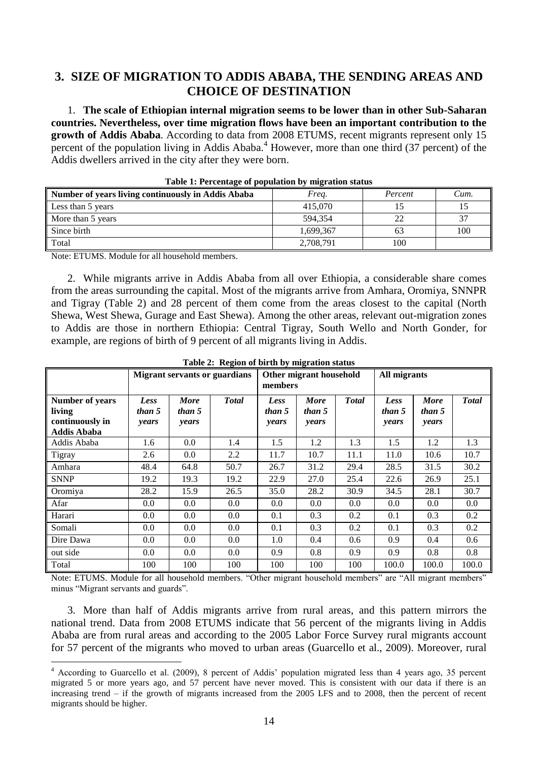## 3. SIZE OF MIGRATION TO ADDIS ABABA, THE SENDING AREAS AND CHOICE OF DESTINATION

1. **The scale of Ethiopian internal migration seems to be lower than in other Sub-Saharan countries. Nevertheless, over time migration flows have been an important contribution to the growth of Addis Ababa**. According to data from 2008 ETUMS, recent migrants represent only 15 percent of the population living in Addis Ababa.[4] However, more than one third (37 percent) of the Addis dwellers arrived in the city after they were born.

**Table 1: Percentage of population by migration status**

| Number of years living continuously in Addis Ababa | *Freq.* | *Percent* | *Cum.* |
|---|---|---|---|
| Less than 5 years | 415,070 | 15 | 15 |
| More than 5 years | 594,354 | 22 | 37 |
| Since birth | 1,699,367 | 63 | 100 |
| Total | 2,708,791 | 100 | |

Note: ETUMS. Module for all household members.

2. While migrants arrive in Addis Ababa from all over Ethiopia, a considerable share comes from the areas surrounding the capital. Most of the migrants arrive from Amhara, Oromiya, SNNPR and Tigray (Table 2) and 28 percent of them come from the areas closest to the capital (North Shewa, West Shewa, Gurage and East Shewa). Among the other areas, relevant out-migration zones to Addis are those in northern Ethiopia: Central Tigray, South Wello and North Gonder, for example, are regions of birth of 9 percent of all migrants living in Addis.

**Table 2: Region of birth by migration status**

| | **Migrant servants or guardians** | | | **Other migrant household members** | | | **All migrants** | | |
|---|---|---|---|---|---|---|---|---|---|
| **Number of years living continuously in Addis Ababa** | ***Less than 5 years*** | ***More than 5 years*** | ***Total*** | ***Less than 5 years*** | ***More than 5 years*** | ***Total*** | ***Less than 5 years*** | ***More than 5 years*** | ***Total*** |
| Addis Ababa | 1.6 | 0.0 | 1.4 | 1.5 | 1.2 | 1.3 | 1.5 | 1.2 | 1.3 |
| Tigray | 2.6 | 0.0 | 2.2 | 11.7 | 10.7 | 11.1 | 11.0 | 10.6 | 10.7 |
| Amhara | 48.4 | 64.8 | 50.7 | 26.7 | 31.2 | 29.4 | 28.5 | 31.5 | 30.2 |
| SNNP | 19.2 | 19.3 | 19.2 | 22.9 | 27.0 | 25.4 | 22.6 | 26.9 | 25.1 |
| Oromiya | 28.2 | 15.9 | 26.5 | 35.0 | 28.2 | 30.9 | 34.5 | 28.1 | 30.7 |
| Afar | 0.0 | 0.0 | 0.0 | 0.0 | 0.0 | 0.0 | 0.0 | 0.0 | 0.0 |
| Harari | 0.0 | 0.0 | 0.0 | 0.1 | 0.3 | 0.2 | 0.1 | 0.3 | 0.2 |
| Somali | 0.0 | 0.0 | 0.0 | 0.1 | 0.3 | 0.2 | 0.1 | 0.3 | 0.2 |
| Dire Dawa | 0.0 | 0.0 | 0.0 | 1.0 | 0.4 | 0.6 | 0.9 | 0.4 | 0.6 |
| out side | 0.0 | 0.0 | 0.0 | 0.9 | 0.8 | 0.9 | 0.9 | 0.8 | 0.8 |
| Total | 100 | 100 | 100 | 100 | 100 | 100 | 100.0 | 100.0 | 100.0 |

Note: ETUMS. Module for all household members. "Other migrant household members" are "All migrant members" minus "Migrant servants and guards".

3. More than half of Addis migrants arrive from rural areas, and this pattern mirrors the national trend. Data from 2008 ETUMS indicate that 56 percent of the migrants living in Addis Ababa are from rural areas and according to the 2005 Labor Force Survey rural migrants account for 57 percent of the migrants who moved to urban areas (Guarcello et al., 2009). Moreover, rural

[4] According to Guarcello et al. (2009), 8 percent of Addis' population migrated less than 4 years ago, 35 percent migrated 5 or more years ago, and 57 percent have never moved. This is consistent with our data if there is an increasing trend – if the growth of migrants increased from the 2005 LFS and to 2008, then the percent of recent migrants should be higher.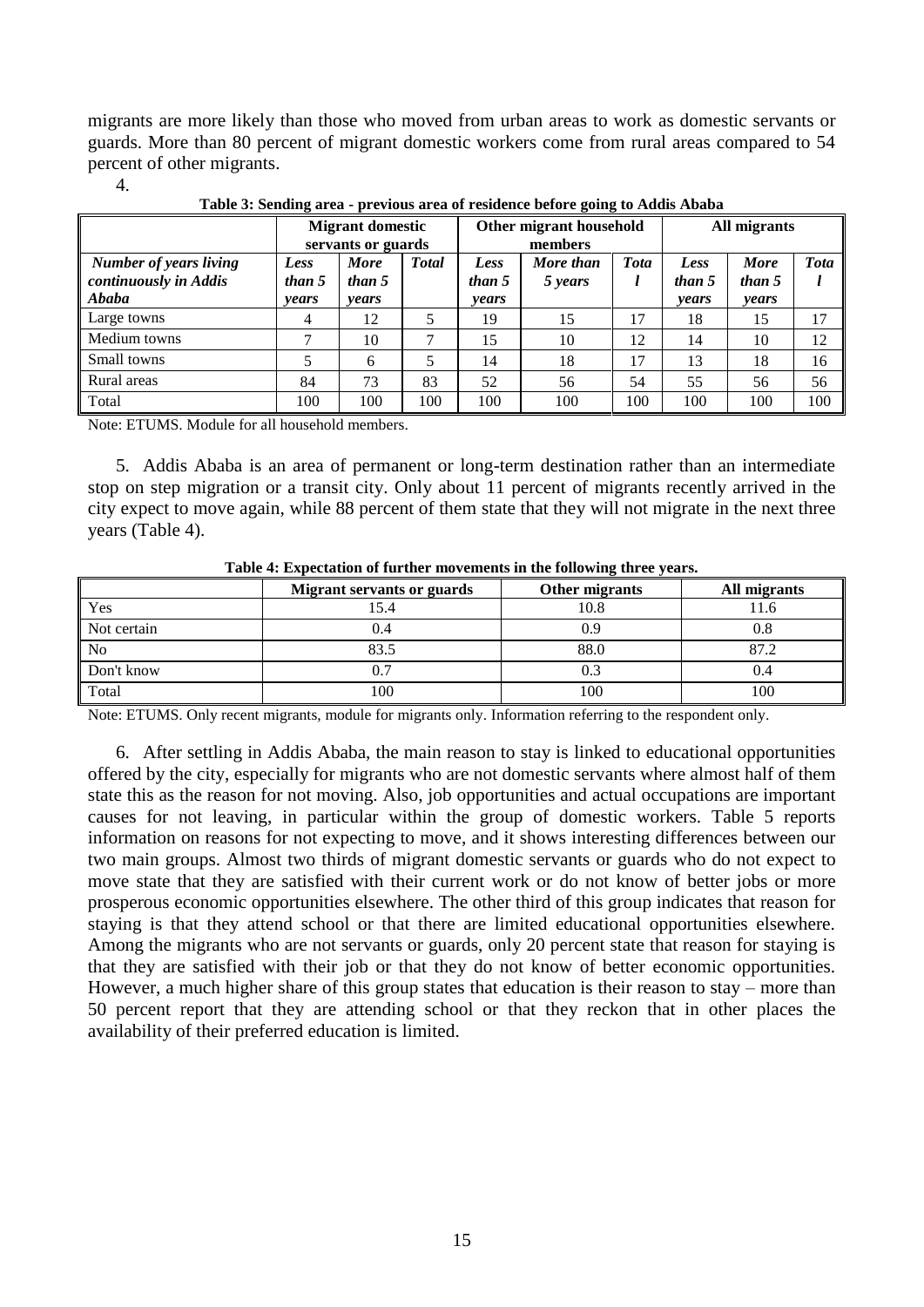migrants are more likely than those who moved from urban areas to work as domestic servants or guards. More than 80 percent of migrant domestic workers come from rural areas compared to 54 percent of other migrants.

4.

**Table 3: Sending area - previous area of residence before going to Addis Ababa**

| | Migrant domestic servants or guards | | | Other migrant household members | | | All migrants | | |
|---|---|---|---|---|---|---|---|---|---|
| ***Number of years living continuously in Addis Ababa*** | ***Less than 5 years*** | ***More than 5 years*** | ***Total*** | ***Less than 5 years*** | ***More than 5 years*** | ***Total*** | ***Less than 5 years*** | ***More than 5 years*** | ***Total*** |
| Large towns | 4 | 12 | 5 | 19 | 15 | 17 | 18 | 15 | 17 |
| Medium towns | 7 | 10 | 7 | 15 | 10 | 12 | 14 | 10 | 12 |
| Small towns | 5 | 6 | 5 | 14 | 18 | 17 | 13 | 18 | 16 |
| Rural areas | 84 | 73 | 83 | 52 | 56 | 54 | 55 | 56 | 56 |
| Total | 100 | 100 | 100 | 100 | 100 | 100 | 100 | 100 | 100 |

Note: ETUMS. Module for all household members.

5. Addis Ababa is an area of permanent or long-term destination rather than an intermediate stop on step migration or a transit city. Only about 11 percent of migrants recently arrived in the city expect to move again, while 88 percent of them state that they will not migrate in the next three years (Table 4).

**Table 4: Expectation of further movements in the following three years.**

| | Migrant servants or guards | Other migrants | All migrants |
|---|---|---|---|
| Yes | 15.4 | 10.8 | 11.6 |
| Not certain | 0.4 | 0.9 | 0.8 |
| No | 83.5 | 88.0 | 87.2 |
| Don't know | 0.7 | 0.3 | 0.4 |
| Total | 100 | 100 | 100 |

Note: ETUMS. Only recent migrants, module for migrants only. Information referring to the respondent only.

6. After settling in Addis Ababa, the main reason to stay is linked to educational opportunities offered by the city, especially for migrants who are not domestic servants where almost half of them state this as the reason for not moving. Also, job opportunities and actual occupations are important causes for not leaving, in particular within the group of domestic workers. Table 5 reports information on reasons for not expecting to move, and it shows interesting differences between our two main groups. Almost two thirds of migrant domestic servants or guards who do not expect to move state that they are satisfied with their current work or do not know of better jobs or more prosperous economic opportunities elsewhere. The other third of this group indicates that reason for staying is that they attend school or that there are limited educational opportunities elsewhere. Among the migrants who are not servants or guards, only 20 percent state that reason for staying is that they are satisfied with their job or that they do not know of better economic opportunities. However, a much higher share of this group states that education is their reason to stay – more than 50 percent report that they are attending school or that they reckon that in other places the availability of their preferred education is limited.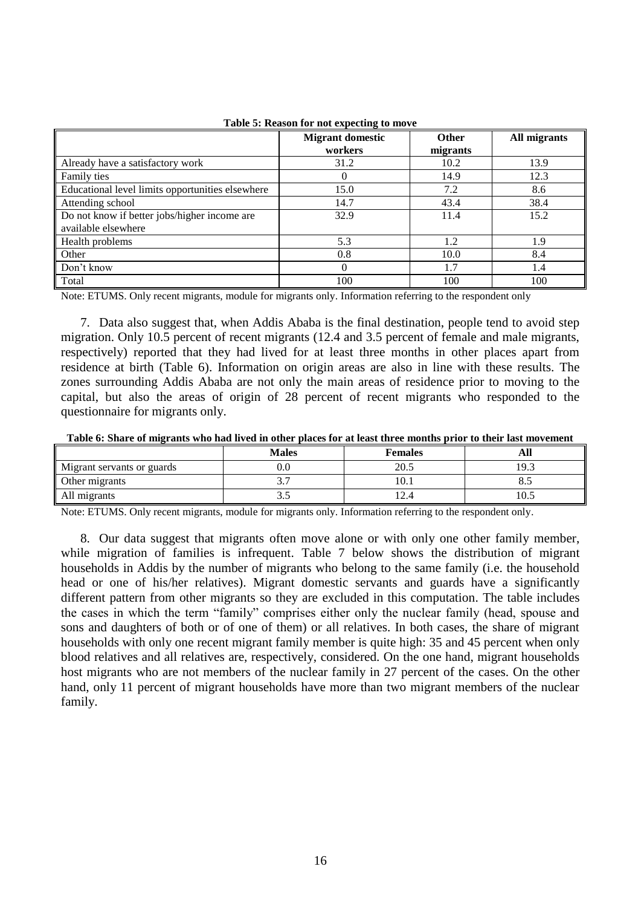**Table 5: Reason for not expecting to move**

| | Migrant domestic workers | Other migrants | All migrants |
|---|---|---|---|
| Already have a satisfactory work | 31.2 | 10.2 | 13.9 |
| Family ties | 0 | 14.9 | 12.3 |
| Educational level limits opportunities elsewhere | 15.0 | 7.2 | 8.6 |
| Attending school | 14.7 | 43.4 | 38.4 |
| Do not know if better jobs/higher income are available elsewhere | 32.9 | 11.4 | 15.2 |
| Health problems | 5.3 | 1.2 | 1.9 |
| Other | 0.8 | 10.0 | 8.4 |
| Don't know | 0 | 1.7 | 1.4 |
| Total | 100 | 100 | 100 |

Note: ETUMS. Only recent migrants, module for migrants only. Information referring to the respondent only

7. Data also suggest that, when Addis Ababa is the final destination, people tend to avoid step migration. Only 10.5 percent of recent migrants (12.4 and 3.5 percent of female and male migrants, respectively) reported that they had lived for at least three months in other places apart from residence at birth (Table 6). Information on origin areas are also in line with these results. The zones surrounding Addis Ababa are not only the main areas of residence prior to moving to the capital, but also the areas of origin of 28 percent of recent migrants who responded to the questionnaire for migrants only.

**Table 6: Share of migrants who had lived in other places for at least three months prior to their last movement**

| | Males | Females | All |
|---|---|---|---|
| Migrant servants or guards | 0.0 | 20.5 | 19.3 |
| Other migrants | 3.7 | 10.1 | 8.5 |
| All migrants | 3.5 | 12.4 | 10.5 |

Note: ETUMS. Only recent migrants, module for migrants only. Information referring to the respondent only.

8. Our data suggest that migrants often move alone or with only one other family member, while migration of families is infrequent. Table 7 below shows the distribution of migrant households in Addis by the number of migrants who belong to the same family (i.e. the household head or one of his/her relatives). Migrant domestic servants and guards have a significantly different pattern from other migrants so they are excluded in this computation. The table includes the cases in which the term "family" comprises either only the nuclear family (head, spouse and sons and daughters of both or of one of them) or all relatives. In both cases, the share of migrant households with only one recent migrant family member is quite high: 35 and 45 percent when only blood relatives and all relatives are, respectively, considered. On the one hand, migrant households host migrants who are not members of the nuclear family in 27 percent of the cases. On the other hand, only 11 percent of migrant households have more than two migrant members of the nuclear family.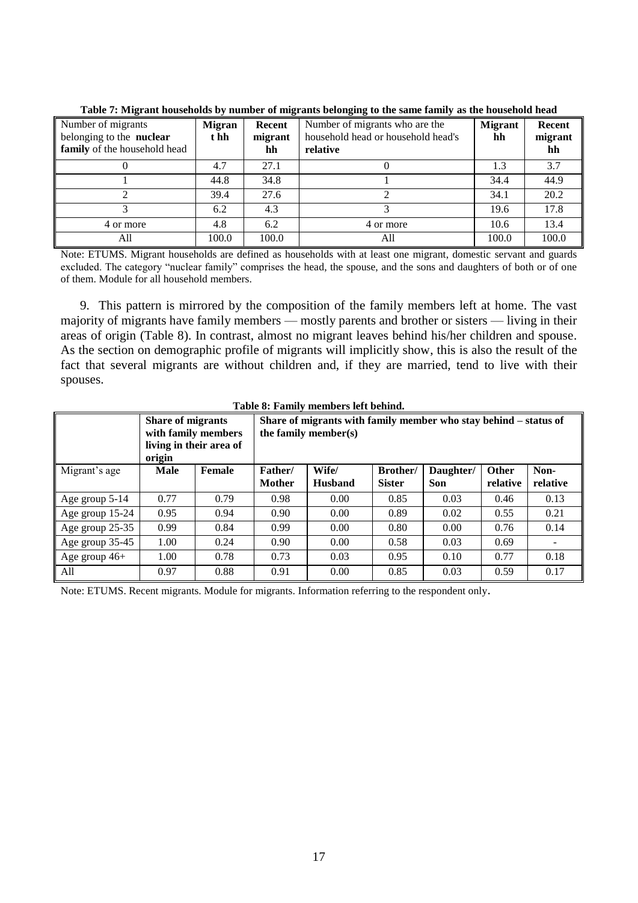**Table 7: Migrant households by number of migrants belonging to the same family as the household head**

| Number of migrants belonging to the **nuclear family** of the household head | **Migrant hh** | **Recent migrant hh** | Number of migrants who are the household head or household head's **relative** | **Migrant hh** | **Recent migrant hh** |
|---|---|---|---|---|---|
| 0 | 4.7 | 27.1 | 0 | 1.3 | 3.7 |
| 1 | 44.8 | 34.8 | 1 | 34.4 | 44.9 |
| 2 | 39.4 | 27.6 | 2 | 34.1 | 20.2 |
| 3 | 6.2 | 4.3 | 3 | 19.6 | 17.8 |
| 4 or more | 4.8 | 6.2 | 4 or more | 10.6 | 13.4 |
| All | 100.0 | 100.0 | All | 100.0 | 100.0 |

Note: ETUMS. Migrant households are defined as households with at least one migrant, domestic servant and guards excluded. The category "nuclear family" comprises the head, the spouse, and the sons and daughters of both or of one of them. Module for all household members.

9. This pattern is mirrored by the composition of the family members left at home. The vast majority of migrants have family members — mostly parents and brother or sisters — living in their areas of origin (Table 8). In contrast, almost no migrant leaves behind his/her children and spouse. As the section on demographic profile of migrants will implicitly show, this is also the result of the fact that several migrants are without children and, if they are married, tend to live with their spouses.

**Table 8: Family members left behind.**

| | **Share of migrants with family members living in their area of origin** | | **Share of migrants with family member who stay behind – status of the family member(s)** | | | | | |
|---|---|---|---|---|---|---|---|---|
| Migrant's age | **Male** | **Female** | **Father/ Mother** | **Wife/ Husband** | **Brother/ Sister** | **Daughter/ Son** | **Other relative** | **Non-relative** |
| Age group 5-14 | 0.77 | 0.79 | 0.98 | 0.00 | 0.85 | 0.03 | 0.46 | 0.13 |
| Age group 15-24 | 0.95 | 0.94 | 0.90 | 0.00 | 0.89 | 0.02 | 0.55 | 0.21 |
| Age group 25-35 | 0.99 | 0.84 | 0.99 | 0.00 | 0.80 | 0.00 | 0.76 | 0.14 |
| Age group 35-45 | 1.00 | 0.24 | 0.90 | 0.00 | 0.58 | 0.03 | 0.69 | - |
| Age group 46+ | 1.00 | 0.78 | 0.73 | 0.03 | 0.95 | 0.10 | 0.77 | 0.18 |
| All | 0.97 | 0.88 | 0.91 | 0.00 | 0.85 | 0.03 | 0.59 | 0.17 |

Note: ETUMS. Recent migrants. Module for migrants. Information referring to the respondent only.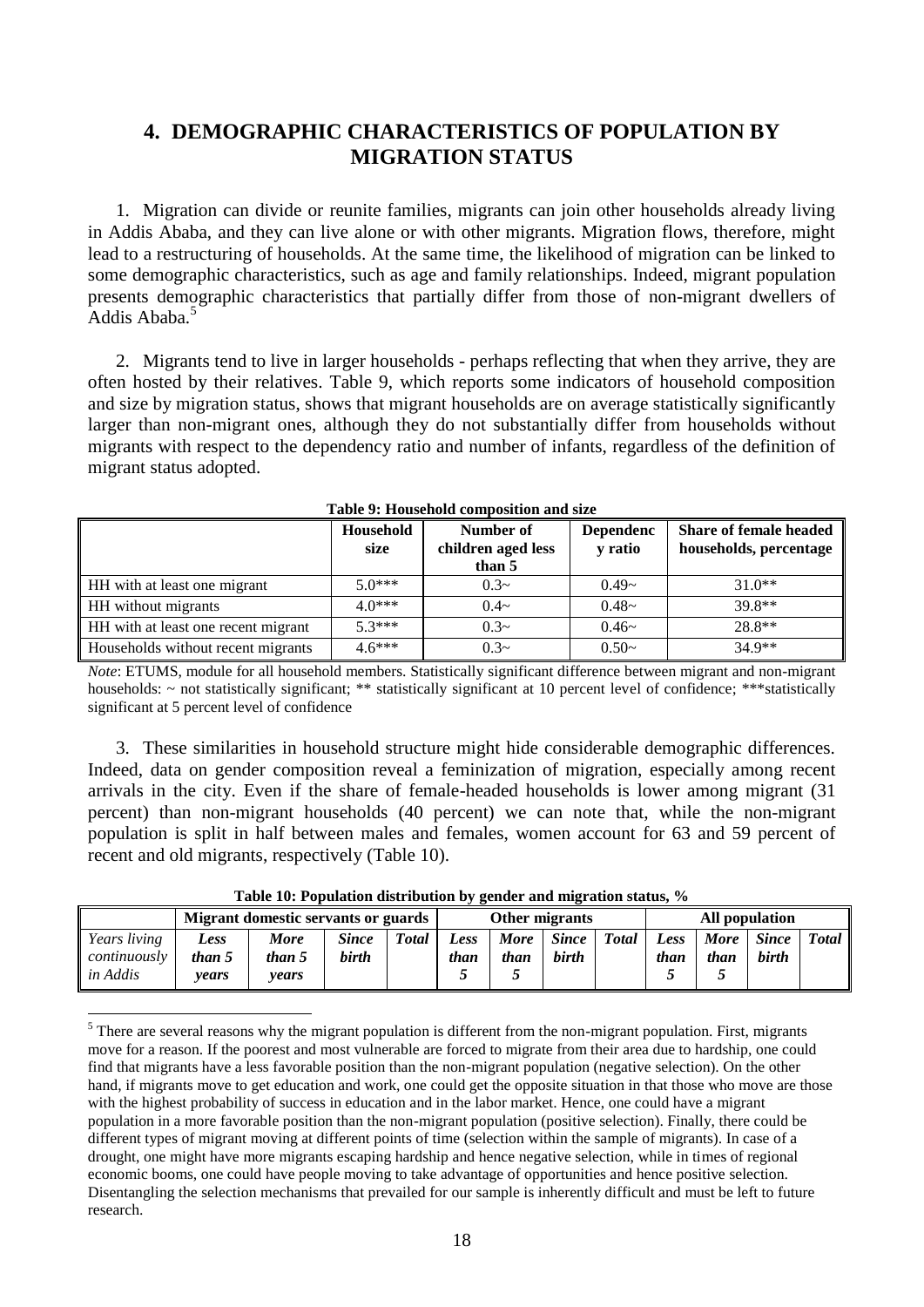## 4. DEMOGRAPHIC CHARACTERISTICS OF POPULATION BY MIGRATION STATUS

1. Migration can divide or reunite families, migrants can join other households already living in Addis Ababa, and they can live alone or with other migrants. Migration flows, therefore, might lead to a restructuring of households. At the same time, the likelihood of migration can be linked to some demographic characteristics, such as age and family relationships. Indeed, migrant population presents demographic characteristics that partially differ from those of non-migrant dwellers of Addis Ababa.[5]

2. Migrants tend to live in larger households - perhaps reflecting that when they arrive, they are often hosted by their relatives. Table 9, which reports some indicators of household composition and size by migration status, shows that migrant households are on average statistically significantly larger than non-migrant ones, although they do not substantially differ from households without migrants with respect to the dependency ratio and number of infants, regardless of the definition of migrant status adopted.

**Table 9: Household composition and size**

| | Household size | Number of children aged less than 5 | Dependency ratio | Share of female headed households, percentage |
|---|---|---|---|---|
| HH with at least one migrant | 5.0*** | 0.3~ | 0.49~ | 31.0** |
| HH without migrants | 4.0*** | 0.4~ | 0.48~ | 39.8** |
| HH with at least one recent migrant | 5.3*** | 0.3~ | 0.46~ | 28.8** |
| Households without recent migrants | 4.6*** | 0.3~ | 0.50~ | 34.9** |

*Note*: ETUMS, module for all household members. Statistically significant difference between migrant and non-migrant households: ~ not statistically significant; ** statistically significant at 10 percent level of confidence; ***statistically significant at 5 percent level of confidence

3. These similarities in household structure might hide considerable demographic differences. Indeed, data on gender composition reveal a feminization of migration, especially among recent arrivals in the city. Even if the share of female-headed households is lower among migrant (31 percent) than non-migrant households (40 percent) we can note that, while the non-migrant population is split in half between males and females, women account for 63 and 59 percent of recent and old migrants, respectively (Table 10).

**Table 10: Population distribution by gender and migration status, %**

| | Migrant domestic servants or guards | | | | Other migrants | | | | All population | | | |
|---|---|---|---|---|---|---|---|---|---|---|---|---|
| *Years living continuously in Addis* | *Less than 5 years* | *More than 5 years* | *Since birth* | *Total* | *Less than 5* | *More than 5* | *Since birth* | *Total* | *Less than 5* | *More than 5* | *Since birth* | *Total* |

[5] There are several reasons why the migrant population is different from the non-migrant population. First, migrants move for a reason. If the poorest and most vulnerable are forced to migrate from their area due to hardship, one could find that migrants have a less favorable position than the non-migrant population (negative selection). On the other hand, if migrants move to get education and work, one could get the opposite situation in that those who move are those with the highest probability of success in education and in the labor market. Hence, one could have a migrant population in a more favorable position than the non-migrant population (positive selection). Finally, there could be different types of migrant moving at different points of time (selection within the sample of migrants). In case of a drought, one might have more migrants escaping hardship and hence negative selection, while in times of regional economic booms, one could have people moving to take advantage of opportunities and hence positive selection. Disentangling the selection mechanisms that prevailed for our sample is inherently difficult and must be left to future research.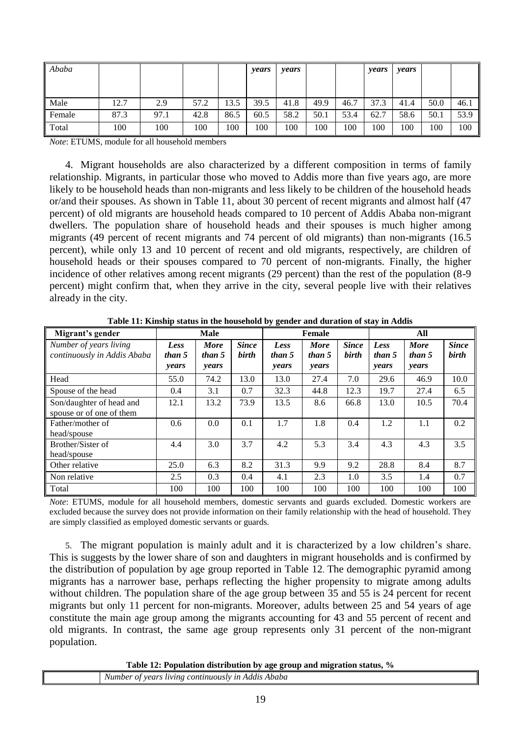| Ababa | | | | | years | years | | | years | years | | |
|---|---|---|---|---|---|---|---|---|---|---|---|---|
| Male | 12.7 | 2.9 | 57.2 | 13.5 | 39.5 | 41.8 | 49.9 | 46.7 | 37.3 | 41.4 | 50.0 | 46.1 |
| Female | 87.3 | 97.1 | 42.8 | 86.5 | 60.5 | 58.2 | 50.1 | 53.4 | 62.7 | 58.6 | 50.1 | 53.9 |
| Total | 100 | 100 | 100 | 100 | 100 | 100 | 100 | 100 | 100 | 100 | 100 | 100 |

*Note*: ETUMS, module for all household members

4. Migrant households are also characterized by a different composition in terms of family relationship. Migrants, in particular those who moved to Addis more than five years ago, are more likely to be household heads than non-migrants and less likely to be children of the household heads or/and their spouses. As shown in Table 11, about 30 percent of recent migrants and almost half (47 percent) of old migrants are household heads compared to 10 percent of Addis Ababa non-migrant dwellers. The population share of household heads and their spouses is much higher among migrants (49 percent of recent migrants and 74 percent of old migrants) than non-migrants (16.5 percent), while only 13 and 10 percent of recent and old migrants, respectively, are children of household heads or their spouses compared to 70 percent of non-migrants. Finally, the higher incidence of other relatives among recent migrants (29 percent) than the rest of the population (8-9 percent) might confirm that, when they arrive in the city, several people live with their relatives already in the city.

**Table 11: Kinship status in the household by gender and duration of stay in Addis**

| Migrant's gender | Male | | | Female | | | All | | |
|---|---|---|---|---|---|---|---|---|---|
| *Number of years living continuously in Addis Ababa* | ***Less than 5 years*** | ***More than 5 years*** | ***Since birth*** | ***Less than 5 years*** | ***More than 5 years*** | ***Since birth*** | ***Less than 5 years*** | ***More than 5 years*** | ***Since birth*** |
| Head | 55.0 | 74.2 | 13.0 | 13.0 | 27.4 | 7.0 | 29.6 | 46.9 | 10.0 |
| Spouse of the head | 0.4 | 3.1 | 0.7 | 32.3 | 44.8 | 12.3 | 19.7 | 27.4 | 6.5 |
| Son/daughter of head and spouse or of one of them | 12.1 | 13.2 | 73.9 | 13.5 | 8.6 | 66.8 | 13.0 | 10.5 | 70.4 |
| Father/mother of head/spouse | 0.6 | 0.0 | 0.1 | 1.7 | 1.8 | 0.4 | 1.2 | 1.1 | 0.2 |
| Brother/Sister of head/spouse | 4.4 | 3.0 | 3.7 | 4.2 | 5.3 | 3.4 | 4.3 | 4.3 | 3.5 |
| Other relative | 25.0 | 6.3 | 8.2 | 31.3 | 9.9 | 9.2 | 28.8 | 8.4 | 8.7 |
| Non relative | 2.5 | 0.3 | 0.4 | 4.1 | 2.3 | 1.0 | 3.5 | 1.4 | 0.7 |
| Total | 100 | 100 | 100 | 100 | 100 | 100 | 100 | 100 | 100 |

*Note*: ETUMS, module for all household members, domestic servants and guards excluded. Domestic workers are excluded because the survey does not provide information on their family relationship with the head of household. They are simply classified as employed domestic servants or guards.

5. The migrant population is mainly adult and it is characterized by a low children's share. This is suggests by the lower share of son and daughters in migrant households and is confirmed by the distribution of population by age group reported in Table 12. The demographic pyramid among migrants has a narrower base, perhaps reflecting the higher propensity to migrate among adults without children. The population share of the age group between 35 and 55 is 24 percent for recent migrants but only 11 percent for non-migrants. Moreover, adults between 25 and 54 years of age constitute the main age group among the migrants accounting for 43 and 55 percent of recent and old migrants. In contrast, the same age group represents only 31 percent of the non-migrant population.

**Table 12: Population distribution by age group and migration status, %**

| | *Number of years living continuously in Addis Ababa* |
|---|---|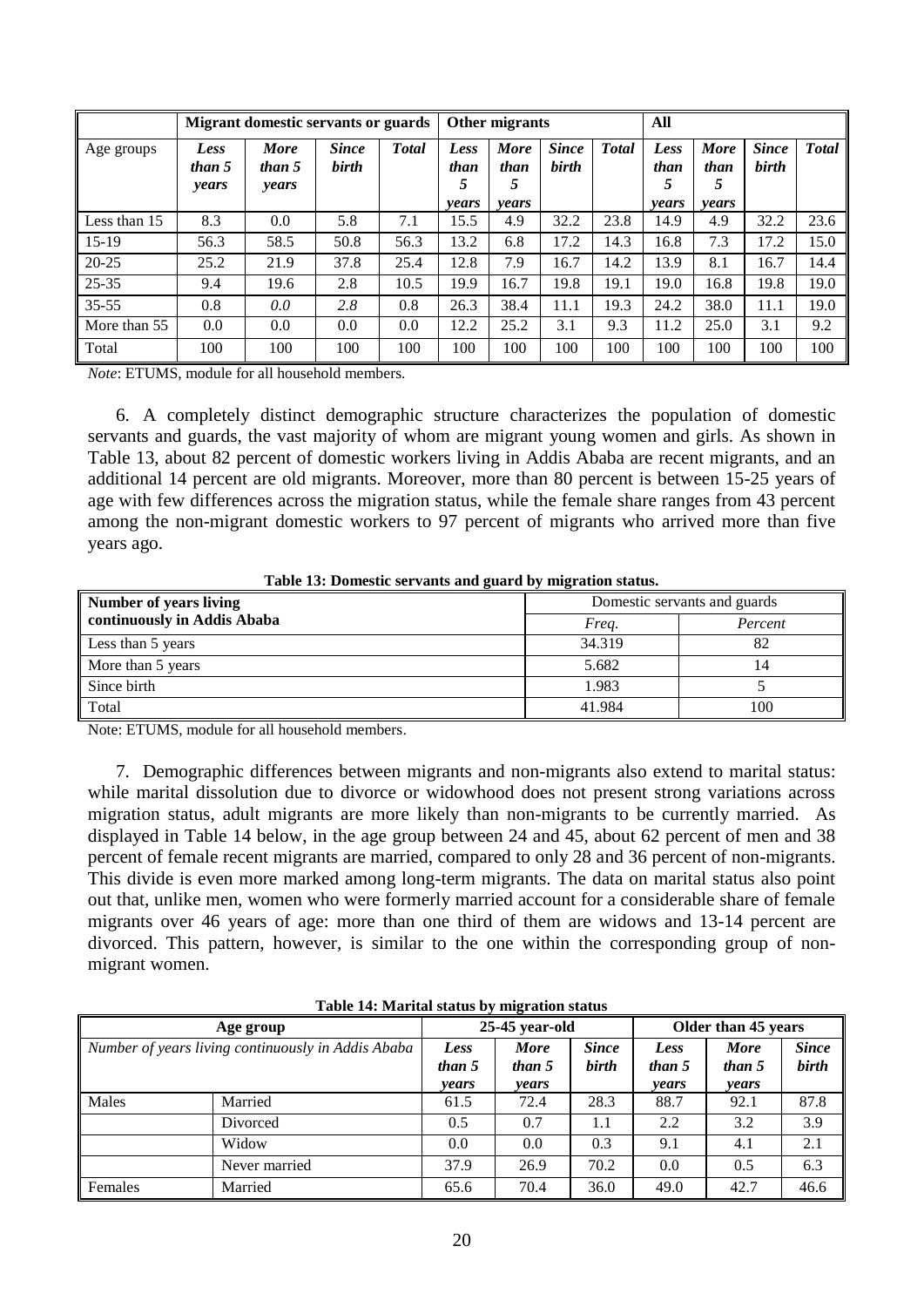| | Migrant domestic servants or guards | | | | Other migrants | | | | All | | | |
|---|---|---|---|---|---|---|---|---|---|---|---|---|
| Age groups | *Less than 5 years* | *More than 5 years* | *Since birth* | *Total* | *Less than 5 years* | *More than 5 years* | *Since birth* | *Total* | *Less than 5 years* | *More than 5 years* | *Since birth* | *Total* |
| Less than 15 | 8.3 | 0.0 | 5.8 | 7.1 | 15.5 | 4.9 | 32.2 | 23.8 | 14.9 | 4.9 | 32.2 | 23.6 |
| 15-19 | 56.3 | 58.5 | 50.8 | 56.3 | 13.2 | 6.8 | 17.2 | 14.3 | 16.8 | 7.3 | 17.2 | 15.0 |
| 20-25 | 25.2 | 21.9 | 37.8 | 25.4 | 12.8 | 7.9 | 16.7 | 14.2 | 13.9 | 8.1 | 16.7 | 14.4 |
| 25-35 | 9.4 | 19.6 | 2.8 | 10.5 | 19.9 | 16.7 | 19.8 | 19.1 | 19.0 | 16.8 | 19.8 | 19.0 |
| 35-55 | 0.8 | *0.0* | *2.8* | 0.8 | 26.3 | 38.4 | 11.1 | 19.3 | 24.2 | 38.0 | 11.1 | 19.0 |
| More than 55 | 0.0 | 0.0 | 0.0 | 0.0 | 12.2 | 25.2 | 3.1 | 9.3 | 11.2 | 25.0 | 3.1 | 9.2 |
| Total | 100 | 100 | 100 | 100 | 100 | 100 | 100 | 100 | 100 | 100 | 100 | 100 |

*Note*: ETUMS, module for all household members.

6. A completely distinct demographic structure characterizes the population of domestic servants and guards, the vast majority of whom are migrant young women and girls. As shown in Table 13, about 82 percent of domestic workers living in Addis Ababa are recent migrants, and an additional 14 percent are old migrants. Moreover, more than 80 percent is between 15-25 years of age with few differences across the migration status, while the female share ranges from 43 percent among the non-migrant domestic workers to 97 percent of migrants who arrived more than five years ago.

**Table 13: Domestic servants and guard by migration status.**

| Number of years living continuously in Addis Ababa | Domestic servants and guards | |
|---|---|---|
| | *Freq.* | *Percent* |
| Less than 5 years | 34.319 | 82 |
| More than 5 years | 5.682 | 14 |
| Since birth | 1.983 | 5 |
| Total | 41.984 | 100 |

Note: ETUMS, module for all household members.

7. Demographic differences between migrants and non-migrants also extend to marital status: while marital dissolution due to divorce or widowhood does not present strong variations across migration status, adult migrants are more likely than non-migrants to be currently married. As displayed in Table 14 below, in the age group between 24 and 45, about 62 percent of men and 38 percent of female recent migrants are married, compared to only 28 and 36 percent of non-migrants. This divide is even more marked among long-term migrants. The data on marital status also point out that, unlike men, women who were formerly married account for a considerable share of female migrants over 46 years of age: more than one third of them are widows and 13-14 percent are divorced. This pattern, however, is similar to the one within the corresponding group of non-migrant women.

**Table 14: Marital status by migration status**

| Age group | | 25-45 year-old | | | Older than 45 years | | |
|---|---|---|---|---|---|---|---|
| *Number of years living continuously in Addis Ababa* | | *Less than 5 years* | *More than 5 years* | *Since birth* | *Less than 5 years* | *More than 5 years* | *Since birth* |
| Males | Married | 61.5 | 72.4 | 28.3 | 88.7 | 92.1 | 87.8 |
| | Divorced | 0.5 | 0.7 | 1.1 | 2.2 | 3.2 | 3.9 |
| | Widow | 0.0 | 0.0 | 0.3 | 9.1 | 4.1 | 2.1 |
| | Never married | 37.9 | 26.9 | 70.2 | 0.0 | 0.5 | 6.3 |
| Females | Married | 65.6 | 70.4 | 36.0 | 49.0 | 42.7 | 46.6 |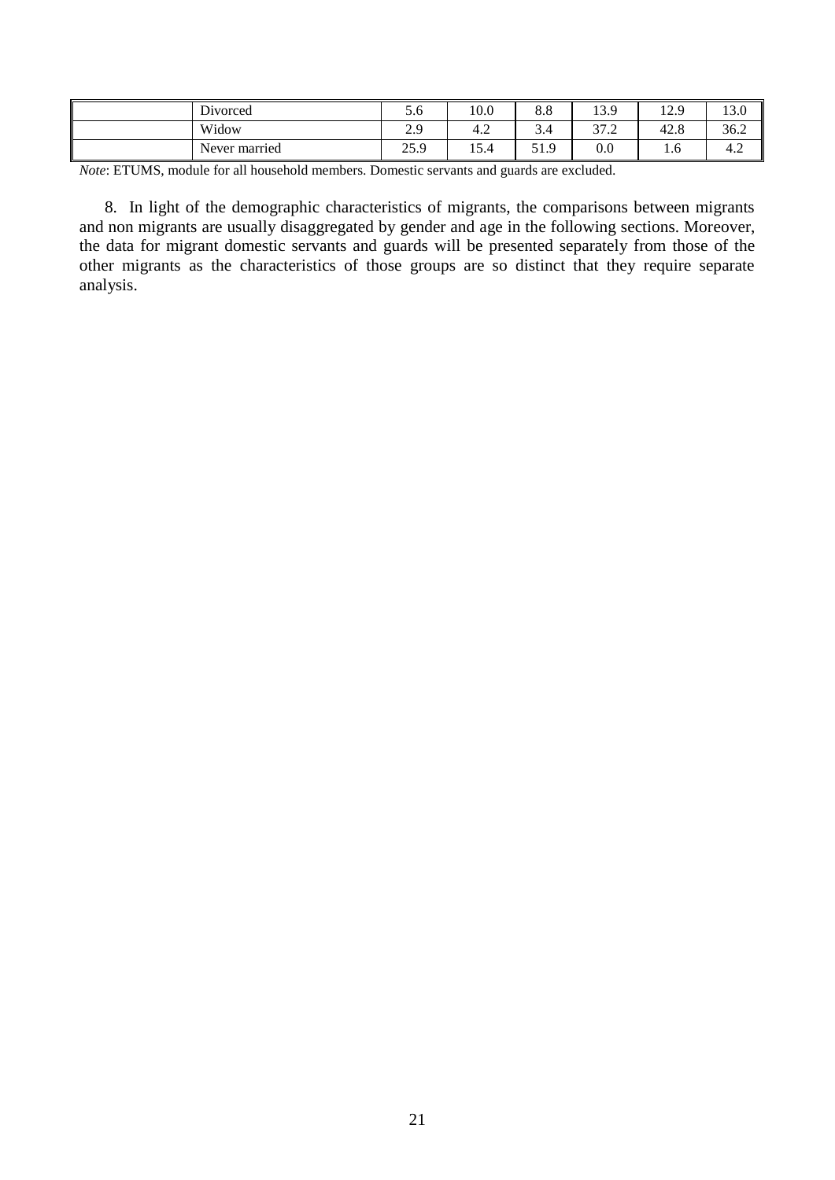| | | | | | | | |
|---|---|---|---|---|---|---|---|
| | Divorced | 5.6 | 10.0 | 8.8 | 13.9 | 12.9 | 13.0 |
| | Widow | 2.9 | 4.2 | 3.4 | 37.2 | 42.8 | 36.2 |
| | Never married | 25.9 | 15.4 | 51.9 | 0.0 | 1.6 | 4.2 |

*Note*: ETUMS, module for all household members. Domestic servants and guards are excluded.

8. In light of the demographic characteristics of migrants, the comparisons between migrants and non migrants are usually disaggregated by gender and age in the following sections. Moreover, the data for migrant domestic servants and guards will be presented separately from those of the other migrants as the characteristics of those groups are so distinct that they require separate analysis.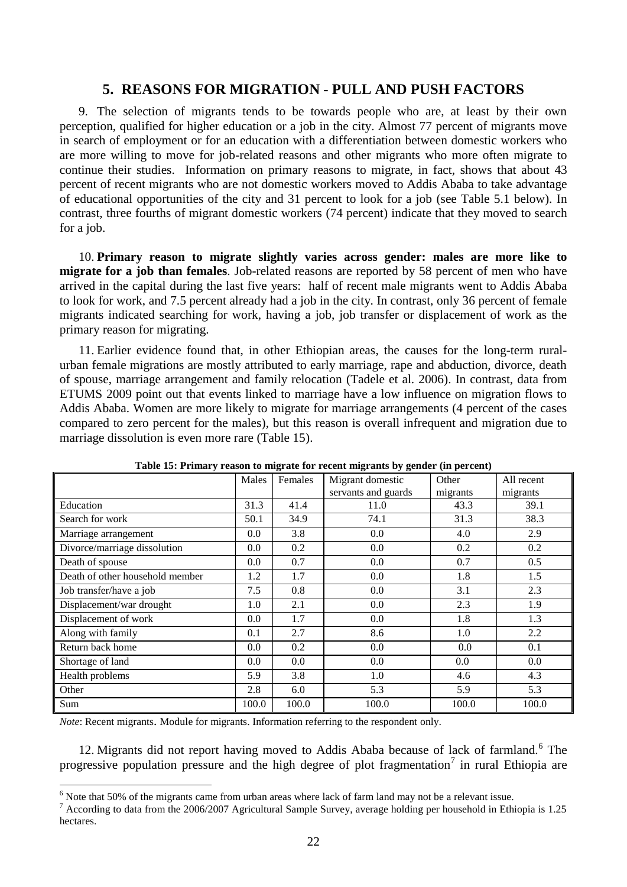## 5. REASONS FOR MIGRATION - PULL AND PUSH FACTORS

9. The selection of migrants tends to be towards people who are, at least by their own perception, qualified for higher education or a job in the city. Almost 77 percent of migrants move in search of employment or for an education with a differentiation between domestic workers who are more willing to move for job-related reasons and other migrants who more often migrate to continue their studies. Information on primary reasons to migrate, in fact, shows that about 43 percent of recent migrants who are not domestic workers moved to Addis Ababa to take advantage of educational opportunities of the city and 31 percent to look for a job (see Table 5.1 below). In contrast, three fourths of migrant domestic workers (74 percent) indicate that they moved to search for a job.

10. **Primary reason to migrate slightly varies across gender: males are more like to migrate for a job than females**. Job-related reasons are reported by 58 percent of men who have arrived in the capital during the last five years: half of recent male migrants went to Addis Ababa to look for work, and 7.5 percent already had a job in the city. In contrast, only 36 percent of female migrants indicated searching for work, having a job, job transfer or displacement of work as the primary reason for migrating.

11. Earlier evidence found that, in other Ethiopian areas, the causes for the long-term rural-urban female migrations are mostly attributed to early marriage, rape and abduction, divorce, death of spouse, marriage arrangement and family relocation (Tadele et al. 2006). In contrast, data from ETUMS 2009 point out that events linked to marriage have a low influence on migration flows to Addis Ababa. Women are more likely to migrate for marriage arrangements (4 percent of the cases compared to zero percent for the males), but this reason is overall infrequent and migration due to marriage dissolution is even more rare (Table 15).

**Table 15: Primary reason to migrate for recent migrants by gender (in percent)**

| | Males | Females | Migrant domestic servants and guards | Other migrants | All recent migrants |
|---|---|---|---|---|---|
| Education | 31.3 | 41.4 | 11.0 | 43.3 | 39.1 |
| Search for work | 50.1 | 34.9 | 74.1 | 31.3 | 38.3 |
| Marriage arrangement | 0.0 | 3.8 | 0.0 | 4.0 | 2.9 |
| Divorce/marriage dissolution | 0.0 | 0.2 | 0.0 | 0.2 | 0.2 |
| Death of spouse | 0.0 | 0.7 | 0.0 | 0.7 | 0.5 |
| Death of other household member | 1.2 | 1.7 | 0.0 | 1.8 | 1.5 |
| Job transfer/have a job | 7.5 | 0.8 | 0.0 | 3.1 | 2.3 |
| Displacement/war drought | 1.0 | 2.1 | 0.0 | 2.3 | 1.9 |
| Displacement of work | 0.0 | 1.7 | 0.0 | 1.8 | 1.3 |
| Along with family | 0.1 | 2.7 | 8.6 | 1.0 | 2.2 |
| Return back home | 0.0 | 0.2 | 0.0 | 0.0 | 0.1 |
| Shortage of land | 0.0 | 0.0 | 0.0 | 0.0 | 0.0 |
| Health problems | 5.9 | 3.8 | 1.0 | 4.6 | 4.3 |
| Other | 2.8 | 6.0 | 5.3 | 5.9 | 5.3 |
| Sum | 100.0 | 100.0 | 100.0 | 100.0 | 100.0 |

*Note*: Recent migrants. Module for migrants. Information referring to the respondent only.

12. Migrants did not report having moved to Addis Ababa because of lack of farmland.[6] The progressive population pressure and the high degree of plot fragmentation[7] in rural Ethiopia are

[6] Note that 50% of the migrants came from urban areas where lack of farm land may not be a relevant issue.

[7] According to data from the 2006/2007 Agricultural Sample Survey, average holding per household in Ethiopia is 1.25 hectares.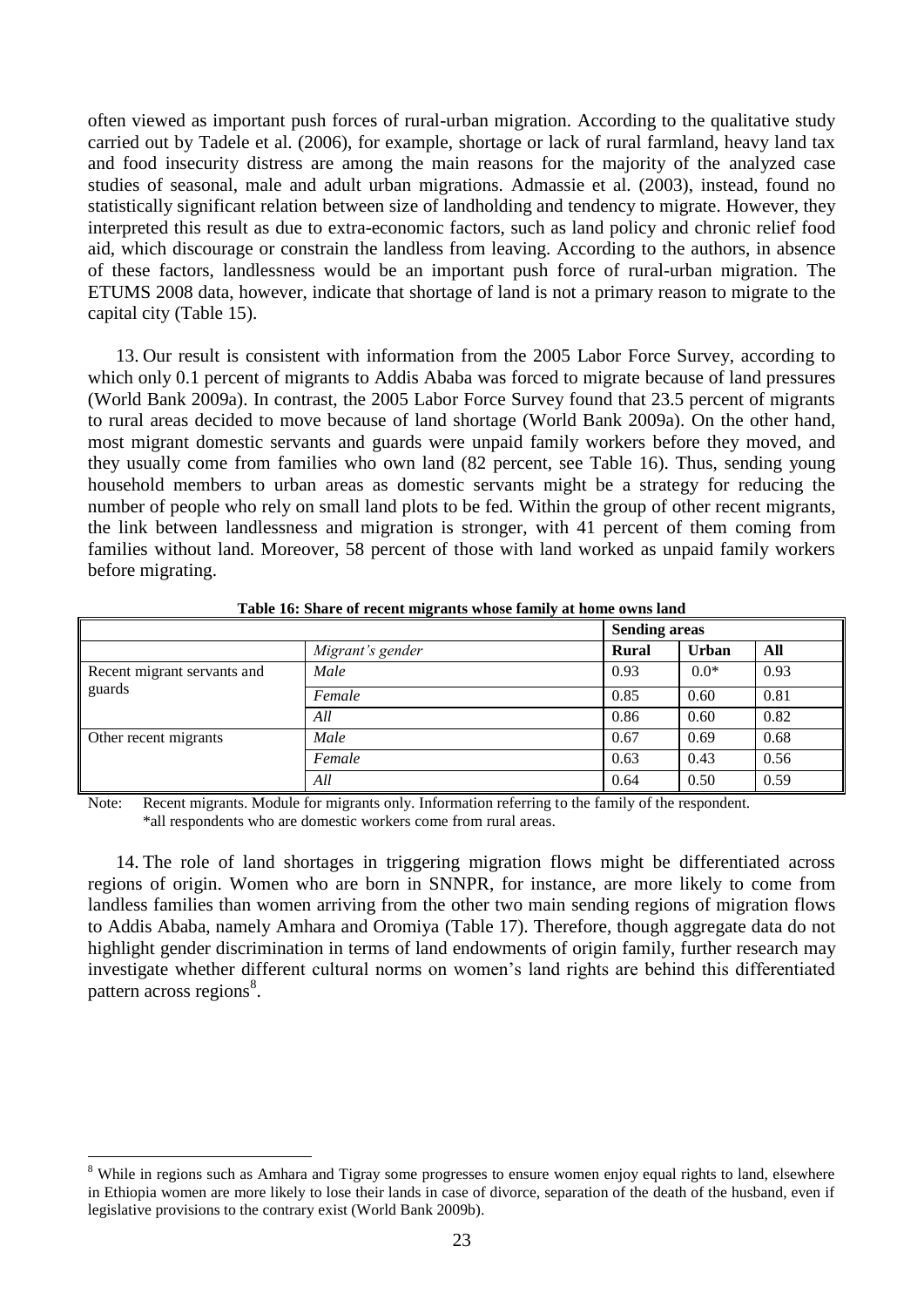often viewed as important push forces of rural-urban migration. According to the qualitative study carried out by Tadele et al. (2006), for example, shortage or lack of rural farmland, heavy land tax and food insecurity distress are among the main reasons for the majority of the analyzed case studies of seasonal, male and adult urban migrations. Admassie et al. (2003), instead, found no statistically significant relation between size of landholding and tendency to migrate. However, they interpreted this result as due to extra-economic factors, such as land policy and chronic relief food aid, which discourage or constrain the landless from leaving. According to the authors, in absence of these factors, landlessness would be an important push force of rural-urban migration. The ETUMS 2008 data, however, indicate that shortage of land is not a primary reason to migrate to the capital city (Table 15).

13. Our result is consistent with information from the 2005 Labor Force Survey, according to which only 0.1 percent of migrants to Addis Ababa was forced to migrate because of land pressures (World Bank 2009a). In contrast, the 2005 Labor Force Survey found that 23.5 percent of migrants to rural areas decided to move because of land shortage (World Bank 2009a). On the other hand, most migrant domestic servants and guards were unpaid family workers before they moved, and they usually come from families who own land (82 percent, see Table 16). Thus, sending young household members to urban areas as domestic servants might be a strategy for reducing the number of people who rely on small land plots to be fed. Within the group of other recent migrants, the link between landlessness and migration is stronger, with 41 percent of them coming from families without land. Moreover, 58 percent of those with land worked as unpaid family workers before migrating.

**Table 16: Share of recent migrants whose family at home owns land**

| | | **Sending areas** | | |
|---|---|---|---|---|
| | *Migrant's gender* | **Rural** | **Urban** | **All** |
| Recent migrant servants and guards | *Male* | 0.93 | 0.0* | 0.93 |
| | *Female* | 0.85 | 0.60 | 0.81 |
| | *All* | 0.86 | 0.60 | 0.82 |
| Other recent migrants | *Male* | 0.67 | 0.69 | 0.68 |
| | *Female* | 0.63 | 0.43 | 0.56 |
| | *All* | 0.64 | 0.50 | 0.59 |

Note: Recent migrants. Module for migrants only. Information referring to the family of the respondent.
*all respondents who are domestic workers come from rural areas.

14. The role of land shortages in triggering migration flows might be differentiated across regions of origin. Women who are born in SNNPR, for instance, are more likely to come from landless families than women arriving from the other two main sending regions of migration flows to Addis Ababa, namely Amhara and Oromiya (Table 17). Therefore, though aggregate data do not highlight gender discrimination in terms of land endowments of origin family, further research may investigate whether different cultural norms on women's land rights are behind this differentiated pattern across regions[8].

[8] While in regions such as Amhara and Tigray some progresses to ensure women enjoy equal rights to land, elsewhere in Ethiopia women are more likely to lose their lands in case of divorce, separation of the death of the husband, even if legislative provisions to the contrary exist (World Bank 2009b).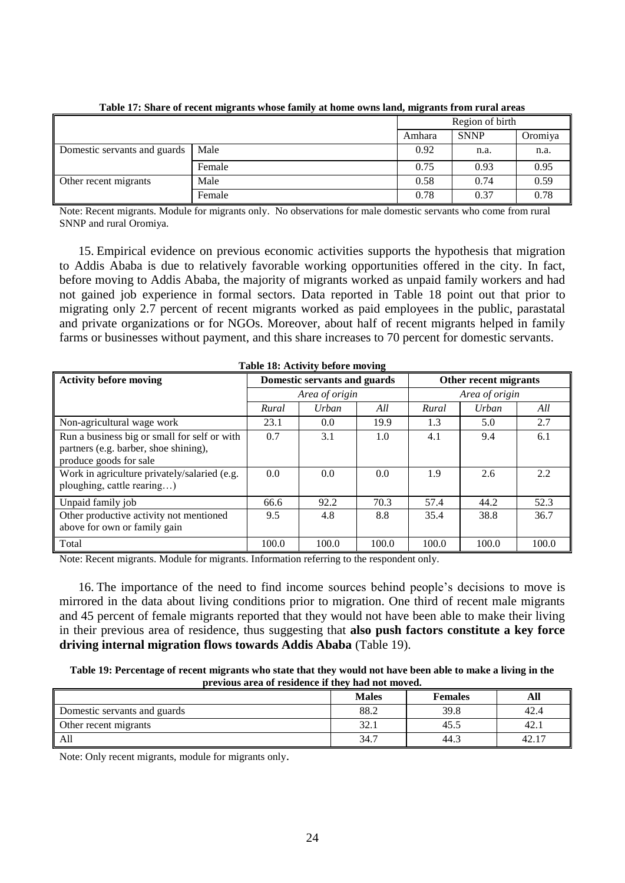**Table 17: Share of recent migrants whose family at home owns land, migrants from rural areas**

| | | Region of birth | | |
|---|---|---|---|---|
| | | Amhara | SNNP | Oromiya |
| Domestic servants and guards | Male | 0.92 | n.a. | n.a. |
| | Female | 0.75 | 0.93 | 0.95 |
| Other recent migrants | Male | 0.58 | 0.74 | 0.59 |
| | Female | 0.78 | 0.37 | 0.78 |

Note: Recent migrants. Module for migrants only. No observations for male domestic servants who come from rural SNNP and rural Oromiya.

15. Empirical evidence on previous economic activities supports the hypothesis that migration to Addis Ababa is due to relatively favorable working opportunities offered in the city. In fact, before moving to Addis Ababa, the majority of migrants worked as unpaid family workers and had not gained job experience in formal sectors. Data reported in Table 18 point out that prior to migrating only 2.7 percent of recent migrants worked as paid employees in the public, parastatal and private organizations or for NGOs. Moreover, about half of recent migrants helped in family farms or businesses without payment, and this share increases to 70 percent for domestic servants.

**Table 18: Activity before moving**

| Activity before moving | Domestic servants and guards | | | Other recent migrants | | |
|---|---|---|---|---|---|---|
| | *Area of origin* | | | *Area of origin* | | |
| | *Rural* | *Urban* | *All* | *Rural* | *Urban* | *All* |
| Non-agricultural wage work | 23.1 | 0.0 | 19.9 | 1.3 | 5.0 | 2.7 |
| Run a business big or small for self or with partners (e.g. barber, shoe shining), produce goods for sale | 0.7 | 3.1 | 1.0 | 4.1 | 9.4 | 6.1 |
| Work in agriculture privately/salaried (e.g. ploughing, cattle rearing…) | 0.0 | 0.0 | 0.0 | 1.9 | 2.6 | 2.2 |
| Unpaid family job | 66.6 | 92.2 | 70.3 | 57.4 | 44.2 | 52.3 |
| Other productive activity not mentioned above for own or family gain | 9.5 | 4.8 | 8.8 | 35.4 | 38.8 | 36.7 |
| Total | 100.0 | 100.0 | 100.0 | 100.0 | 100.0 | 100.0 |

Note: Recent migrants. Module for migrants. Information referring to the respondent only.

16. The importance of the need to find income sources behind people's decisions to move is mirrored in the data about living conditions prior to migration. One third of recent male migrants and 45 percent of female migrants reported that they would not have been able to make their living in their previous area of residence, thus suggesting that **also push factors constitute a key force driving internal migration flows towards Addis Ababa** (Table 19).

**Table 19: Percentage of recent migrants who state that they would not have been able to make a living in the previous area of residence if they had not moved.**

| | Males | Females | All |
|---|---|---|---|
| Domestic servants and guards | 88.2 | 39.8 | 42.4 |
| Other recent migrants | 32.1 | 45.5 | 42.1 |
| All | 34.7 | 44.3 | 42.17 |

Note: Only recent migrants, module for migrants only.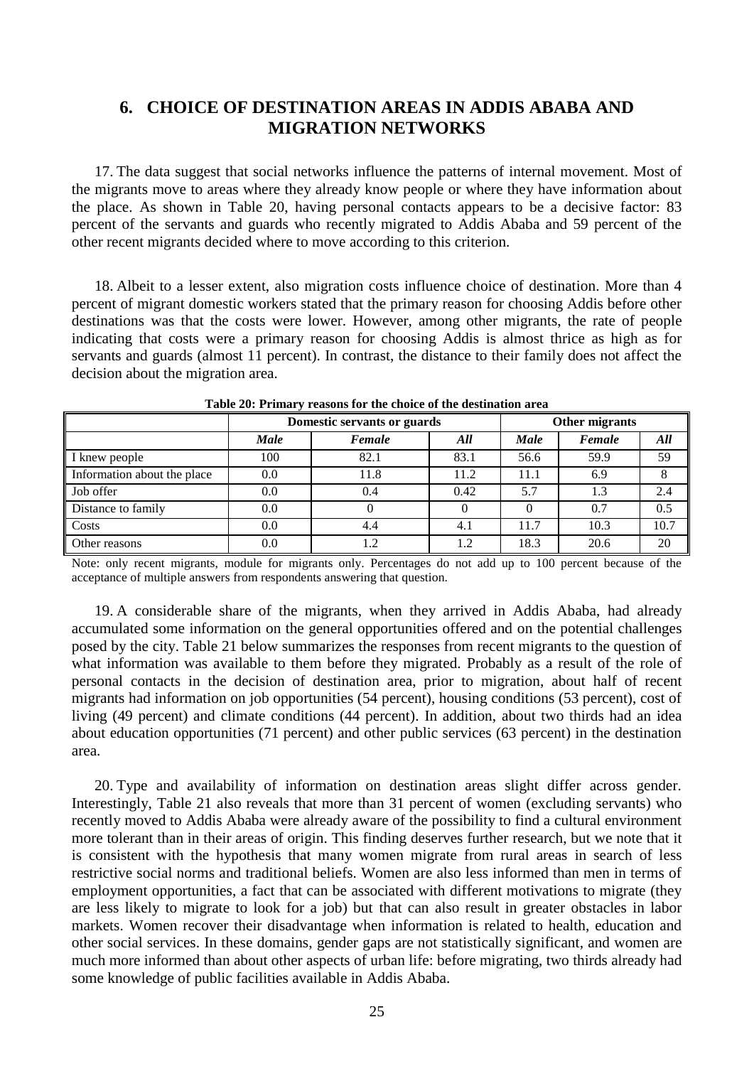## 6. CHOICE OF DESTINATION AREAS IN ADDIS ABABA AND MIGRATION NETWORKS

17. The data suggest that social networks influence the patterns of internal movement. Most of the migrants move to areas where they already know people or where they have information about the place. As shown in Table 20, having personal contacts appears to be a decisive factor: 83 percent of the servants and guards who recently migrated to Addis Ababa and 59 percent of the other recent migrants decided where to move according to this criterion.

18. Albeit to a lesser extent, also migration costs influence choice of destination. More than 4 percent of migrant domestic workers stated that the primary reason for choosing Addis before other destinations was that the costs were lower. However, among other migrants, the rate of people indicating that costs were a primary reason for choosing Addis is almost thrice as high as for servants and guards (almost 11 percent). In contrast, the distance to their family does not affect the decision about the migration area.

**Table 20: Primary reasons for the choice of the destination area**

| | Domestic servants or guards | | | Other migrants | | |
|---|---|---|---|---|---|---|
| | *Male* | *Female* | *All* | *Male* | *Female* | *All* |
| I knew people | 100 | 82.1 | 83.1 | 56.6 | 59.9 | 59 |
| Information about the place | 0.0 | 11.8 | 11.2 | 11.1 | 6.9 | 8 |
| Job offer | 0.0 | 0.4 | 0.42 | 5.7 | 1.3 | 2.4 |
| Distance to family | 0.0 | 0 | 0 | 0 | 0.7 | 0.5 |
| Costs | 0.0 | 4.4 | 4.1 | 11.7 | 10.3 | 10.7 |
| Other reasons | 0.0 | 1.2 | 1.2 | 18.3 | 20.6 | 20 |

Note: only recent migrants, module for migrants only. Percentages do not add up to 100 percent because of the acceptance of multiple answers from respondents answering that question.

19. A considerable share of the migrants, when they arrived in Addis Ababa, had already accumulated some information on the general opportunities offered and on the potential challenges posed by the city. Table 21 below summarizes the responses from recent migrants to the question of what information was available to them before they migrated. Probably as a result of the role of personal contacts in the decision of destination area, prior to migration, about half of recent migrants had information on job opportunities (54 percent), housing conditions (53 percent), cost of living (49 percent) and climate conditions (44 percent). In addition, about two thirds had an idea about education opportunities (71 percent) and other public services (63 percent) in the destination area.

20. Type and availability of information on destination areas slight differ across gender. Interestingly, Table 21 also reveals that more than 31 percent of women (excluding servants) who recently moved to Addis Ababa were already aware of the possibility to find a cultural environment more tolerant than in their areas of origin. This finding deserves further research, but we note that it is consistent with the hypothesis that many women migrate from rural areas in search of less restrictive social norms and traditional beliefs. Women are also less informed than men in terms of employment opportunities, a fact that can be associated with different motivations to migrate (they are less likely to migrate to look for a job) but that can also result in greater obstacles in labor markets. Women recover their disadvantage when information is related to health, education and other social services. In these domains, gender gaps are not statistically significant, and women are much more informed than about other aspects of urban life: before migrating, two thirds already had some knowledge of public facilities available in Addis Ababa.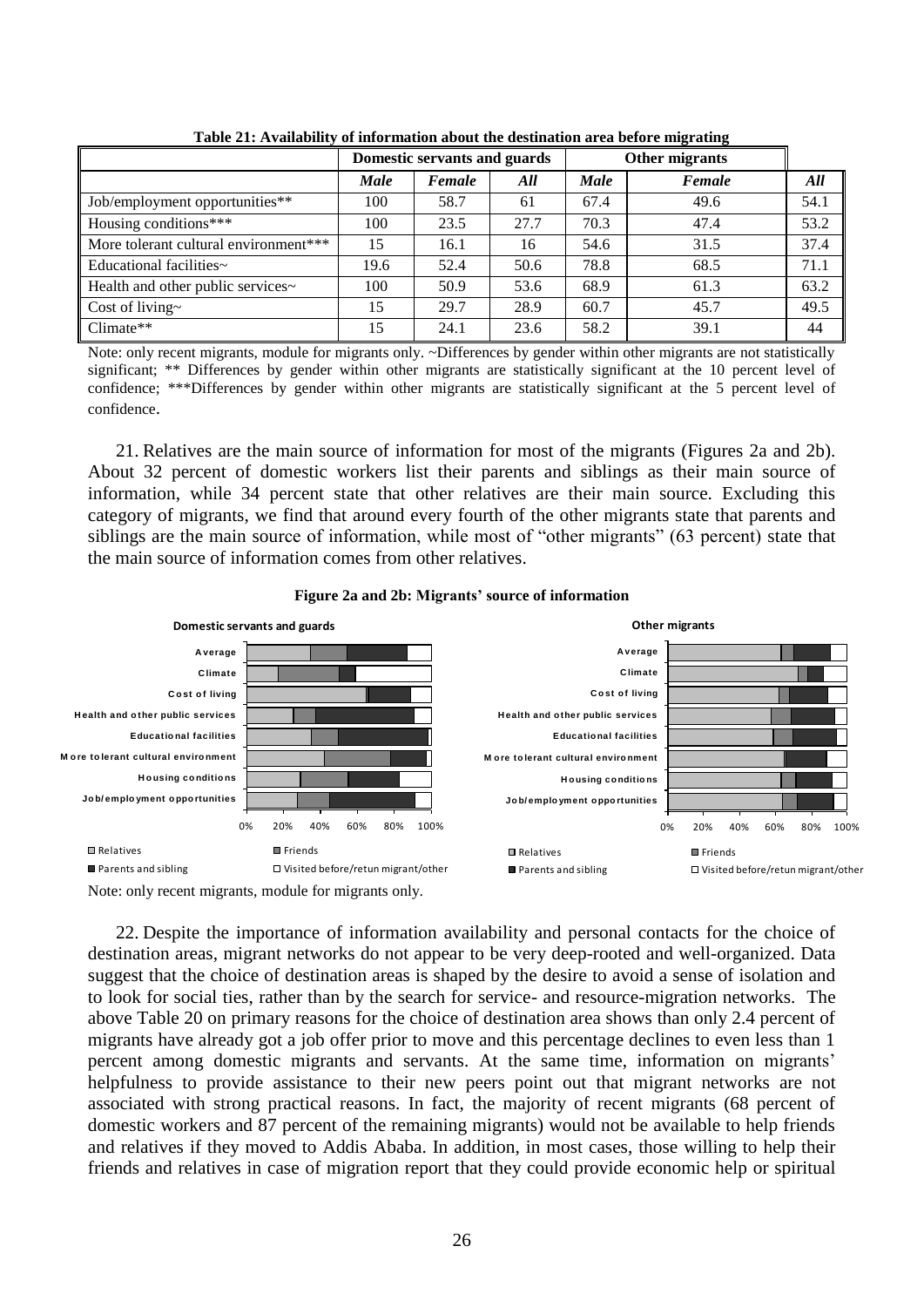**Table 21: Availability of information about the destination area before migrating**

| | Domestic servants and guards | | | Other migrants | | |
|---|---|---|---|---|---|---|
| | ***Male*** | ***Female*** | ***All*** | ***Male*** | ***Female*** | ***All*** |
| Job/employment opportunities** | 100 | 58.7 | 61 | 67.4 | 49.6 | 54.1 |
| Housing conditions*** | 100 | 23.5 | 27.7 | 70.3 | 47.4 | 53.2 |
| More tolerant cultural environment*** | 15 | 16.1 | 16 | 54.6 | 31.5 | 37.4 |
| Educational facilities~ | 19.6 | 52.4 | 50.6 | 78.8 | 68.5 | 71.1 |
| Health and other public services~ | 100 | 50.9 | 53.6 | 68.9 | 61.3 | 63.2 |
| Cost of living~ | 15 | 29.7 | 28.9 | 60.7 | 45.7 | 49.5 |
| Climate** | 15 | 24.1 | 23.6 | 58.2 | 39.1 | 44 |

Note: only recent migrants, module for migrants only. ~Differences by gender within other migrants are not statistically significant; ** Differences by gender within other migrants are statistically significant at the 10 percent level of confidence; ***Differences by gender within other migrants are statistically significant at the 5 percent level of confidence.

21. Relatives are the main source of information for most of the migrants (Figures 2a and 2b). About 32 percent of domestic workers list their parents and siblings as their main source of information, while 34 percent state that other relatives are their main source. Excluding this category of migrants, we find that around every fourth of the other migrants state that parents and siblings are the main source of information, while most of "other migrants" (63 percent) state that the main source of information comes from other relatives.

**Figure 2a and 2b: Migrants' source of information**

Note: only recent migrants, module for migrants only.

22. Despite the importance of information availability and personal contacts for the choice of destination areas, migrant networks do not appear to be very deep-rooted and well-organized. Data suggest that the choice of destination areas is shaped by the desire to avoid a sense of isolation and to look for social ties, rather than by the search for service- and resource-migration networks. The above Table 20 on primary reasons for the choice of destination area shows than only 2.4 percent of migrants have already got a job offer prior to move and this percentage declines to even less than 1 percent among domestic migrants and servants. At the same time, information on migrants' helpfulness to provide assistance to their new peers point out that migrant networks are not associated with strong practical reasons. In fact, the majority of recent migrants (68 percent of domestic workers and 87 percent of the remaining migrants) would not be available to help friends and relatives if they moved to Addis Ababa. In addition, in most cases, those willing to help their friends and relatives in case of migration report that they could provide economic help or spiritual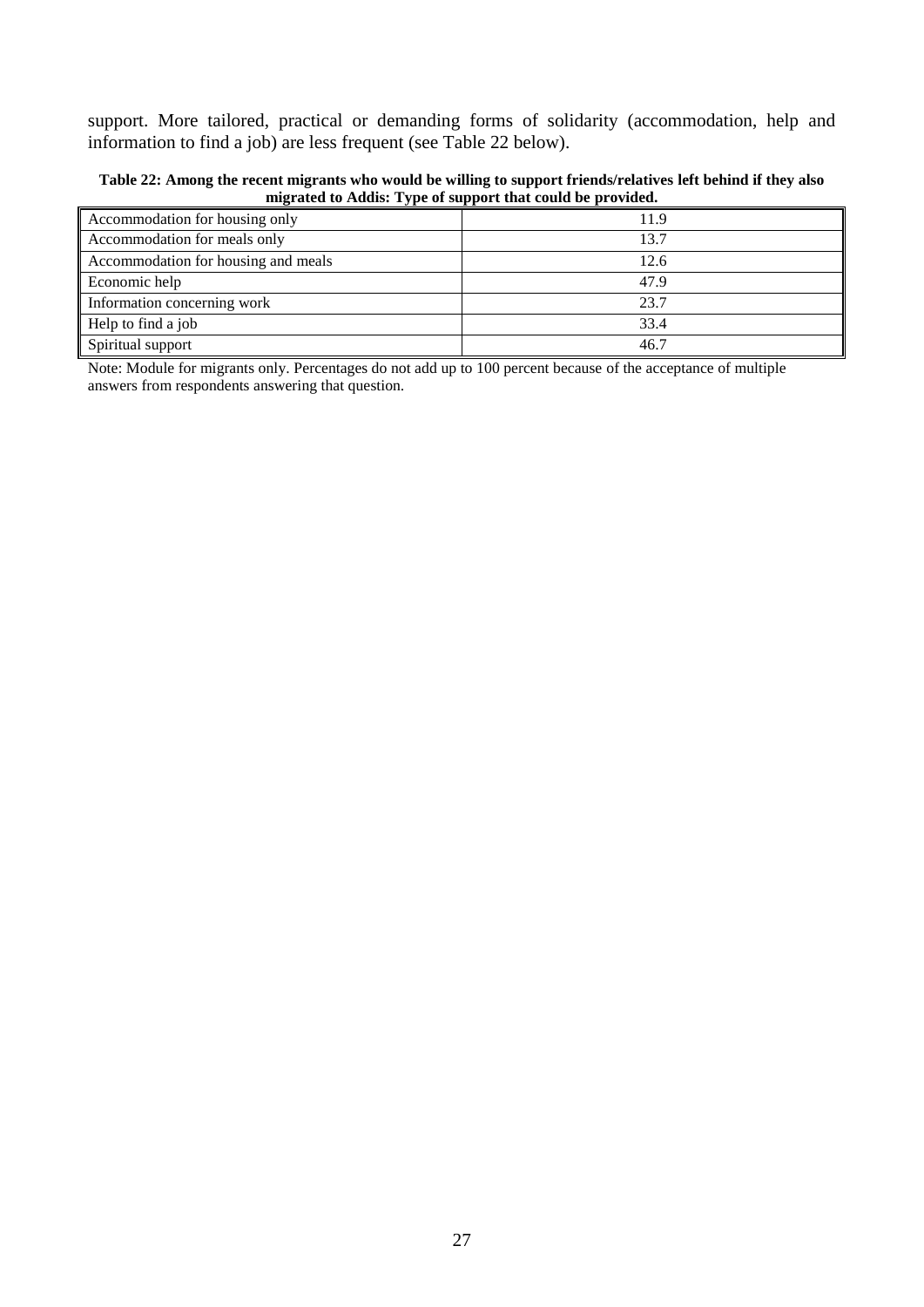support. More tailored, practical or demanding forms of solidarity (accommodation, help and information to find a job) are less frequent (see Table 22 below).

**Table 22: Among the recent migrants who would be willing to support friends/relatives left behind if they also migrated to Addis: Type of support that could be provided.**

| | |
|---|---|
| Accommodation for housing only | 11.9 |
| Accommodation for meals only | 13.7 |
| Accommodation for housing and meals | 12.6 |
| Economic help | 47.9 |
| Information concerning work | 23.7 |
| Help to find a job | 33.4 |
| Spiritual support | 46.7 |

Note: Module for migrants only. Percentages do not add up to 100 percent because of the acceptance of multiple answers from respondents answering that question.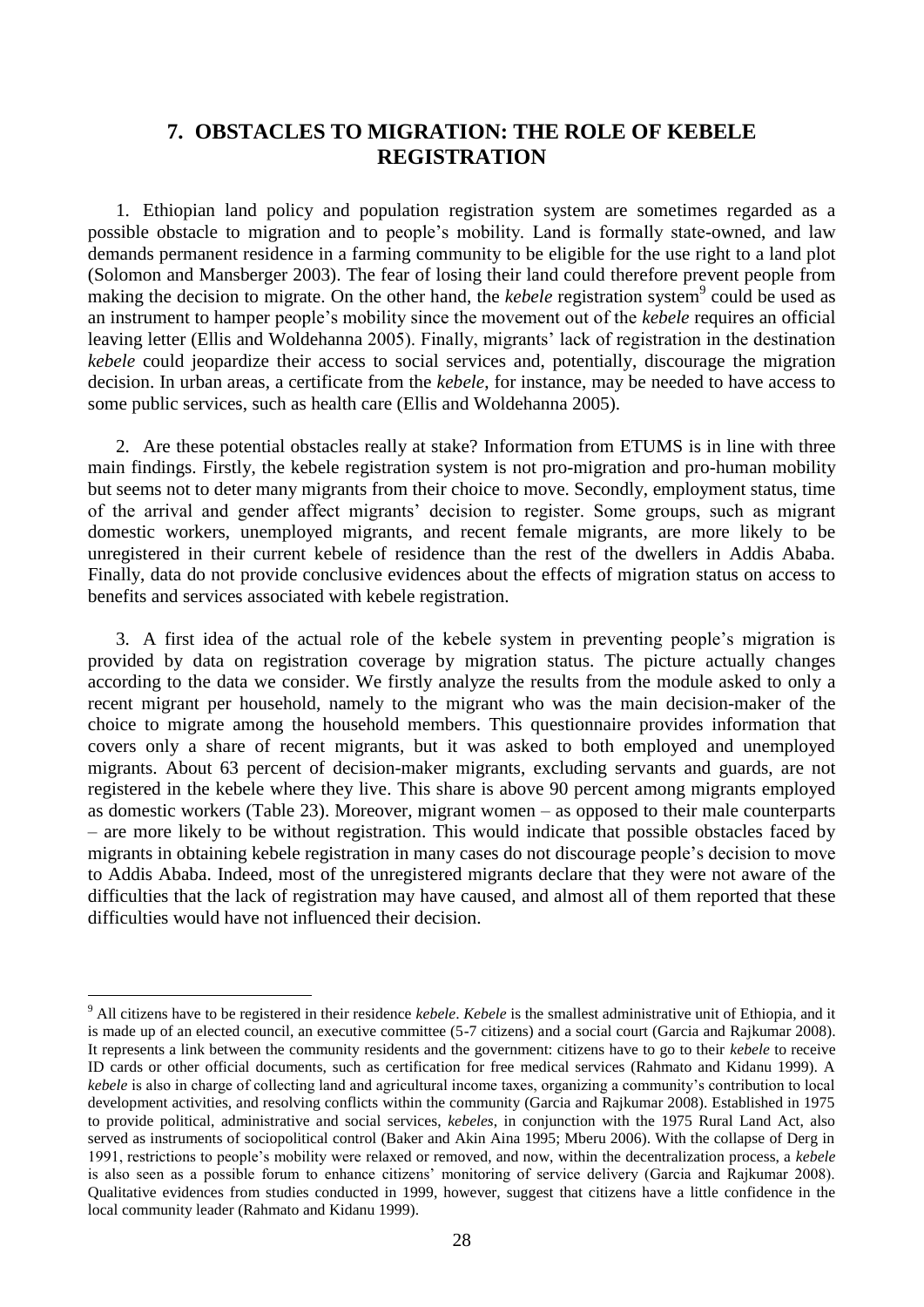## 7. OBSTACLES TO MIGRATION: THE ROLE OF KEBELE REGISTRATION

1. Ethiopian land policy and population registration system are sometimes regarded as a possible obstacle to migration and to people's mobility. Land is formally state-owned, and law demands permanent residence in a farming community to be eligible for the use right to a land plot (Solomon and Mansberger 2003). The fear of losing their land could therefore prevent people from making the decision to migrate. On the other hand, the *kebele* registration system[9] could be used as an instrument to hamper people's mobility since the movement out of the *kebele* requires an official leaving letter (Ellis and Woldehanna 2005). Finally, migrants' lack of registration in the destination *kebele* could jeopardize their access to social services and, potentially, discourage the migration decision. In urban areas, a certificate from the *kebele*, for instance, may be needed to have access to some public services, such as health care (Ellis and Woldehanna 2005).

2. Are these potential obstacles really at stake? Information from ETUMS is in line with three main findings. Firstly, the kebele registration system is not pro-migration and pro-human mobility but seems not to deter many migrants from their choice to move. Secondly, employment status, time of the arrival and gender affect migrants' decision to register. Some groups, such as migrant domestic workers, unemployed migrants, and recent female migrants, are more likely to be unregistered in their current kebele of residence than the rest of the dwellers in Addis Ababa. Finally, data do not provide conclusive evidences about the effects of migration status on access to benefits and services associated with kebele registration.

3. A first idea of the actual role of the kebele system in preventing people's migration is provided by data on registration coverage by migration status. The picture actually changes according to the data we consider. We firstly analyze the results from the module asked to only a recent migrant per household, namely to the migrant who was the main decision-maker of the choice to migrate among the household members. This questionnaire provides information that covers only a share of recent migrants, but it was asked to both employed and unemployed migrants. About 63 percent of decision-maker migrants, excluding servants and guards, are not registered in the kebele where they live. This share is above 90 percent among migrants employed as domestic workers (Table 23). Moreover, migrant women – as opposed to their male counterparts – are more likely to be without registration. This would indicate that possible obstacles faced by migrants in obtaining kebele registration in many cases do not discourage people's decision to move to Addis Ababa. Indeed, most of the unregistered migrants declare that they were not aware of the difficulties that the lack of registration may have caused, and almost all of them reported that these difficulties would have not influenced their decision.

---

[9] All citizens have to be registered in their residence *kebele*. *Kebele* is the smallest administrative unit of Ethiopia, and it is made up of an elected council, an executive committee (5-7 citizens) and a social court (Garcia and Rajkumar 2008). It represents a link between the community residents and the government: citizens have to go to their *kebele* to receive ID cards or other official documents, such as certification for free medical services (Rahmato and Kidanu 1999). A *kebele* is also in charge of collecting land and agricultural income taxes, organizing a community's contribution to local development activities, and resolving conflicts within the community (Garcia and Rajkumar 2008). Established in 1975 to provide political, administrative and social services, *kebeles*, in conjunction with the 1975 Rural Land Act, also served as instruments of sociopolitical control (Baker and Akin Aina 1995; Mberu 2006). With the collapse of Derg in 1991, restrictions to people's mobility were relaxed or removed, and now, within the decentralization process, a *kebele* is also seen as a possible forum to enhance citizens' monitoring of service delivery (Garcia and Rajkumar 2008). Qualitative evidences from studies conducted in 1999, however, suggest that citizens have a little confidence in the local community leader (Rahmato and Kidanu 1999).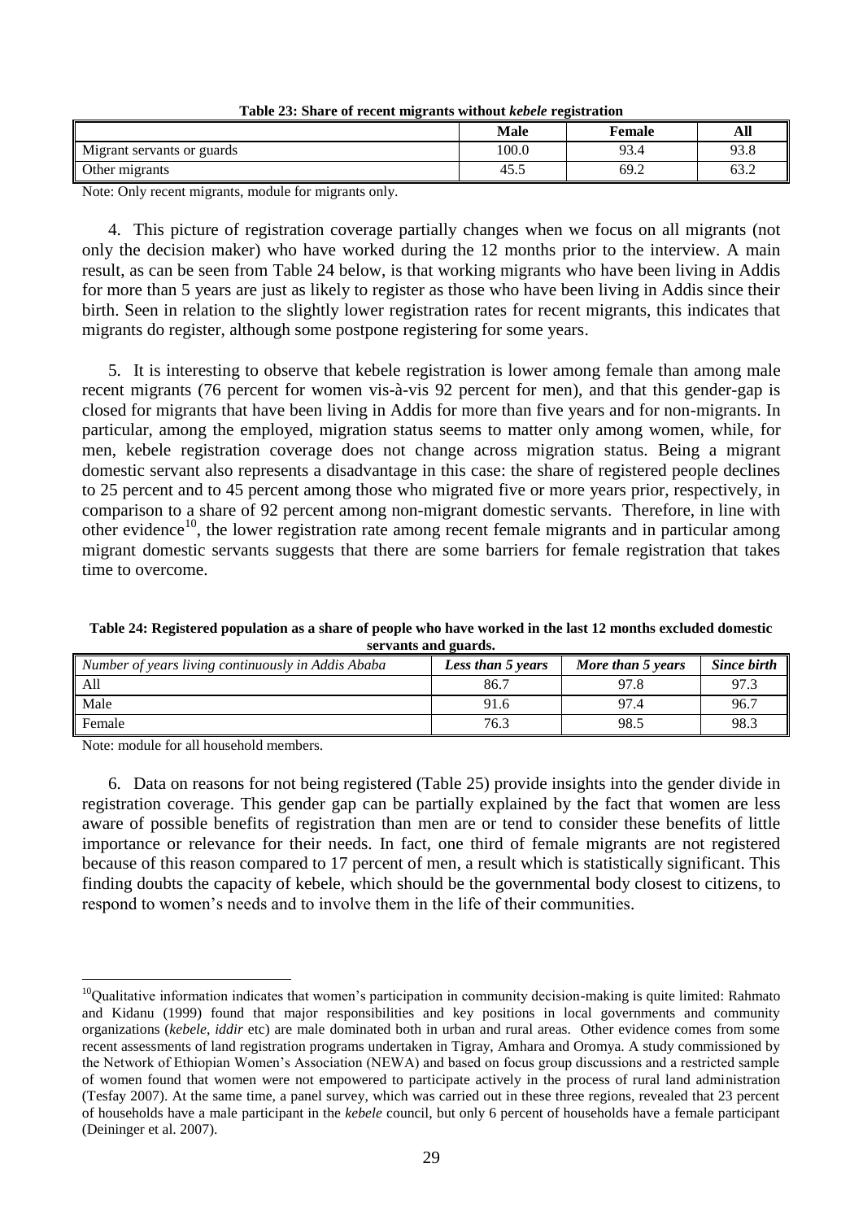**Table 23: Share of recent migrants without *kebele* registration**

| | Male | Female | All |
|---|---|---|---|
| Migrant servants or guards | 100.0 | 93.4 | 93.8 |
| Other migrants | 45.5 | 69.2 | 63.2 |

Note: Only recent migrants, module for migrants only.

4. This picture of registration coverage partially changes when we focus on all migrants (not only the decision maker) who have worked during the 12 months prior to the interview. A main result, as can be seen from Table 24 below, is that working migrants who have been living in Addis for more than 5 years are just as likely to register as those who have been living in Addis since their birth. Seen in relation to the slightly lower registration rates for recent migrants, this indicates that migrants do register, although some postpone registering for some years.

5. It is interesting to observe that kebele registration is lower among female than among male recent migrants (76 percent for women vis-à-vis 92 percent for men), and that this gender-gap is closed for migrants that have been living in Addis for more than five years and for non-migrants. In particular, among the employed, migration status seems to matter only among women, while, for men, kebele registration coverage does not change across migration status. Being a migrant domestic servant also represents a disadvantage in this case: the share of registered people declines to 25 percent and to 45 percent among those who migrated five or more years prior, respectively, in comparison to a share of 92 percent among non-migrant domestic servants. Therefore, in line with other evidence[10], the lower registration rate among recent female migrants and in particular among migrant domestic servants suggests that there are some barriers for female registration that takes time to overcome.

**Table 24: Registered population as a share of people who have worked in the last 12 months excluded domestic servants and guards.**

| *Number of years living continuously in Addis Ababa* | *Less than 5 years* | *More than 5 years* | *Since birth* |
|---|---|---|---|
| All | 86.7 | 97.8 | 97.3 |
| Male | 91.6 | 97.4 | 96.7 |
| Female | 76.3 | 98.5 | 98.3 |

Note: module for all household members.

6. Data on reasons for not being registered (Table 25) provide insights into the gender divide in registration coverage. This gender gap can be partially explained by the fact that women are less aware of possible benefits of registration than men are or tend to consider these benefits of little importance or relevance for their needs. In fact, one third of female migrants are not registered because of this reason compared to 17 percent of men, a result which is statistically significant. This finding doubts the capacity of kebele, which should be the governmental body closest to citizens, to respond to women's needs and to involve them in the life of their communities.

---

[10] Qualitative information indicates that women's participation in community decision-making is quite limited: Rahmato and Kidanu (1999) found that major responsibilities and key positions in local governments and community organizations (*kebele*, *iddir* etc) are male dominated both in urban and rural areas. Other evidence comes from some recent assessments of land registration programs undertaken in Tigray, Amhara and Oromya. A study commissioned by the Network of Ethiopian Women's Association (NEWA) and based on focus group discussions and a restricted sample of women found that women were not empowered to participate actively in the process of rural land administration (Tesfay 2007). At the same time, a panel survey, which was carried out in these three regions, revealed that 23 percent of households have a male participant in the *kebele* council, but only 6 percent of households have a female participant (Deininger et al. 2007).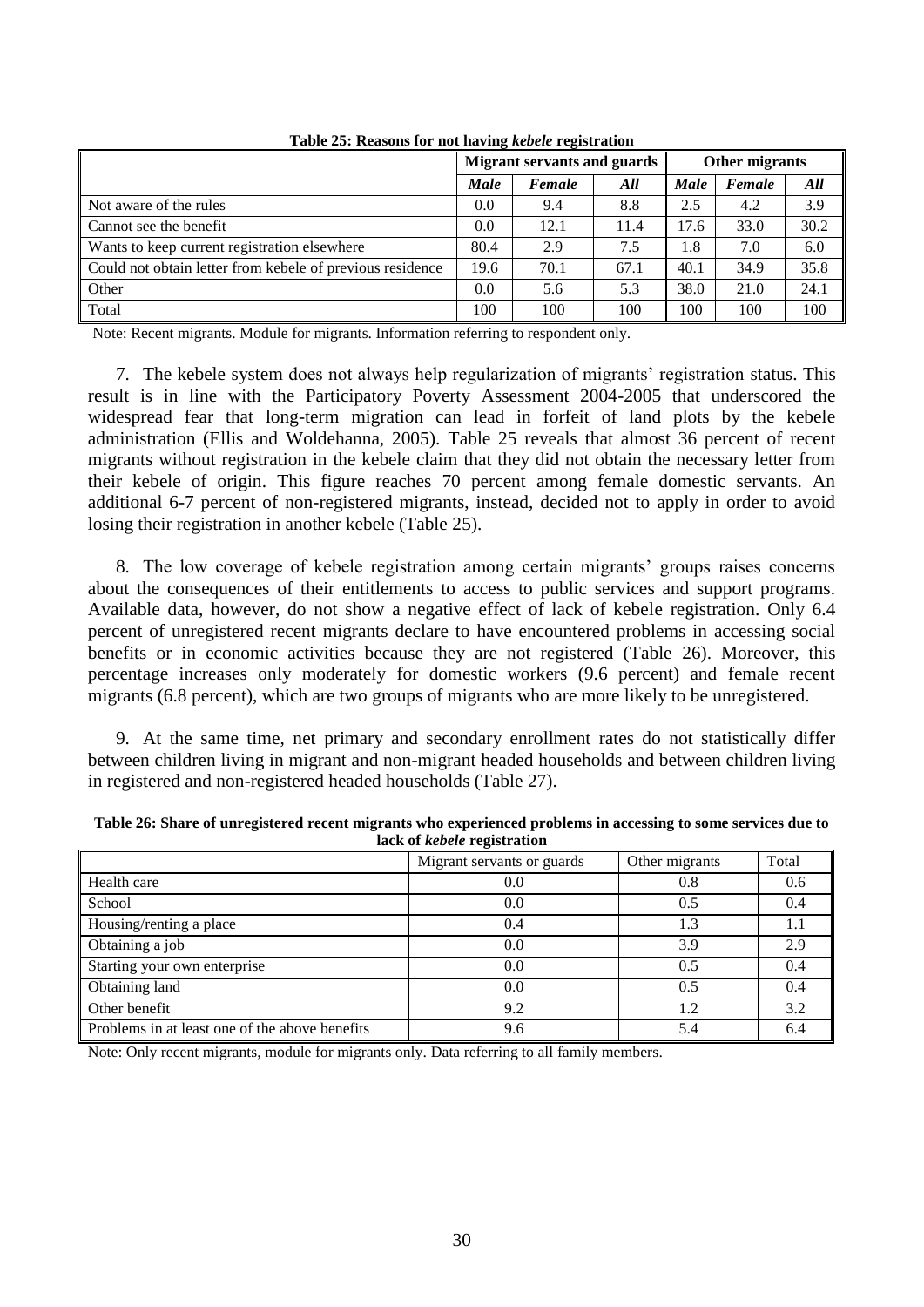**Table 25: Reasons for not having *kebele* registration**

| | Migrant servants and guards | | | Other migrants | | |
|---|---|---|---|---|---|---|
| | *Male* | *Female* | *All* | *Male* | *Female* | *All* |
| Not aware of the rules | 0.0 | 9.4 | 8.8 | 2.5 | 4.2 | 3.9 |
| Cannot see the benefit | 0.0 | 12.1 | 11.4 | 17.6 | 33.0 | 30.2 |
| Wants to keep current registration elsewhere | 80.4 | 2.9 | 7.5 | 1.8 | 7.0 | 6.0 |
| Could not obtain letter from kebele of previous residence | 19.6 | 70.1 | 67.1 | 40.1 | 34.9 | 35.8 |
| Other | 0.0 | 5.6 | 5.3 | 38.0 | 21.0 | 24.1 |
| Total | 100 | 100 | 100 | 100 | 100 | 100 |

Note: Recent migrants. Module for migrants. Information referring to respondent only.

7. The kebele system does not always help regularization of migrants' registration status. This result is in line with the Participatory Poverty Assessment 2004-2005 that underscored the widespread fear that long-term migration can lead in forfeit of land plots by the kebele administration (Ellis and Woldehanna, 2005). Table 25 reveals that almost 36 percent of recent migrants without registration in the kebele claim that they did not obtain the necessary letter from their kebele of origin. This figure reaches 70 percent among female domestic servants. An additional 6-7 percent of non-registered migrants, instead, decided not to apply in order to avoid losing their registration in another kebele (Table 25).

8. The low coverage of kebele registration among certain migrants' groups raises concerns about the consequences of their entitlements to access to public services and support programs. Available data, however, do not show a negative effect of lack of kebele registration. Only 6.4 percent of unregistered recent migrants declare to have encountered problems in accessing social benefits or in economic activities because they are not registered (Table 26). Moreover, this percentage increases only moderately for domestic workers (9.6 percent) and female recent migrants (6.8 percent), which are two groups of migrants who are more likely to be unregistered.

9. At the same time, net primary and secondary enrollment rates do not statistically differ between children living in migrant and non-migrant headed households and between children living in registered and non-registered headed households (Table 27).

**Table 26: Share of unregistered recent migrants who experienced problems in accessing to some services due to lack of *kebele* registration**

| | Migrant servants or guards | Other migrants | Total |
|---|---|---|---|
| Health care | 0.0 | 0.8 | 0.6 |
| School | 0.0 | 0.5 | 0.4 |
| Housing/renting a place | 0.4 | 1.3 | 1.1 |
| Obtaining a job | 0.0 | 3.9 | 2.9 |
| Starting your own enterprise | 0.0 | 0.5 | 0.4 |
| Obtaining land | 0.0 | 0.5 | 0.4 |
| Other benefit | 9.2 | 1.2 | 3.2 |
| Problems in at least one of the above benefits | 9.6 | 5.4 | 6.4 |

Note: Only recent migrants, module for migrants only. Data referring to all family members.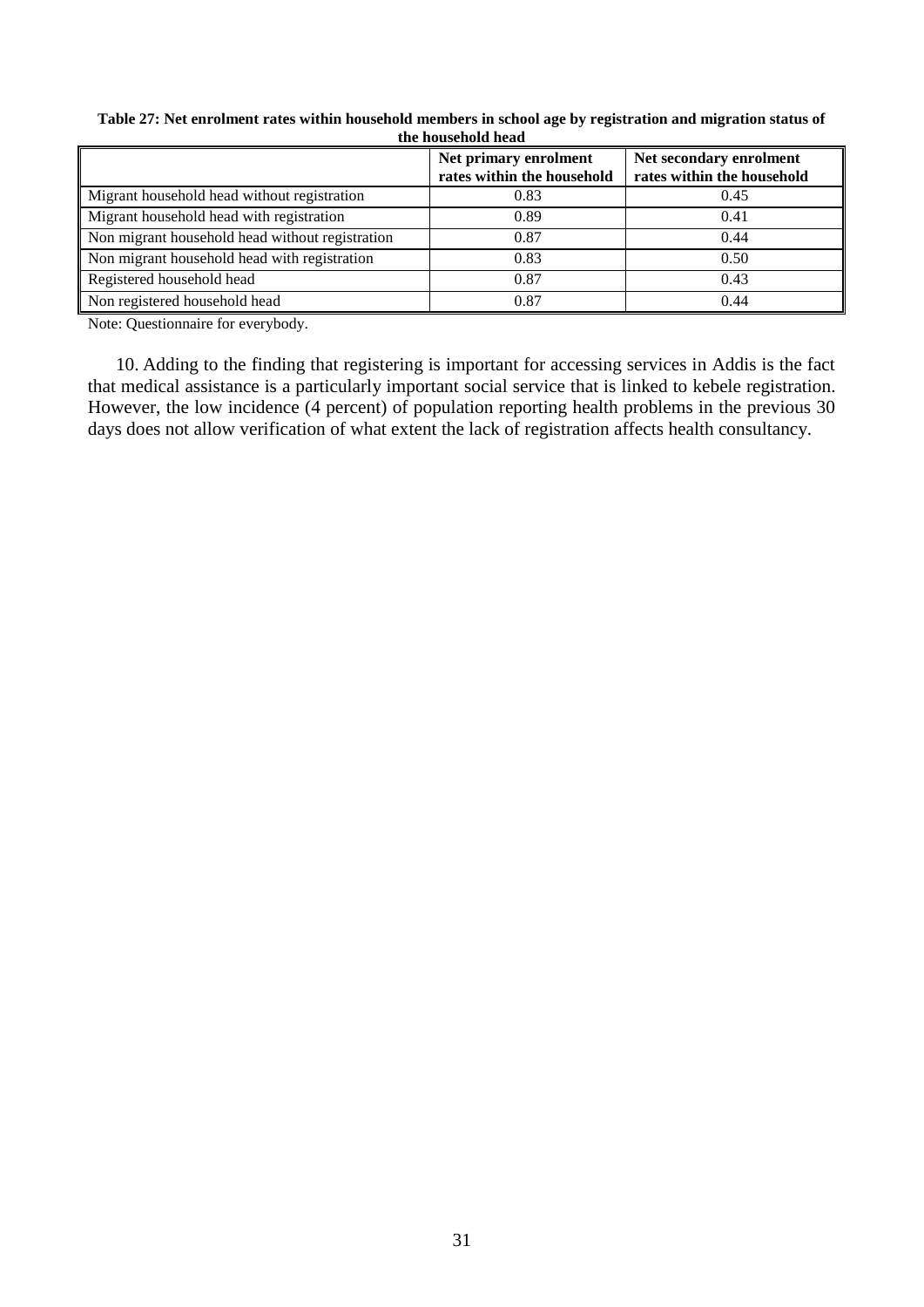**Table 27: Net enrolment rates within household members in school age by registration and migration status of the household head**

| | Net primary enrolment rates within the household | Net secondary enrolment rates within the household |
|---|---|---|
| Migrant household head without registration | 0.83 | 0.45 |
| Migrant household head with registration | 0.89 | 0.41 |
| Non migrant household head without registration | 0.87 | 0.44 |
| Non migrant household head with registration | 0.83 | 0.50 |
| Registered household head | 0.87 | 0.43 |
| Non registered household head | 0.87 | 0.44 |

Note: Questionnaire for everybody.

10. Adding to the finding that registering is important for accessing services in Addis is the fact that medical assistance is a particularly important social service that is linked to kebele registration. However, the low incidence (4 percent) of population reporting health problems in the previous 30 days does not allow verification of what extent the lack of registration affects health consultancy.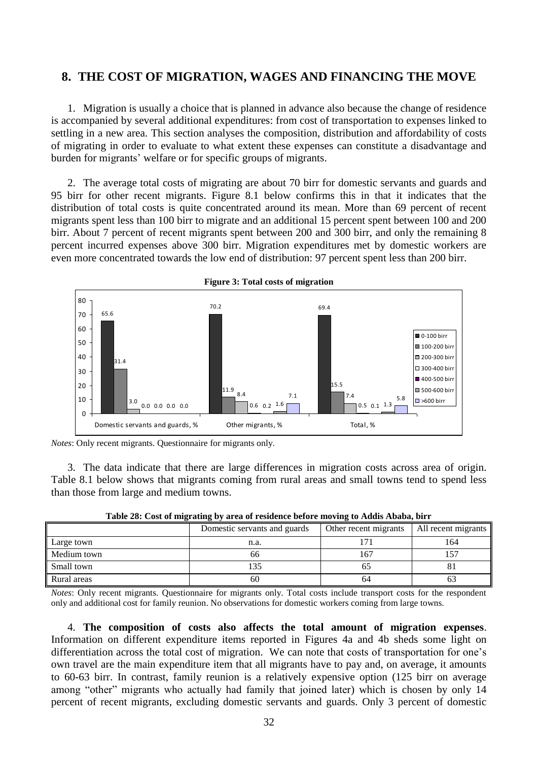## 8. THE COST OF MIGRATION, WAGES AND FINANCING THE MOVE

1. Migration is usually a choice that is planned in advance also because the change of residence is accompanied by several additional expenditures: from cost of transportation to expenses linked to settling in a new area. This section analyses the composition, distribution and affordability of costs of migrating in order to evaluate to what extent these expenses can constitute a disadvantage and burden for migrants' welfare or for specific groups of migrants.

2. The average total costs of migrating are about 70 birr for domestic servants and guards and 95 birr for other recent migrants. Figure 8.1 below confirms this in that it indicates that the distribution of total costs is quite concentrated around its mean. More than 69 percent of recent migrants spent less than 100 birr to migrate and an additional 15 percent spent between 100 and 200 birr. About 7 percent of recent migrants spent between 200 and 300 birr, and only the remaining 8 percent incurred expenses above 300 birr. Migration expenditures met by domestic workers are even more concentrated towards the low end of distribution: 97 percent spent less than 200 birr.

**Figure 3: Total costs of migration**

| | 0-100 birr | 100-200 birr | 200-300 birr | 300-400 birr | 400-500 birr | 500-600 birr | >600 birr |
|---|---|---|---|---|---|---|---|
| Domestic servants and guards, % | 65.6 | 31.4 | 3.0 | 0.0 | 0.0 | 0.0 | 0.0 |
| Other migrants, % | 70.2 | 11.9 | 8.4 | 0.6 | 0.2 | 1.6 | 7.1 |
| Total, % | 69.4 | 15.5 | 7.4 | 0.5 | 0.1 | 1.3 | 5.8 |

*Notes*: Only recent migrants. Questionnaire for migrants only.

3. The data indicate that there are large differences in migration costs across area of origin. Table 8.1 below shows that migrants coming from rural areas and small towns tend to spend less than those from large and medium towns.

**Table 28: Cost of migrating by area of residence before moving to Addis Ababa, birr**

| | Domestic servants and guards | Other recent migrants | All recent migrants |
|---|---|---|---|
| Large town | n.a. | 171 | 164 |
| Medium town | 66 | 167 | 157 |
| Small town | 135 | 65 | 81 |
| Rural areas | 60 | 64 | 63 |

*Notes*: Only recent migrants. Questionnaire for migrants only. Total costs include transport costs for the respondent only and additional cost for family reunion. No observations for domestic workers coming from large towns.

4. **The composition of costs also affects the total amount of migration expenses**. Information on different expenditure items reported in Figures 4a and 4b sheds some light on differentiation across the total cost of migration. We can note that costs of transportation for one's own travel are the main expenditure item that all migrants have to pay and, on average, it amounts to 60-63 birr. In contrast, family reunion is a relatively expensive option (125 birr on average among "other" migrants who actually had family that joined later) which is chosen by only 14 percent of recent migrants, excluding domestic servants and guards. Only 3 percent of domestic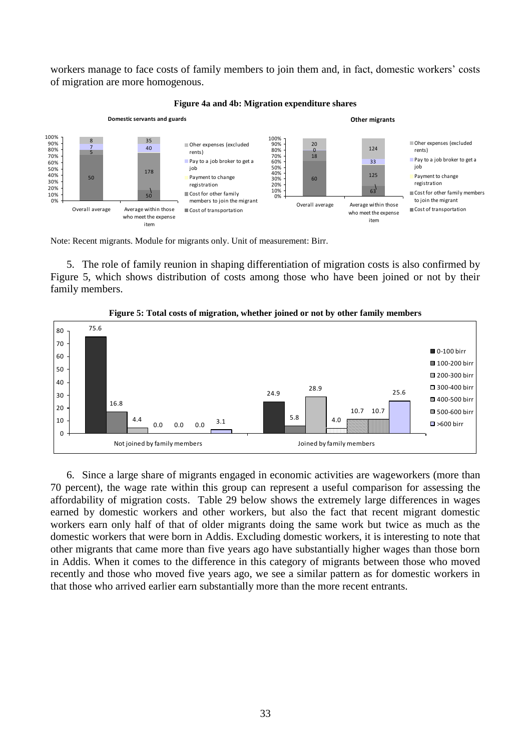workers manage to face costs of family members to join them and, in fact, domestic workers' costs of migration are more homogenous.

**Figure 4a and 4b: Migration expenditure shares**

Note: Recent migrants. Module for migrants only. Unit of measurement: Birr.

5. The role of family reunion in shaping differentiation of migration costs is also confirmed by Figure 5, which shows distribution of costs among those who have been joined or not by their family members.

**Figure 5: Total costs of migration, whether joined or not by other family members**

6. Since a large share of migrants engaged in economic activities are wageworkers (more than 70 percent), the wage rate within this group can represent a useful comparison for assessing the affordability of migration costs. Table 29 below shows the extremely large differences in wages earned by domestic workers and other workers, but also the fact that recent migrant domestic workers earn only half of that of older migrants doing the same work but twice as much as the domestic workers that were born in Addis. Excluding domestic workers, it is interesting to note that other migrants that came more than five years ago have substantially higher wages than those born in Addis. When it comes to the difference in this category of migrants between those who moved recently and those who moved five years ago, we see a similar pattern as for domestic workers in that those who arrived earlier earn substantially more than the more recent entrants.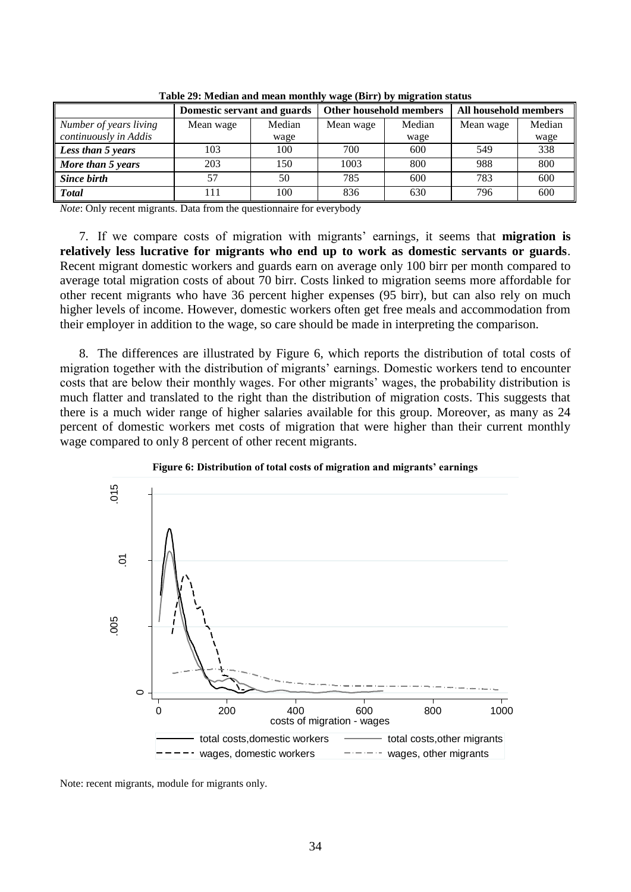**Table 29: Median and mean monthly wage (Birr) by migration status**

| | Domestic servant and guards | | Other household members | | All household members | |
|---|---|---|---|---|---|---|
| *Number of years living continuously in Addis* | Mean wage | Median wage | Mean wage | Median wage | Mean wage | Median wage |
| ***Less than 5 years*** | 103 | 100 | 700 | 600 | 549 | 338 |
| ***More than 5 years*** | 203 | 150 | 1003 | 800 | 988 | 800 |
| ***Since birth*** | 57 | 50 | 785 | 600 | 783 | 600 |
| ***Total*** | 111 | 100 | 836 | 630 | 796 | 600 |

*Note*: Only recent migrants. Data from the questionnaire for everybody

7. If we compare costs of migration with migrants' earnings, it seems that **migration is relatively less lucrative for migrants who end up to work as domestic servants or guards**. Recent migrant domestic workers and guards earn on average only 100 birr per month compared to average total migration costs of about 70 birr. Costs linked to migration seems more affordable for other recent migrants who have 36 percent higher expenses (95 birr), but can also rely on much higher levels of income. However, domestic workers often get free meals and accommodation from their employer in addition to the wage, so care should be made in interpreting the comparison.

8. The differences are illustrated by Figure 6, which reports the distribution of total costs of migration together with the distribution of migrants' earnings. Domestic workers tend to encounter costs that are below their monthly wages. For other migrants' wages, the probability distribution is much flatter and translated to the right than the distribution of migration costs. This suggests that there is a much wider range of higher salaries available for this group. Moreover, as many as 24 percent of domestic workers met costs of migration that were higher than their current monthly wage compared to only 8 percent of other recent migrants.

**Figure 6: Distribution of total costs of migration and migrants' earnings**

Note: recent migrants, module for migrants only.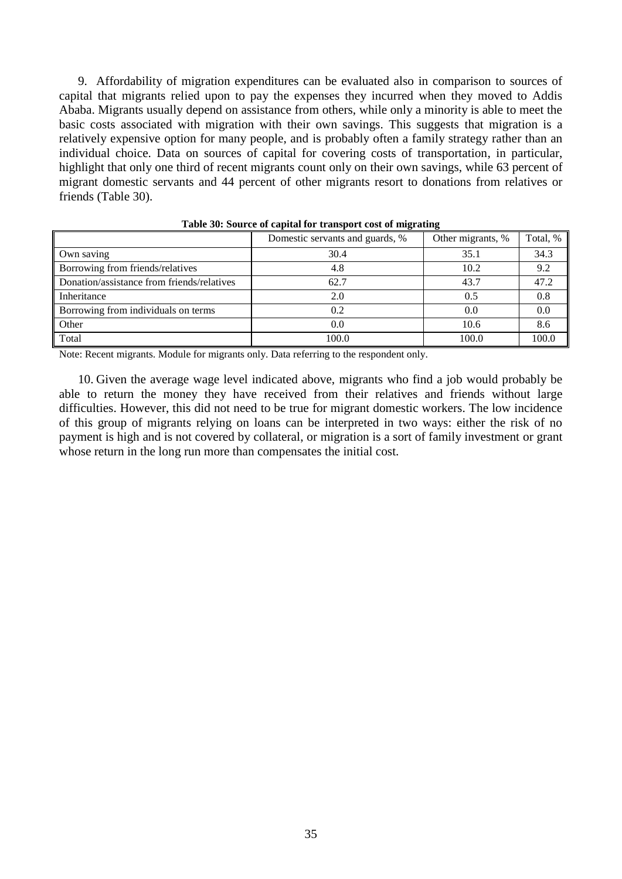9. Affordability of migration expenditures can be evaluated also in comparison to sources of capital that migrants relied upon to pay the expenses they incurred when they moved to Addis Ababa. Migrants usually depend on assistance from others, while only a minority is able to meet the basic costs associated with migration with their own savings. This suggests that migration is a relatively expensive option for many people, and is probably often a family strategy rather than an individual choice. Data on sources of capital for covering costs of transportation, in particular, highlight that only one third of recent migrants count only on their own savings, while 63 percent of migrant domestic servants and 44 percent of other migrants resort to donations from relatives or friends (Table 30).

**Table 30: Source of capital for transport cost of migrating**

| | Domestic servants and guards, % | Other migrants, % | Total, % |
|---|---|---|---|
| Own saving | 30.4 | 35.1 | 34.3 |
| Borrowing from friends/relatives | 4.8 | 10.2 | 9.2 |
| Donation/assistance from friends/relatives | 62.7 | 43.7 | 47.2 |
| Inheritance | 2.0 | 0.5 | 0.8 |
| Borrowing from individuals on terms | 0.2 | 0.0 | 0.0 |
| Other | 0.0 | 10.6 | 8.6 |
| Total | 100.0 | 100.0 | 100.0 |

Note: Recent migrants. Module for migrants only. Data referring to the respondent only.

10. Given the average wage level indicated above, migrants who find a job would probably be able to return the money they have received from their relatives and friends without large difficulties. However, this did not need to be true for migrant domestic workers. The low incidence of this group of migrants relying on loans can be interpreted in two ways: either the risk of no payment is high and is not covered by collateral, or migration is a sort of family investment or grant whose return in the long run more than compensates the initial cost.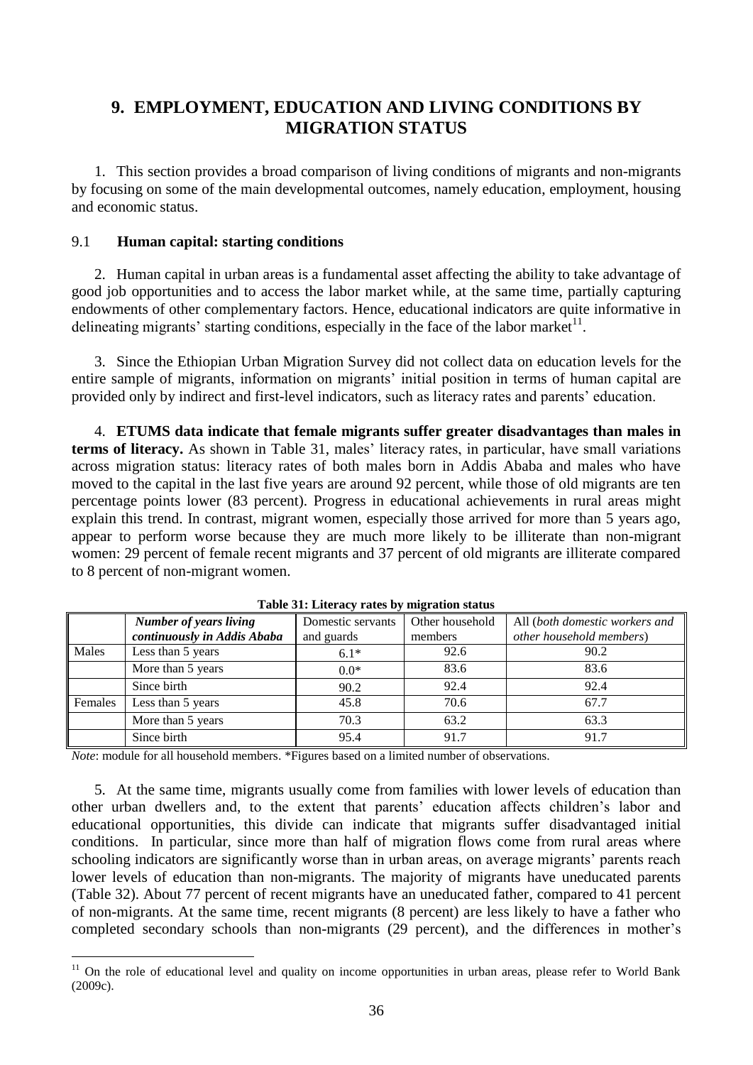## 9. EMPLOYMENT, EDUCATION AND LIVING CONDITIONS BY MIGRATION STATUS

1. This section provides a broad comparison of living conditions of migrants and non-migrants by focusing on some of the main developmental outcomes, namely education, employment, housing and economic status.

### 9.1 Human capital: starting conditions

2. Human capital in urban areas is a fundamental asset affecting the ability to take advantage of good job opportunities and to access the labor market while, at the same time, partially capturing endowments of other complementary factors. Hence, educational indicators are quite informative in delineating migrants' starting conditions, especially in the face of the labor market[11].

3. Since the Ethiopian Urban Migration Survey did not collect data on education levels for the entire sample of migrants, information on migrants' initial position in terms of human capital are provided only by indirect and first-level indicators, such as literacy rates and parents' education.

4. **ETUMS data indicate that female migrants suffer greater disadvantages than males in terms of literacy.** As shown in Table 31, males' literacy rates, in particular, have small variations across migration status: literacy rates of both males born in Addis Ababa and males who have moved to the capital in the last five years are around 92 percent, while those of old migrants are ten percentage points lower (83 percent). Progress in educational achievements in rural areas might explain this trend. In contrast, migrant women, especially those arrived for more than 5 years ago, appear to perform worse because they are much more likely to be illiterate than non-migrant women: 29 percent of female recent migrants and 37 percent of old migrants are illiterate compared to 8 percent of non-migrant women.

**Table 31: Literacy rates by migration status**

| | *Number of years living continuously in Addis Ababa* | Domestic servants and guards | Other household members | All (*both domestic workers and other household members*) |
|---|---|---|---|---|
| Males | Less than 5 years | 6.1* | 92.6 | 90.2 |
| | More than 5 years | 0.0* | 83.6 | 83.6 |
| | Since birth | 90.2 | 92.4 | 92.4 |
| Females | Less than 5 years | 45.8 | 70.6 | 67.7 |
| | More than 5 years | 70.3 | 63.2 | 63.3 |
| | Since birth | 95.4 | 91.7 | 91.7 |

*Note*: module for all household members. *Figures based on a limited number of observations.

5. At the same time, migrants usually come from families with lower levels of education than other urban dwellers and, to the extent that parents' education affects children's labor and educational opportunities, this divide can indicate that migrants suffer disadvantaged initial conditions. In particular, since more than half of migration flows come from rural areas where schooling indicators are significantly worse than in urban areas, on average migrants' parents reach lower levels of education than non-migrants. The majority of migrants have uneducated parents (Table 32). About 77 percent of recent migrants have an uneducated father, compared to 41 percent of non-migrants. At the same time, recent migrants (8 percent) are less likely to have a father who completed secondary schools than non-migrants (29 percent), and the differences in mother's

[11] On the role of educational level and quality on income opportunities in urban areas, please refer to World Bank (2009c).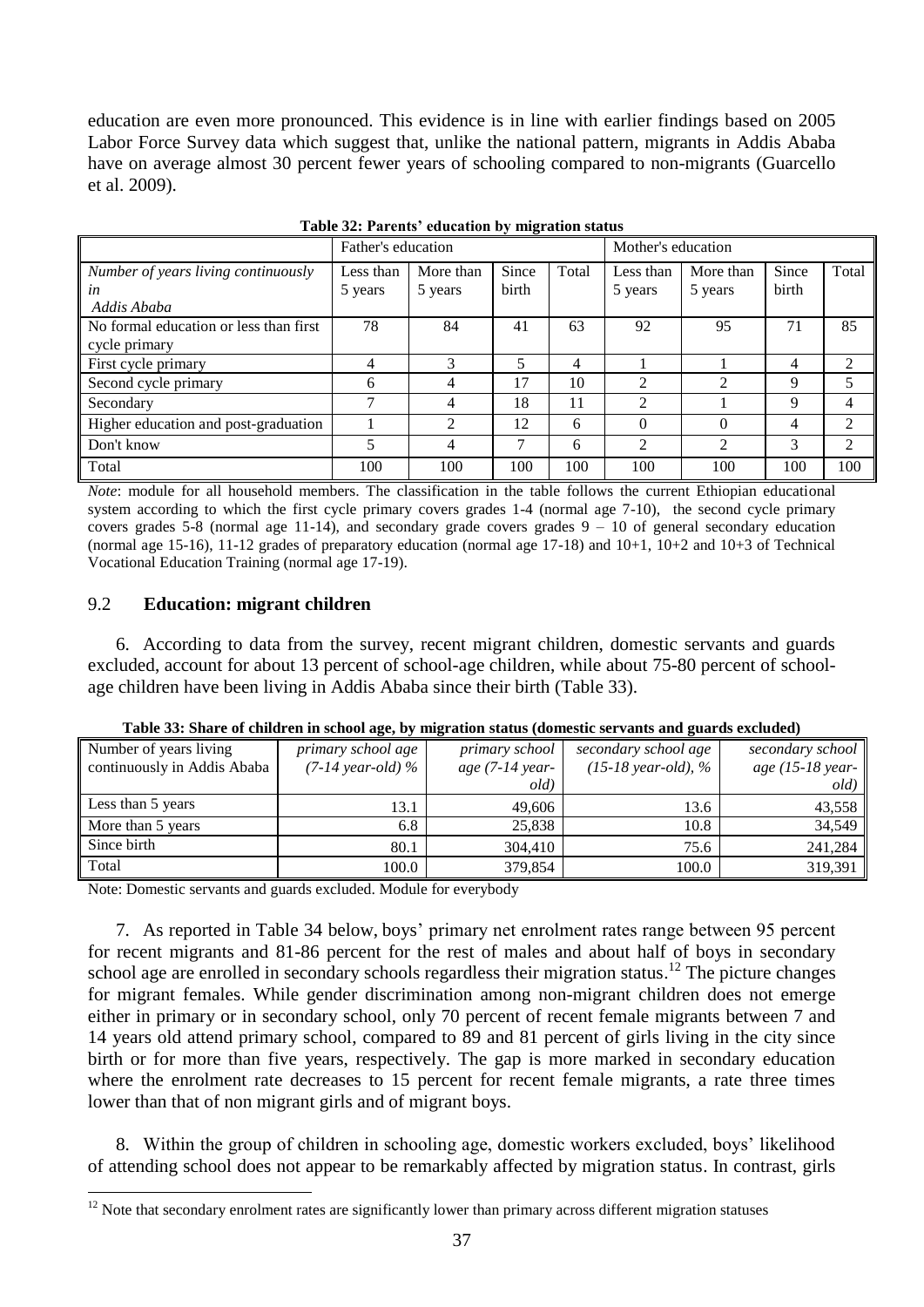education are even more pronounced. This evidence is in line with earlier findings based on 2005 Labor Force Survey data which suggest that, unlike the national pattern, migrants in Addis Ababa have on average almost 30 percent fewer years of schooling compared to non-migrants (Guarcello et al. 2009).

**Table 32: Parents' education by migration status**

| | Father's education | | | | Mother's education | | | |
|---|---|---|---|---|---|---|---|---|
| *Number of years living continuously in Addis Ababa* | Less than 5 years | More than 5 years | Since birth | Total | Less than 5 years | More than 5 years | Since birth | Total |
| No formal education or less than first cycle primary | 78 | 84 | 41 | 63 | 92 | 95 | 71 | 85 |
| First cycle primary | 4 | 3 | 5 | 4 | 1 | 1 | 4 | 2 |
| Second cycle primary | 6 | 4 | 17 | 10 | 2 | 2 | 9 | 5 |
| Secondary | 7 | 4 | 18 | 11 | 2 | 1 | 9 | 4 |
| Higher education and post-graduation | 1 | 2 | 12 | 6 | 0 | 0 | 4 | 2 |
| Don't know | 5 | 4 | 7 | 6 | 2 | 2 | 3 | 2 |
| Total | 100 | 100 | 100 | 100 | 100 | 100 | 100 | 100 |

*Note*: module for all household members. The classification in the table follows the current Ethiopian educational system according to which the first cycle primary covers grades 1-4 (normal age 7-10), the second cycle primary covers grades 5-8 (normal age 11-14), and secondary grade covers grades 9 – 10 of general secondary education (normal age 15-16), 11-12 grades of preparatory education (normal age 17-18) and 10+1, 10+2 and 10+3 of Technical Vocational Education Training (normal age 17-19).

## 9.2 **Education: migrant children**

6. According to data from the survey, recent migrant children, domestic servants and guards excluded, account for about 13 percent of school-age children, while about 75-80 percent of school-age children have been living in Addis Ababa since their birth (Table 33).

**Table 33: Share of children in school age, by migration status (domestic servants and guards excluded)**

| Number of years living continuously in Addis Ababa | *primary school age (7-14 year-old) %* | *primary school age (7-14 year-old)* | *secondary school age (15-18 year-old), %* | *secondary school age (15-18 year-old)* |
|---|---|---|---|---|
| Less than 5 years | 13.1 | 49,606 | 13.6 | 43,558 |
| More than 5 years | 6.8 | 25,838 | 10.8 | 34,549 |
| Since birth | 80.1 | 304,410 | 75.6 | 241,284 |
| Total | 100.0 | 379,854 | 100.0 | 319,391 |

Note: Domestic servants and guards excluded. Module for everybody

7. As reported in Table 34 below, boys' primary net enrolment rates range between 95 percent for recent migrants and 81-86 percent for the rest of males and about half of boys in secondary school age are enrolled in secondary schools regardless their migration status.[12] The picture changes for migrant females. While gender discrimination among non-migrant children does not emerge either in primary or in secondary school, only 70 percent of recent female migrants between 7 and 14 years old attend primary school, compared to 89 and 81 percent of girls living in the city since birth or for more than five years, respectively. The gap is more marked in secondary education where the enrolment rate decreases to 15 percent for recent female migrants, a rate three times lower than that of non migrant girls and of migrant boys.

8. Within the group of children in schooling age, domestic workers excluded, boys' likelihood of attending school does not appear to be remarkably affected by migration status. In contrast, girls

[12] Note that secondary enrolment rates are significantly lower than primary across different migration statuses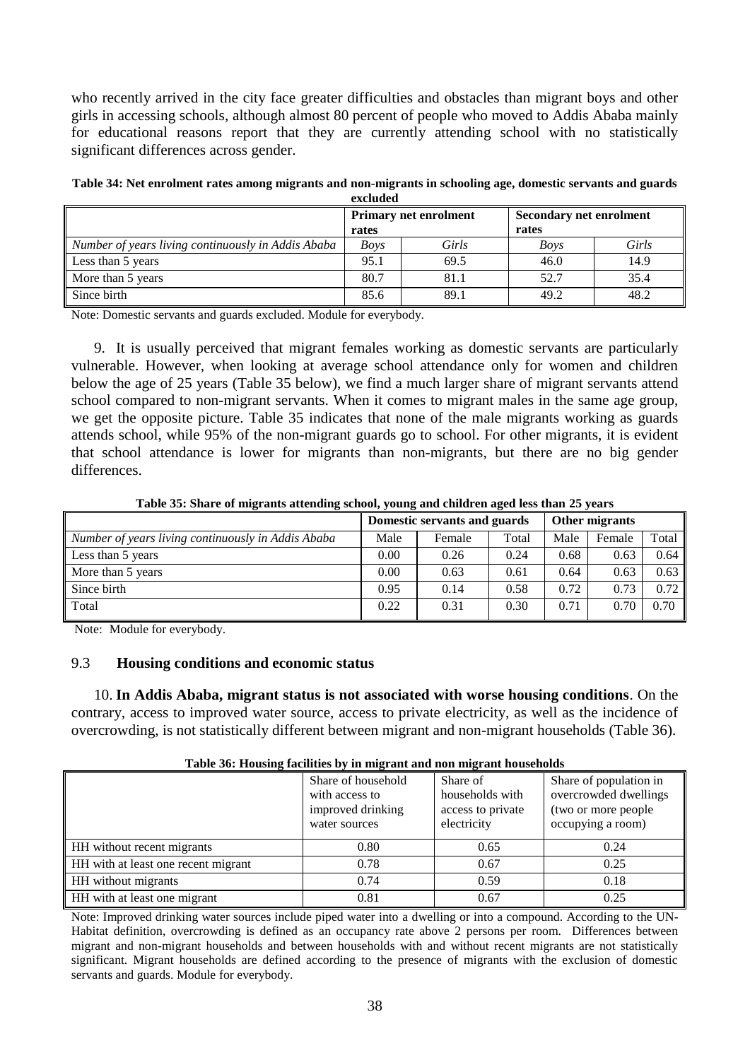who recently arrived in the city face greater difficulties and obstacles than migrant boys and other girls in accessing schools, although almost 80 percent of people who moved to Addis Ababa mainly for educational reasons report that they are currently attending school with no statistically significant differences across gender.

**Table 34: Net enrolment rates among migrants and non-migrants in schooling age, domestic servants and guards excluded**

| | Primary net enrolment rates | | Secondary net enrolment rates | |
|---|---|---|---|---|
| *Number of years living continuously in Addis Ababa* | *Boys* | *Girls* | *Boys* | *Girls* |
| Less than 5 years | 95.1 | 69.5 | 46.0 | 14.9 |
| More than 5 years | 80.7 | 81.1 | 52.7 | 35.4 |
| Since birth | 85.6 | 89.1 | 49.2 | 48.2 |

Note: Domestic servants and guards excluded. Module for everybody.

9. It is usually perceived that migrant females working as domestic servants are particularly vulnerable. However, when looking at average school attendance only for women and children below the age of 25 years (Table 35 below), we find a much larger share of migrant servants attend school compared to non-migrant servants. When it comes to migrant males in the same age group, we get the opposite picture. Table 35 indicates that none of the male migrants working as guards attends school, while 95% of the non-migrant guards go to school. For other migrants, it is evident that school attendance is lower for migrants than non-migrants, but there are no big gender differences.

**Table 35: Share of migrants attending school, young and children aged less than 25 years**

| | Domestic servants and guards | | | Other migrants | | |
|---|---|---|---|---|---|---|
| *Number of years living continuously in Addis Ababa* | Male | Female | Total | Male | Female | Total |
| Less than 5 years | 0.00 | 0.26 | 0.24 | 0.68 | 0.63 | 0.64 |
| More than 5 years | 0.00 | 0.63 | 0.61 | 0.64 | 0.63 | 0.63 |
| Since birth | 0.95 | 0.14 | 0.58 | 0.72 | 0.73 | 0.72 |
| Total | 0.22 | 0.31 | 0.30 | 0.71 | 0.70 | 0.70 |

Note: Module for everybody.

## 9.3 Housing conditions and economic status

10. **In Addis Ababa, migrant status is not associated with worse housing conditions**. On the contrary, access to improved water source, access to private electricity, as well as the incidence of overcrowding, is not statistically different between migrant and non-migrant households (Table 36).

**Table 36: Housing facilities by in migrant and non migrant households**

| | Share of household with access to improved drinking water sources | Share of households with access to private electricity | Share of population in overcrowded dwellings (two or more people occupying a room) |
|---|---|---|---|
| HH without recent migrants | 0.80 | 0.65 | 0.24 |
| HH with at least one recent migrant | 0.78 | 0.67 | 0.25 |
| HH without migrants | 0.74 | 0.59 | 0.18 |
| HH with at least one migrant | 0.81 | 0.67 | 0.25 |

Note: Improved drinking water sources include piped water into a dwelling or into a compound. According to the UN-Habitat definition, overcrowding is defined as an occupancy rate above 2 persons per room. Differences between migrant and non-migrant households and between households with and without recent migrants are not statistically significant. Migrant households are defined according to the presence of migrants with the exclusion of domestic servants and guards. Module for everybody.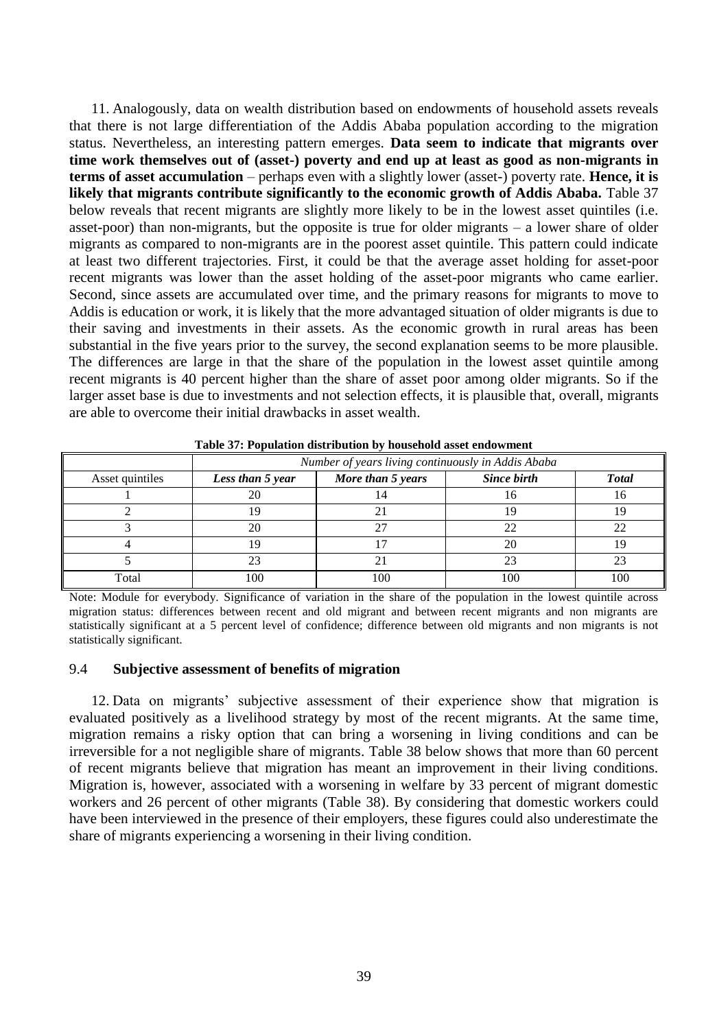11. Analogously, data on wealth distribution based on endowments of household assets reveals that there is not large differentiation of the Addis Ababa population according to the migration status. Nevertheless, an interesting pattern emerges. **Data seem to indicate that migrants over time work themselves out of (asset-) poverty and end up at least as good as non-migrants in terms of asset accumulation** – perhaps even with a slightly lower (asset-) poverty rate. **Hence, it is likely that migrants contribute significantly to the economic growth of Addis Ababa.** Table 37 below reveals that recent migrants are slightly more likely to be in the lowest asset quintiles (i.e. asset-poor) than non-migrants, but the opposite is true for older migrants – a lower share of older migrants as compared to non-migrants are in the poorest asset quintile. This pattern could indicate at least two different trajectories. First, it could be that the average asset holding for asset-poor recent migrants was lower than the asset holding of the asset-poor migrants who came earlier. Second, since assets are accumulated over time, and the primary reasons for migrants to move to Addis is education or work, it is likely that the more advantaged situation of older migrants is due to their saving and investments in their assets. As the economic growth in rural areas has been substantial in the five years prior to the survey, the second explanation seems to be more plausible. The differences are large in that the share of the population in the lowest asset quintile among recent migrants is 40 percent higher than the share of asset poor among older migrants. So if the larger asset base is due to investments and not selection effects, it is plausible that, overall, migrants are able to overcome their initial drawbacks in asset wealth.

**Table 37: Population distribution by household asset endowment**

| | *Number of years living continuously in Addis Ababa* | | | |
|---|---|---|---|---|
| Asset quintiles | ***Less than 5 year*** | ***More than 5 years*** | ***Since birth*** | ***Total*** |
| 1 | 20 | 14 | 16 | 16 |
| 2 | 19 | 21 | 19 | 19 |
| 3 | 20 | 27 | 22 | 22 |
| 4 | 19 | 17 | 20 | 19 |
| 5 | 23 | 21 | 23 | 23 |
| Total | 100 | 100 | 100 | 100 |

Note: Module for everybody. Significance of variation in the share of the population in the lowest quintile across migration status: differences between recent and old migrant and between recent migrants and non migrants are statistically significant at a 5 percent level of confidence; difference between old migrants and non migrants is not statistically significant.

## 9.4 Subjective assessment of benefits of migration

12. Data on migrants' subjective assessment of their experience show that migration is evaluated positively as a livelihood strategy by most of the recent migrants. At the same time, migration remains a risky option that can bring a worsening in living conditions and can be irreversible for a not negligible share of migrants. Table 38 below shows that more than 60 percent of recent migrants believe that migration has meant an improvement in their living conditions. Migration is, however, associated with a worsening in welfare by 33 percent of migrant domestic workers and 26 percent of other migrants (Table 38). By considering that domestic workers could have been interviewed in the presence of their employers, these figures could also underestimate the share of migrants experiencing a worsening in their living condition.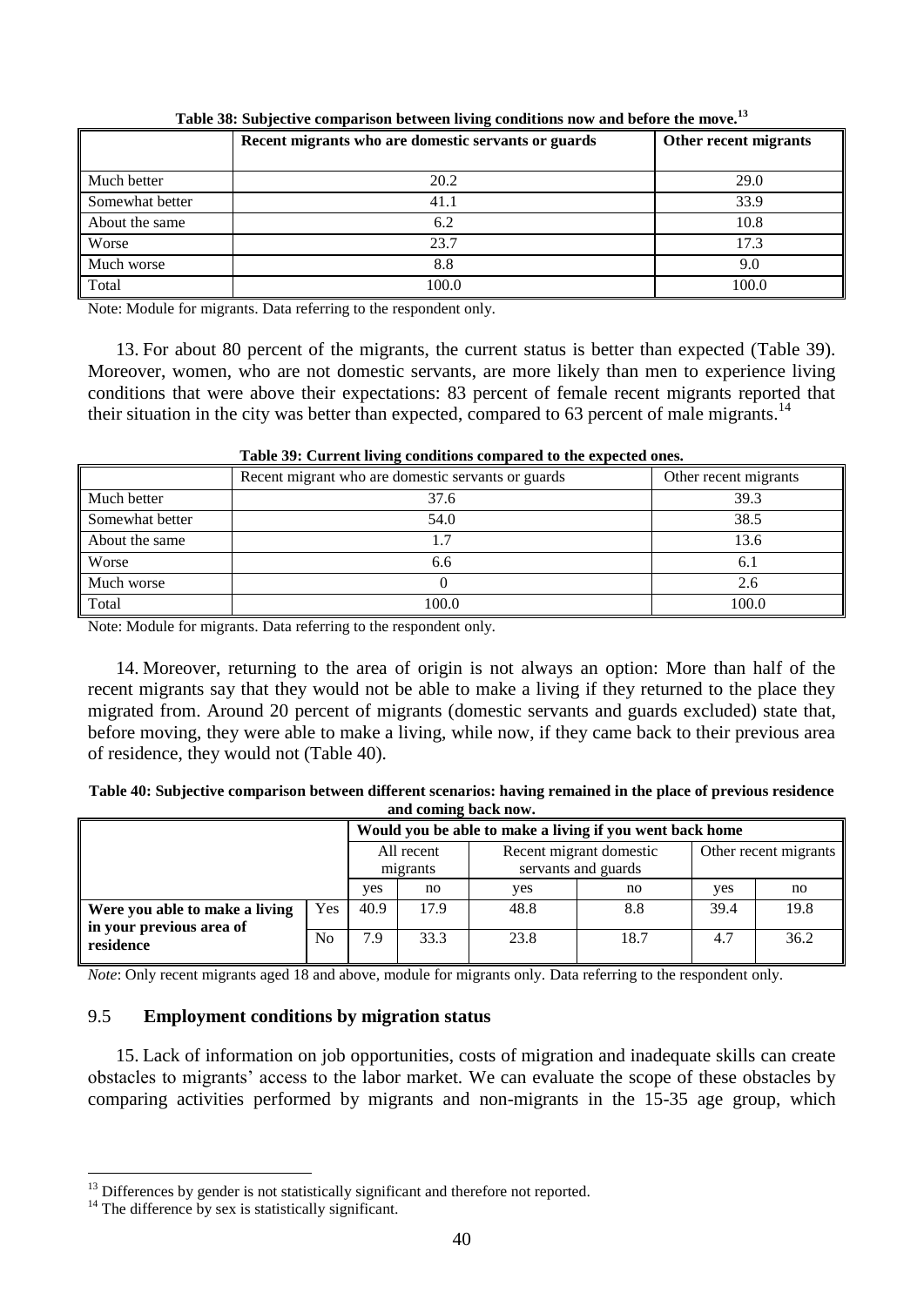**Table 38: Subjective comparison between living conditions now and before the move.[13]**

| | Recent migrants who are domestic servants or guards | Other recent migrants |
|---|---|---|
| Much better | 20.2 | 29.0 |
| Somewhat better | 41.1 | 33.9 |
| About the same | 6.2 | 10.8 |
| Worse | 23.7 | 17.3 |
| Much worse | 8.8 | 9.0 |
| Total | 100.0 | 100.0 |

Note: Module for migrants. Data referring to the respondent only.

13. For about 80 percent of the migrants, the current status is better than expected (Table 39). Moreover, women, who are not domestic servants, are more likely than men to experience living conditions that were above their expectations: 83 percent of female recent migrants reported that their situation in the city was better than expected, compared to 63 percent of male migrants.[14]

**Table 39: Current living conditions compared to the expected ones.**

| | Recent migrant who are domestic servants or guards | Other recent migrants |
|---|---|---|
| Much better | 37.6 | 39.3 |
| Somewhat better | 54.0 | 38.5 |
| About the same | 1.7 | 13.6 |
| Worse | 6.6 | 6.1 |
| Much worse | 0 | 2.6 |
| Total | 100.0 | 100.0 |

Note: Module for migrants. Data referring to the respondent only.

14. Moreover, returning to the area of origin is not always an option: More than half of the recent migrants say that they would not be able to make a living if they returned to the place they migrated from. Around 20 percent of migrants (domestic servants and guards excluded) state that, before moving, they were able to make a living, while now, if they came back to their previous area of residence, they would not (Table 40).

**Table 40: Subjective comparison between different scenarios: having remained in the place of previous residence and coming back now.**

| | | Would you be able to make a living if you went back home | | | | | |
|---|---|---|---|---|---|---|---|
| | | All recent migrants | | Recent migrant domestic servants and guards | | Other recent migrants | |
| | | yes | no | yes | no | yes | no |
| **Were you able to make a living in your previous area of residence** | Yes | 40.9 | 17.9 | 48.8 | 8.8 | 39.4 | 19.8 |
| | No | 7.9 | 33.3 | 23.8 | 18.7 | 4.7 | 36.2 |

*Note*: Only recent migrants aged 18 and above, module for migrants only. Data referring to the respondent only.

### 9.5 **Employment conditions by migration status**

15. Lack of information on job opportunities, costs of migration and inadequate skills can create obstacles to migrants' access to the labor market. We can evaluate the scope of these obstacles by comparing activities performed by migrants and non-migrants in the 15-35 age group, which

[13] Differences by gender is not statistically significant and therefore not reported.

[14] The difference by sex is statistically significant.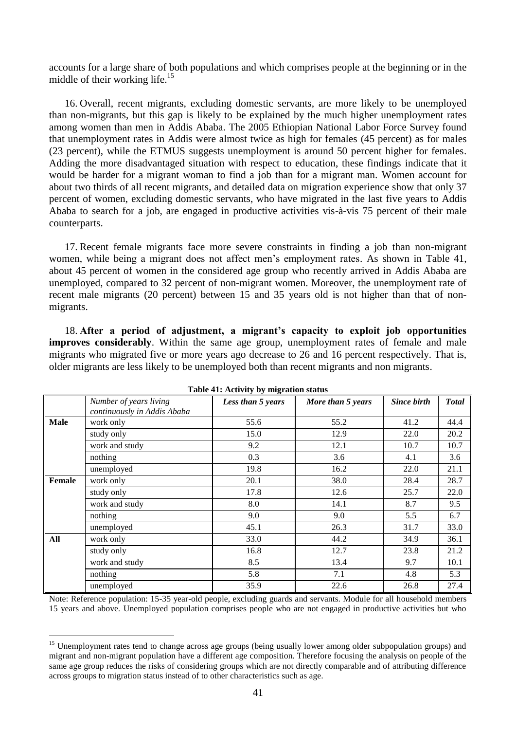accounts for a large share of both populations and which comprises people at the beginning or in the middle of their working life.[15]

16. Overall, recent migrants, excluding domestic servants, are more likely to be unemployed than non-migrants, but this gap is likely to be explained by the much higher unemployment rates among women than men in Addis Ababa. The 2005 Ethiopian National Labor Force Survey found that unemployment rates in Addis were almost twice as high for females (45 percent) as for males (23 percent), while the ETMUS suggests unemployment is around 50 percent higher for females. Adding the more disadvantaged situation with respect to education, these findings indicate that it would be harder for a migrant woman to find a job than for a migrant man. Women account for about two thirds of all recent migrants, and detailed data on migration experience show that only 37 percent of women, excluding domestic servants, who have migrated in the last five years to Addis Ababa to search for a job, are engaged in productive activities vis-à-vis 75 percent of their male counterparts.

17. Recent female migrants face more severe constraints in finding a job than non-migrant women, while being a migrant does not affect men's employment rates. As shown in Table 41, about 45 percent of women in the considered age group who recently arrived in Addis Ababa are unemployed, compared to 32 percent of non-migrant women. Moreover, the unemployment rate of recent male migrants (20 percent) between 15 and 35 years old is not higher than that of non-migrants.

18. **After a period of adjustment, a migrant's capacity to exploit job opportunities improves considerably**. Within the same age group, unemployment rates of female and male migrants who migrated five or more years ago decrease to 26 and 16 percent respectively. That is, older migrants are less likely to be unemployed both than recent migrants and non migrants.

**Table 41: Activity by migration status**

| | *Number of years living continuously in Addis Ababa* | *Less than 5 years* | *More than 5 years* | *Since birth* | *Total* |
|---|---|---|---|---|---|
| **Male** | work only | 55.6 | 55.2 | 41.2 | 44.4 |
| | study only | 15.0 | 12.9 | 22.0 | 20.2 |
| | work and study | 9.2 | 12.1 | 10.7 | 10.7 |
| | nothing | 0.3 | 3.6 | 4.1 | 3.6 |
| | unemployed | 19.8 | 16.2 | 22.0 | 21.1 |
| **Female** | work only | 20.1 | 38.0 | 28.4 | 28.7 |
| | study only | 17.8 | 12.6 | 25.7 | 22.0 |
| | work and study | 8.0 | 14.1 | 8.7 | 9.5 |
| | nothing | 9.0 | 9.0 | 5.5 | 6.7 |
| | unemployed | 45.1 | 26.3 | 31.7 | 33.0 |
| **All** | work only | 33.0 | 44.2 | 34.9 | 36.1 |
| | study only | 16.8 | 12.7 | 23.8 | 21.2 |
| | work and study | 8.5 | 13.4 | 9.7 | 10.1 |
| | nothing | 5.8 | 7.1 | 4.8 | 5.3 |
| | unemployed | 35.9 | 22.6 | 26.8 | 27.4 |

Note: Reference population: 15-35 year-old people, excluding guards and servants. Module for all household members 15 years and above. Unemployed population comprises people who are not engaged in productive activities but who

[15] Unemployment rates tend to change across age groups (being usually lower among older subpopulation groups) and migrant and non-migrant population have a different age composition. Therefore focusing the analysis on people of the same age group reduces the risks of considering groups which are not directly comparable and of attributing difference across groups to migration status instead of to other characteristics such as age.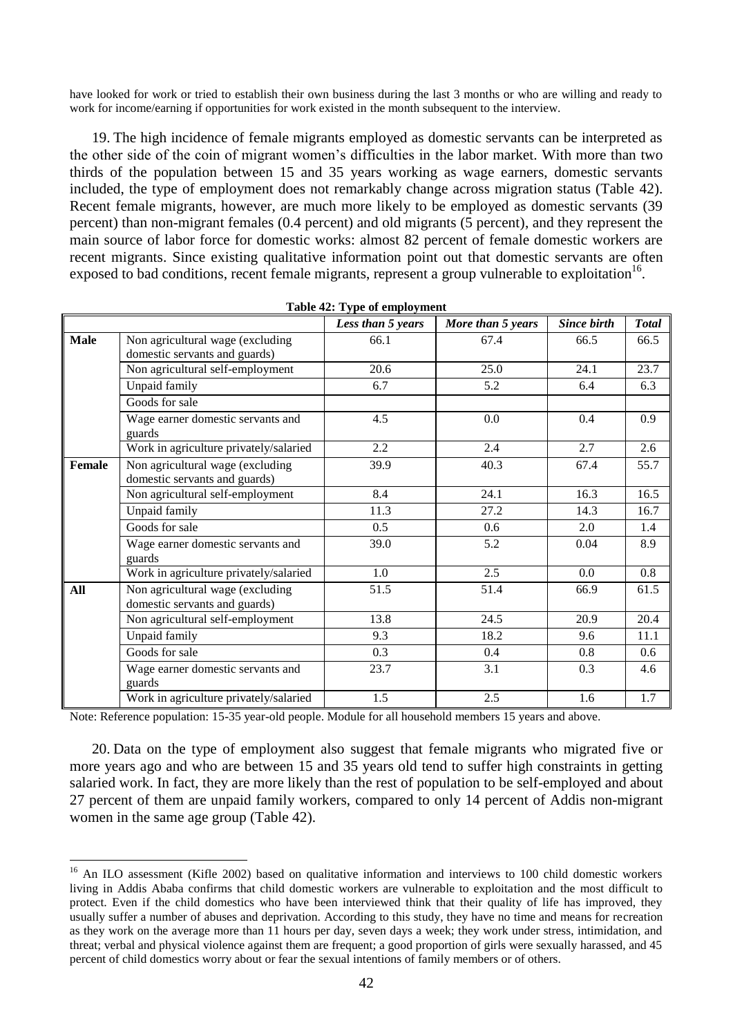have looked for work or tried to establish their own business during the last 3 months or who are willing and ready to work for income/earning if opportunities for work existed in the month subsequent to the interview.

19. The high incidence of female migrants employed as domestic servants can be interpreted as the other side of the coin of migrant women's difficulties in the labor market. With more than two thirds of the population between 15 and 35 years working as wage earners, domestic servants included, the type of employment does not remarkably change across migration status (Table 42). Recent female migrants, however, are much more likely to be employed as domestic servants (39 percent) than non-migrant females (0.4 percent) and old migrants (5 percent), and they represent the main source of labor force for domestic works: almost 82 percent of female domestic workers are recent migrants. Since existing qualitative information point out that domestic servants are often exposed to bad conditions, recent female migrants, represent a group vulnerable to exploitation[16].

**Table 42: Type of employment**

| | | *Less than 5 years* | *More than 5 years* | *Since birth* | *Total* |
|---|---|---|---|---|---|
| **Male** | Non agricultural wage (excluding domestic servants and guards) | 66.1 | 67.4 | 66.5 | 66.5 |
| | Non agricultural self-employment | 20.6 | 25.0 | 24.1 | 23.7 |
| | Unpaid family | 6.7 | 5.2 | 6.4 | 6.3 |
| | Goods for sale | | | | |
| | Wage earner domestic servants and guards | 4.5 | 0.0 | 0.4 | 0.9 |
| | Work in agriculture privately/salaried | 2.2 | 2.4 | 2.7 | 2.6 |
| **Female** | Non agricultural wage (excluding domestic servants and guards) | 39.9 | 40.3 | 67.4 | 55.7 |
| | Non agricultural self-employment | 8.4 | 24.1 | 16.3 | 16.5 |
| | Unpaid family | 11.3 | 27.2 | 14.3 | 16.7 |
| | Goods for sale | 0.5 | 0.6 | 2.0 | 1.4 |
| | Wage earner domestic servants and guards | 39.0 | 5.2 | 0.04 | 8.9 |
| | Work in agriculture privately/salaried | 1.0 | 2.5 | 0.0 | 0.8 |
| **All** | Non agricultural wage (excluding domestic servants and guards) | 51.5 | 51.4 | 66.9 | 61.5 |
| | Non agricultural self-employment | 13.8 | 24.5 | 20.9 | 20.4 |
| | Unpaid family | 9.3 | 18.2 | 9.6 | 11.1 |
| | Goods for sale | 0.3 | 0.4 | 0.8 | 0.6 |
| | Wage earner domestic servants and guards | 23.7 | 3.1 | 0.3 | 4.6 |
| | Work in agriculture privately/salaried | 1.5 | 2.5 | 1.6 | 1.7 |

Note: Reference population: 15-35 year-old people. Module for all household members 15 years and above.

20. Data on the type of employment also suggest that female migrants who migrated five or more years ago and who are between 15 and 35 years old tend to suffer high constraints in getting salaried work. In fact, they are more likely than the rest of population to be self-employed and about 27 percent of them are unpaid family workers, compared to only 14 percent of Addis non-migrant women in the same age group (Table 42).

[16] An ILO assessment (Kifle 2002) based on qualitative information and interviews to 100 child domestic workers living in Addis Ababa confirms that child domestic workers are vulnerable to exploitation and the most difficult to protect. Even if the child domestics who have been interviewed think that their quality of life has improved, they usually suffer a number of abuses and deprivation. According to this study, they have no time and means for recreation as they work on the average more than 11 hours per day, seven days a week; they work under stress, intimidation, and threat; verbal and physical violence against them are frequent; a good proportion of girls were sexually harassed, and 45 percent of child domestics worry about or fear the sexual intentions of family members or of others.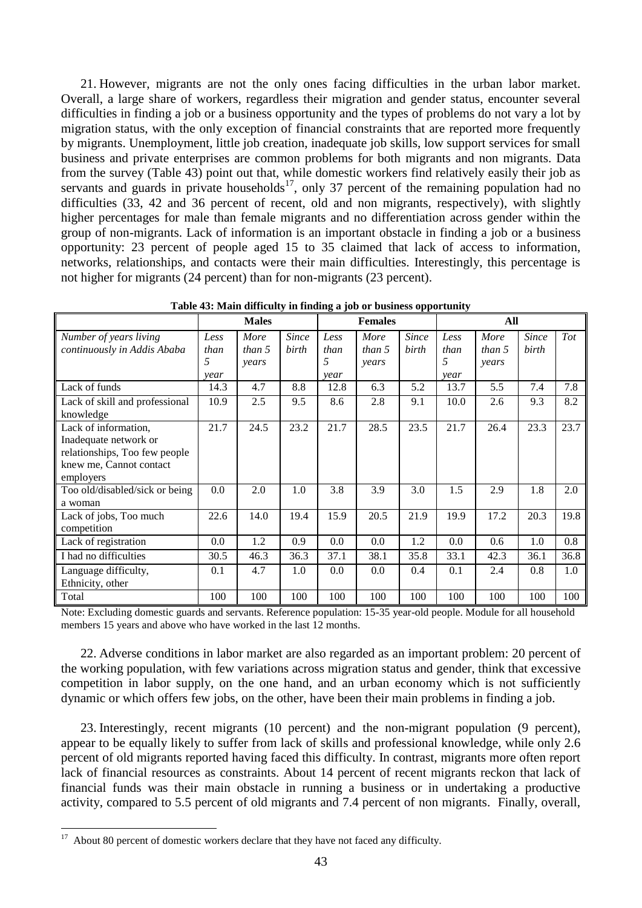21. However, migrants are not the only ones facing difficulties in the urban labor market. Overall, a large share of workers, regardless their migration and gender status, encounter several difficulties in finding a job or a business opportunity and the types of problems do not vary a lot by migration status, with the only exception of financial constraints that are reported more frequently by migrants. Unemployment, little job creation, inadequate job skills, low support services for small business and private enterprises are common problems for both migrants and non migrants. Data from the survey (Table 43) point out that, while domestic workers find relatively easily their job as servants and guards in private households[17], only 37 percent of the remaining population had no difficulties (33, 42 and 36 percent of recent, old and non migrants, respectively), with slightly higher percentages for male than female migrants and no differentiation across gender within the group of non-migrants. Lack of information is an important obstacle in finding a job or a business opportunity: 23 percent of people aged 15 to 35 claimed that lack of access to information, networks, relationships, and contacts were their main difficulties. Interestingly, this percentage is not higher for migrants (24 percent) than for non-migrants (23 percent).

**Table 43: Main difficulty in finding a job or business opportunity**

| | Males | | | Females | | | All | | | |
|---|---|---|---|---|---|---|---|---|---|---|
| *Number of years living continuously in Addis Ababa* | *Less than 5 year* | *More than 5 years* | *Since birth* | *Less than 5 year* | *More than 5 years* | *Since birth* | *Less than 5 year* | *More than 5 years* | *Since birth* | *Tot* |
| Lack of funds | 14.3 | 4.7 | 8.8 | 12.8 | 6.3 | 5.2 | 13.7 | 5.5 | 7.4 | 7.8 |
| Lack of skill and professional knowledge | 10.9 | 2.5 | 9.5 | 8.6 | 2.8 | 9.1 | 10.0 | 2.6 | 9.3 | 8.2 |
| Lack of information, Inadequate network or relationships, Too few people knew me, Cannot contact employers | 21.7 | 24.5 | 23.2 | 21.7 | 28.5 | 23.5 | 21.7 | 26.4 | 23.3 | 23.7 |
| Too old/disabled/sick or being a woman | 0.0 | 2.0 | 1.0 | 3.8 | 3.9 | 3.0 | 1.5 | 2.9 | 1.8 | 2.0 |
| Lack of jobs, Too much competition | 22.6 | 14.0 | 19.4 | 15.9 | 20.5 | 21.9 | 19.9 | 17.2 | 20.3 | 19.8 |
| Lack of registration | 0.0 | 1.2 | 0.9 | 0.0 | 0.0 | 1.2 | 0.0 | 0.6 | 1.0 | 0.8 |
| I had no difficulties | 30.5 | 46.3 | 36.3 | 37.1 | 38.1 | 35.8 | 33.1 | 42.3 | 36.1 | 36.8 |
| Language difficulty, Ethnicity, other | 0.1 | 4.7 | 1.0 | 0.0 | 0.0 | 0.4 | 0.1 | 2.4 | 0.8 | 1.0 |
| Total | 100 | 100 | 100 | 100 | 100 | 100 | 100 | 100 | 100 | 100 |

Note: Excluding domestic guards and servants. Reference population: 15-35 year-old people. Module for all household members 15 years and above who have worked in the last 12 months.

22. Adverse conditions in labor market are also regarded as an important problem: 20 percent of the working population, with few variations across migration status and gender, think that excessive competition in labor supply, on the one hand, and an urban economy which is not sufficiently dynamic or which offers few jobs, on the other, have been their main problems in finding a job.

23. Interestingly, recent migrants (10 percent) and the non-migrant population (9 percent), appear to be equally likely to suffer from lack of skills and professional knowledge, while only 2.6 percent of old migrants reported having faced this difficulty. In contrast, migrants more often report lack of financial resources as constraints. About 14 percent of recent migrants reckon that lack of financial funds was their main obstacle in running a business or in undertaking a productive activity, compared to 5.5 percent of old migrants and 7.4 percent of non migrants. Finally, overall,

[17] About 80 percent of domestic workers declare that they have not faced any difficulty.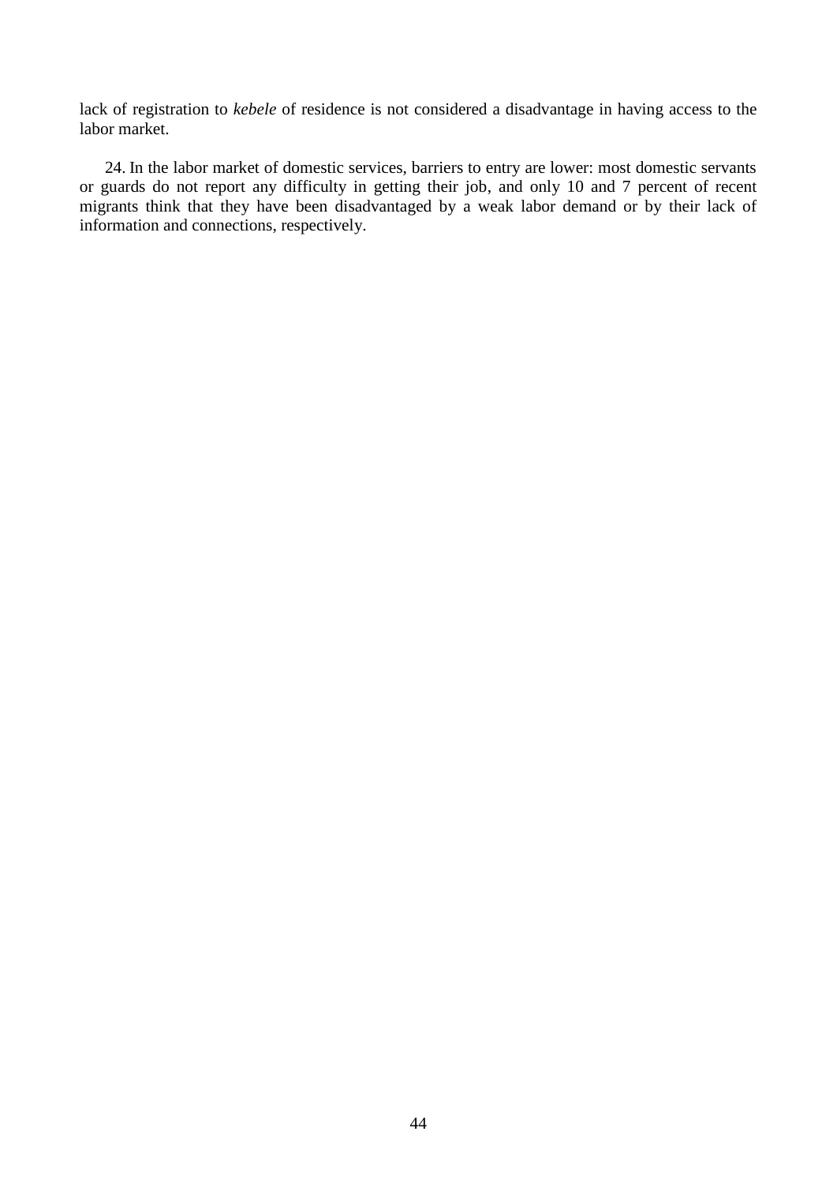lack of registration to *kebele* of residence is not considered a disadvantage in having access to the labor market.

24. In the labor market of domestic services, barriers to entry are lower: most domestic servants or guards do not report any difficulty in getting their job, and only 10 and 7 percent of recent migrants think that they have been disadvantaged by a weak labor demand or by their lack of information and connections, respectively.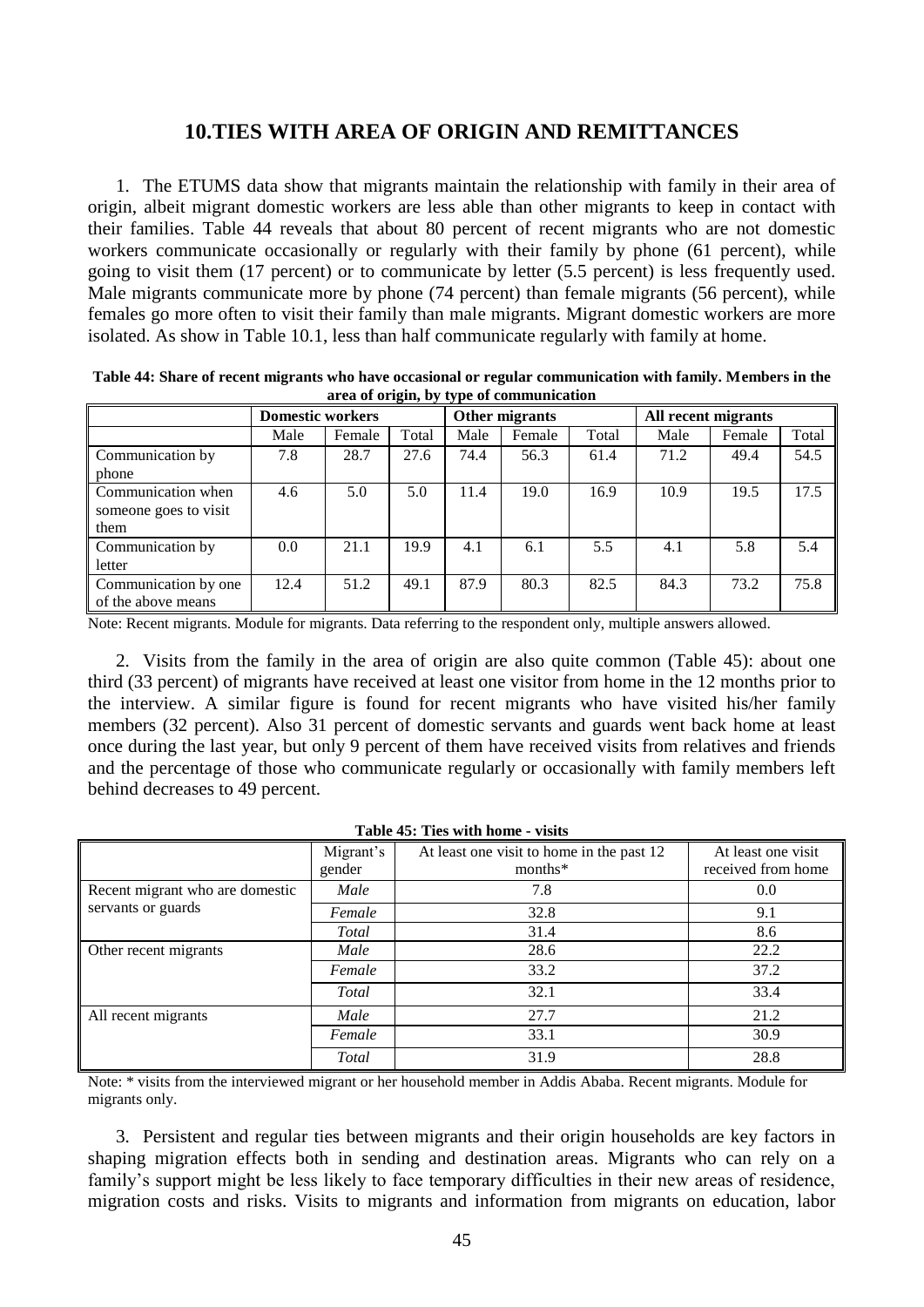## 10.TIES WITH AREA OF ORIGIN AND REMITTANCES

1. The ETUMS data show that migrants maintain the relationship with family in their area of origin, albeit migrant domestic workers are less able than other migrants to keep in contact with their families. Table 44 reveals that about 80 percent of recent migrants who are not domestic workers communicate occasionally or regularly with their family by phone (61 percent), while going to visit them (17 percent) or to communicate by letter (5.5 percent) is less frequently used. Male migrants communicate more by phone (74 percent) than female migrants (56 percent), while females go more often to visit their family than male migrants. Migrant domestic workers are more isolated. As show in Table 10.1, less than half communicate regularly with family at home.

**Table 44: Share of recent migrants who have occasional or regular communication with family. Members in the area of origin, by type of communication**

| | Domestic workers | | | Other migrants | | | All recent migrants | | |
|---|---|---|---|---|---|---|---|---|---|
| | Male | Female | Total | Male | Female | Total | Male | Female | Total |
| Communication by phone | 7.8 | 28.7 | 27.6 | 74.4 | 56.3 | 61.4 | 71.2 | 49.4 | 54.5 |
| Communication when someone goes to visit them | 4.6 | 5.0 | 5.0 | 11.4 | 19.0 | 16.9 | 10.9 | 19.5 | 17.5 |
| Communication by letter | 0.0 | 21.1 | 19.9 | 4.1 | 6.1 | 5.5 | 4.1 | 5.8 | 5.4 |
| Communication by one of the above means | 12.4 | 51.2 | 49.1 | 87.9 | 80.3 | 82.5 | 84.3 | 73.2 | 75.8 |

Note: Recent migrants. Module for migrants. Data referring to the respondent only, multiple answers allowed.

2. Visits from the family in the area of origin are also quite common (Table 45): about one third (33 percent) of migrants have received at least one visitor from home in the 12 months prior to the interview. A similar figure is found for recent migrants who have visited his/her family members (32 percent). Also 31 percent of domestic servants and guards went back home at least once during the last year, but only 9 percent of them have received visits from relatives and friends and the percentage of those who communicate regularly or occasionally with family members left behind decreases to 49 percent.

**Table 45: Ties with home - visits**

| | Migrant's gender | At least one visit to home in the past 12 months* | At least one visit received from home |
|---|---|---|---|
| Recent migrant who are domestic servants or guards | *Male* | 7.8 | 0.0 |
| | *Female* | 32.8 | 9.1 |
| | *Total* | 31.4 | 8.6 |
| Other recent migrants | *Male* | 28.6 | 22.2 |
| | *Female* | 33.2 | 37.2 |
| | *Total* | 32.1 | 33.4 |
| All recent migrants | *Male* | 27.7 | 21.2 |
| | *Female* | 33.1 | 30.9 |
| | *Total* | 31.9 | 28.8 |

Note: * visits from the interviewed migrant or her household member in Addis Ababa. Recent migrants. Module for migrants only.

3. Persistent and regular ties between migrants and their origin households are key factors in shaping migration effects both in sending and destination areas. Migrants who can rely on a family's support might be less likely to face temporary difficulties in their new areas of residence, migration costs and risks. Visits to migrants and information from migrants on education, labor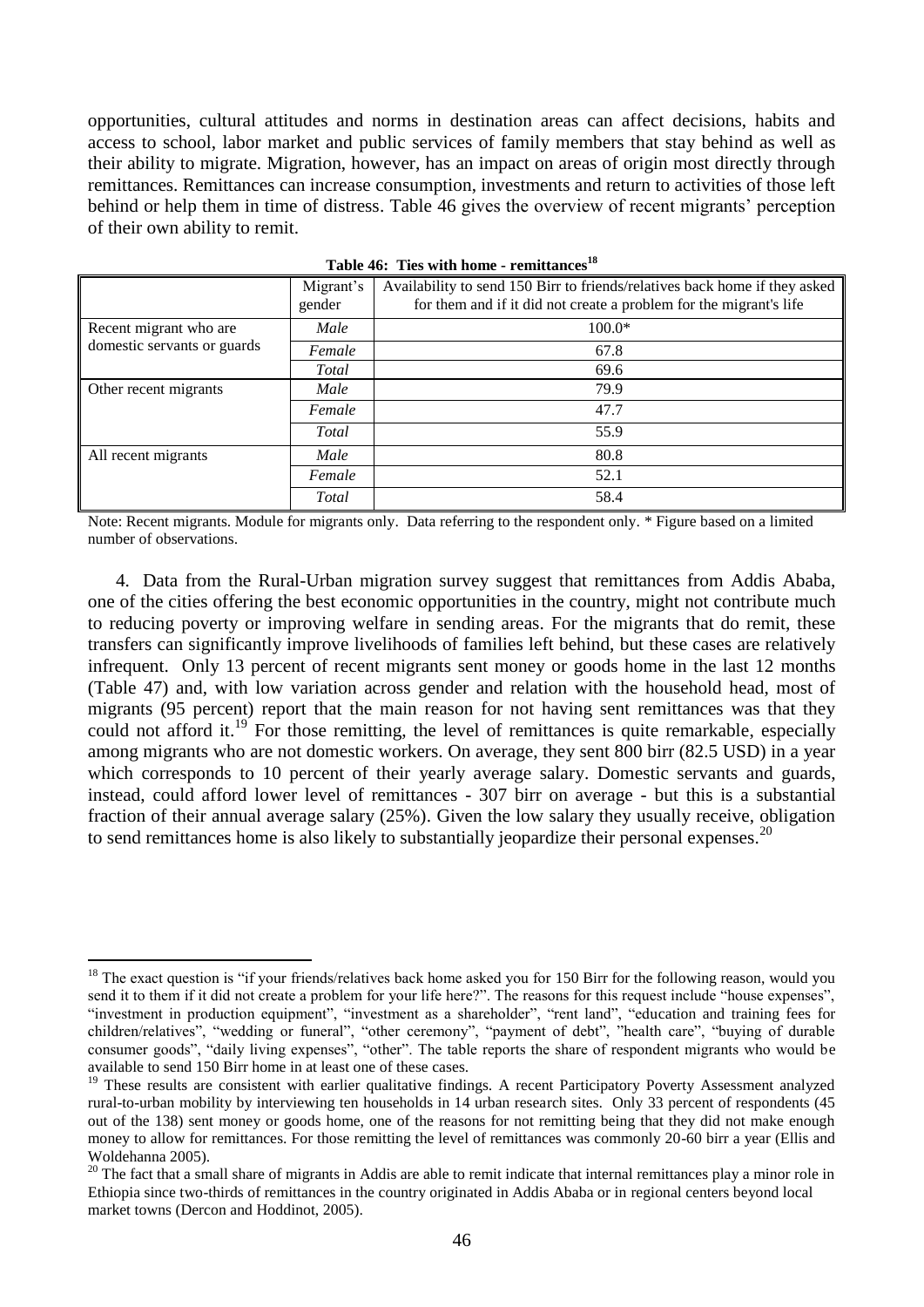opportunities, cultural attitudes and norms in destination areas can affect decisions, habits and access to school, labor market and public services of family members that stay behind as well as their ability to migrate. Migration, however, has an impact on areas of origin most directly through remittances. Remittances can increase consumption, investments and return to activities of those left behind or help them in time of distress. Table 46 gives the overview of recent migrants' perception of their own ability to remit.

**Table 46: Ties with home - remittances[18]**

| | Migrant's gender | Availability to send 150 Birr to friends/relatives back home if they asked for them and if it did not create a problem for the migrant's life |
|---|---|---|
| Recent migrant who are domestic servants or guards | *Male* | 100.0* |
| | *Female* | 67.8 |
| | *Total* | 69.6 |
| Other recent migrants | *Male* | 79.9 |
| | *Female* | 47.7 |
| | *Total* | 55.9 |
| All recent migrants | *Male* | 80.8 |
| | *Female* | 52.1 |
| | *Total* | 58.4 |

Note: Recent migrants. Module for migrants only. Data referring to the respondent only. * Figure based on a limited number of observations.

4. Data from the Rural-Urban migration survey suggest that remittances from Addis Ababa, one of the cities offering the best economic opportunities in the country, might not contribute much to reducing poverty or improving welfare in sending areas. For the migrants that do remit, these transfers can significantly improve livelihoods of families left behind, but these cases are relatively infrequent. Only 13 percent of recent migrants sent money or goods home in the last 12 months (Table 47) and, with low variation across gender and relation with the household head, most of migrants (95 percent) report that the main reason for not having sent remittances was that they could not afford it.[19] For those remitting, the level of remittances is quite remarkable, especially among migrants who are not domestic workers. On average, they sent 800 birr (82.5 USD) in a year which corresponds to 10 percent of their yearly average salary. Domestic servants and guards, instead, could afford lower level of remittances - 307 birr on average - but this is a substantial fraction of their annual average salary (25%). Given the low salary they usually receive, obligation to send remittances home is also likely to substantially jeopardize their personal expenses.[20]

---

[18] The exact question is "if your friends/relatives back home asked you for 150 Birr for the following reason, would you send it to them if it did not create a problem for your life here?". The reasons for this request include "house expenses", "investment in production equipment", "investment as a shareholder", "rent land", "education and training fees for children/relatives", "wedding or funeral", "other ceremony", "payment of debt", "health care", "buying of durable consumer goods", "daily living expenses", "other". The table reports the share of respondent migrants who would be available to send 150 Birr home in at least one of these cases.

[19] These results are consistent with earlier qualitative findings. A recent Participatory Poverty Assessment analyzed rural-to-urban mobility by interviewing ten households in 14 urban research sites. Only 33 percent of respondents (45 out of the 138) sent money or goods home, one of the reasons for not remitting being that they did not make enough money to allow for remittances. For those remitting the level of remittances was commonly 20-60 birr a year (Ellis and Woldehanna 2005).

[20] The fact that a small share of migrants in Addis are able to remit indicate that internal remittances play a minor role in Ethiopia since two-thirds of remittances in the country originated in Addis Ababa or in regional centers beyond local market towns (Dercon and Hoddinot, 2005).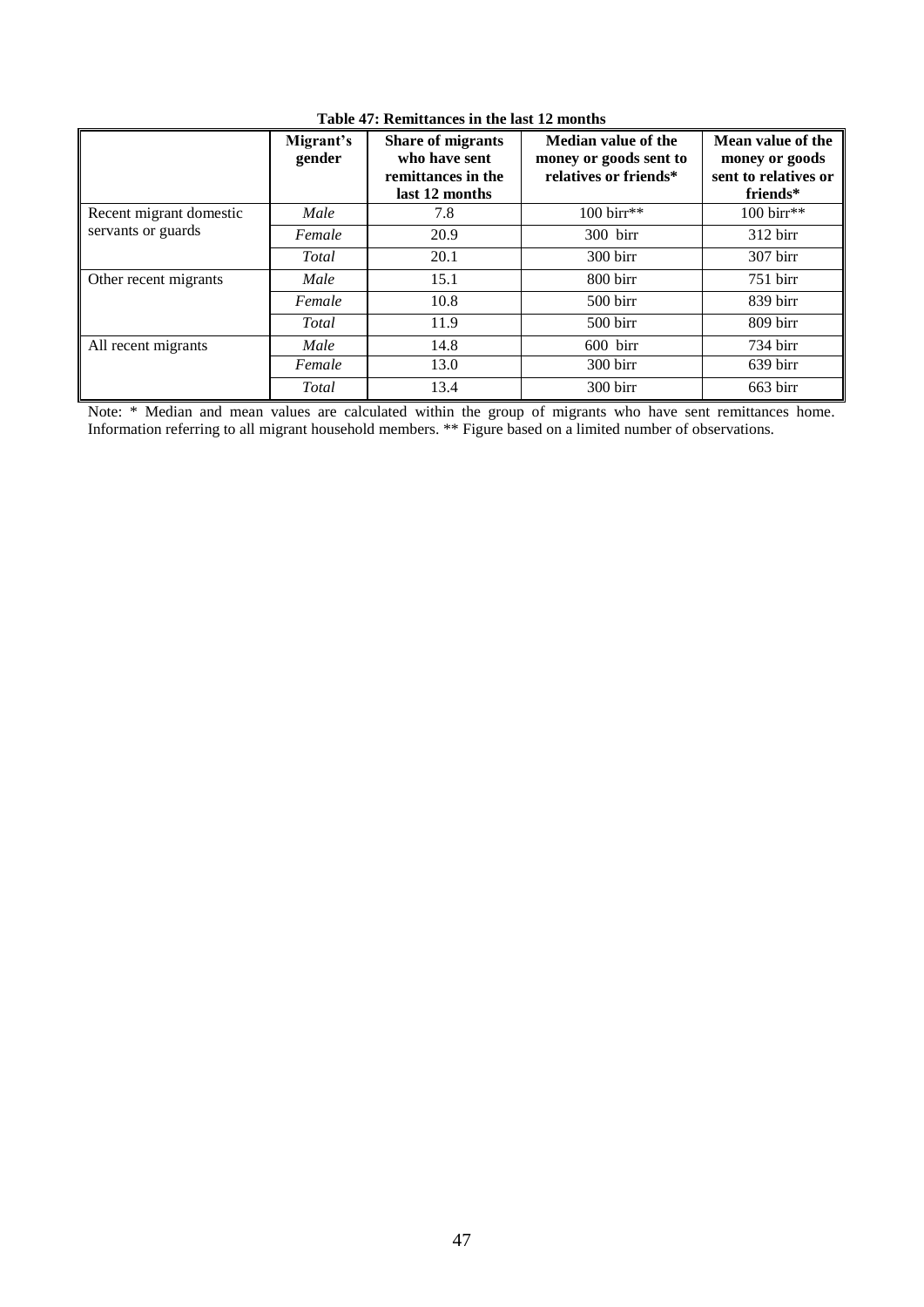**Table 47: Remittances in the last 12 months**

| | Migrant's gender | Share of migrants who have sent remittances in the last 12 months | Median value of the money or goods sent to relatives or friends* | Mean value of the money or goods sent to relatives or friends* |
|---|---|---|---|---|
| Recent migrant domestic servants or guards | *Male* | 7.8 | 100 birr** | 100 birr** |
| | *Female* | 20.9 | 300 birr | 312 birr |
| | *Total* | 20.1 | 300 birr | 307 birr |
| Other recent migrants | *Male* | 15.1 | 800 birr | 751 birr |
| | *Female* | 10.8 | 500 birr | 839 birr |
| | *Total* | 11.9 | 500 birr | 809 birr |
| All recent migrants | *Male* | 14.8 | 600 birr | 734 birr |
| | *Female* | 13.0 | 300 birr | 639 birr |
| | *Total* | 13.4 | 300 birr | 663 birr |

Note: * Median and mean values are calculated within the group of migrants who have sent remittances home. Information referring to all migrant household members. ** Figure based on a limited number of observations.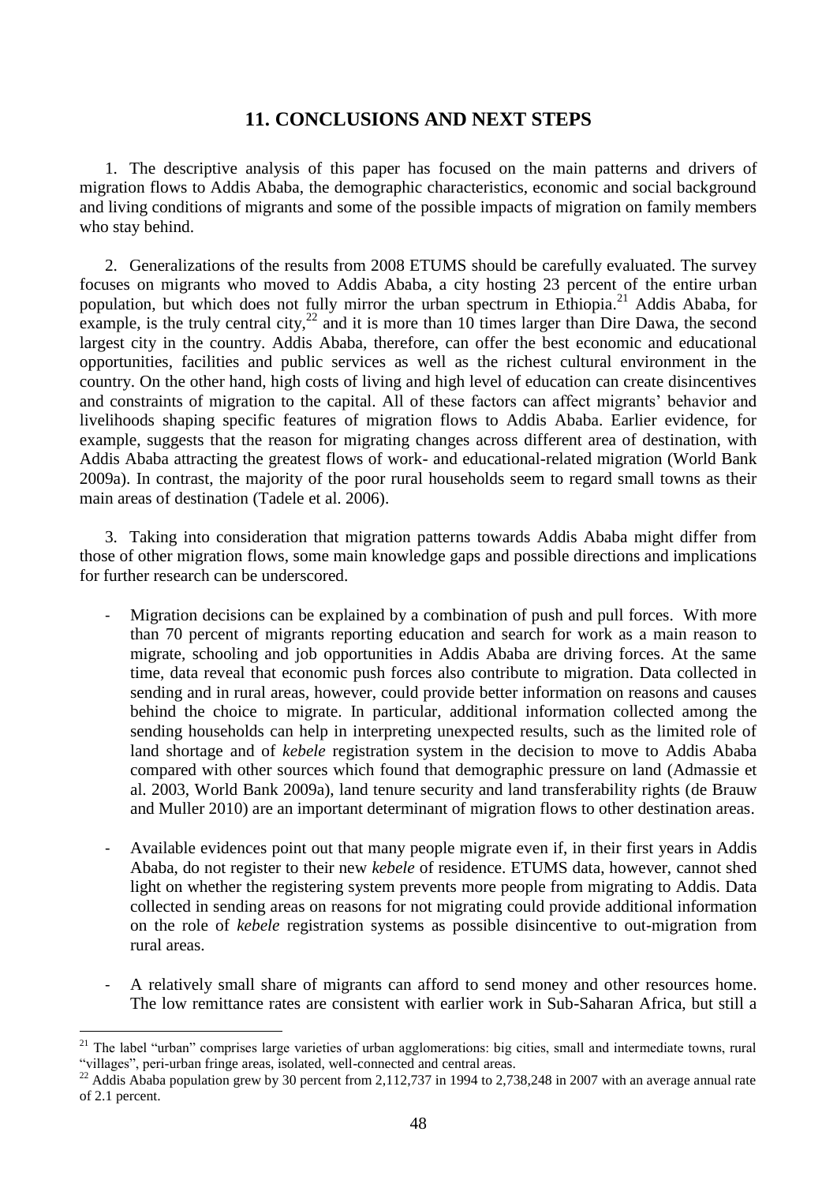# 11. CONCLUSIONS AND NEXT STEPS

1. The descriptive analysis of this paper has focused on the main patterns and drivers of migration flows to Addis Ababa, the demographic characteristics, economic and social background and living conditions of migrants and some of the possible impacts of migration on family members who stay behind.

2. Generalizations of the results from 2008 ETUMS should be carefully evaluated. The survey focuses on migrants who moved to Addis Ababa, a city hosting 23 percent of the entire urban population, but which does not fully mirror the urban spectrum in Ethiopia.[21] Addis Ababa, for example, is the truly central city,[22] and it is more than 10 times larger than Dire Dawa, the second largest city in the country. Addis Ababa, therefore, can offer the best economic and educational opportunities, facilities and public services as well as the richest cultural environment in the country. On the other hand, high costs of living and high level of education can create disincentives and constraints of migration to the capital. All of these factors can affect migrants' behavior and livelihoods shaping specific features of migration flows to Addis Ababa. Earlier evidence, for example, suggests that the reason for migrating changes across different area of destination, with Addis Ababa attracting the greatest flows of work- and educational-related migration (World Bank 2009a). In contrast, the majority of the poor rural households seem to regard small towns as their main areas of destination (Tadele et al. 2006).

3. Taking into consideration that migration patterns towards Addis Ababa might differ from those of other migration flows, some main knowledge gaps and possible directions and implications for further research can be underscored.

- Migration decisions can be explained by a combination of push and pull forces. With more than 70 percent of migrants reporting education and search for work as a main reason to migrate, schooling and job opportunities in Addis Ababa are driving forces. At the same time, data reveal that economic push forces also contribute to migration. Data collected in sending and in rural areas, however, could provide better information on reasons and causes behind the choice to migrate. In particular, additional information collected among the sending households can help in interpreting unexpected results, such as the limited role of land shortage and of *kebele* registration system in the decision to move to Addis Ababa compared with other sources which found that demographic pressure on land (Admassie et al. 2003, World Bank 2009a), land tenure security and land transferability rights (de Brauw and Muller 2010) are an important determinant of migration flows to other destination areas.

- Available evidences point out that many people migrate even if, in their first years in Addis Ababa, do not register to their new *kebele* of residence. ETUMS data, however, cannot shed light on whether the registering system prevents more people from migrating to Addis. Data collected in sending areas on reasons for not migrating could provide additional information on the role of *kebele* registration systems as possible disincentive to out-migration from rural areas.

- A relatively small share of migrants can afford to send money and other resources home. The low remittance rates are consistent with earlier work in Sub-Saharan Africa, but still a

---

[21] The label "urban" comprises large varieties of urban agglomerations: big cities, small and intermediate towns, rural "villages", peri-urban fringe areas, isolated, well-connected and central areas.

[22] Addis Ababa population grew by 30 percent from 2,112,737 in 1994 to 2,738,248 in 2007 with an average annual rate of 2.1 percent.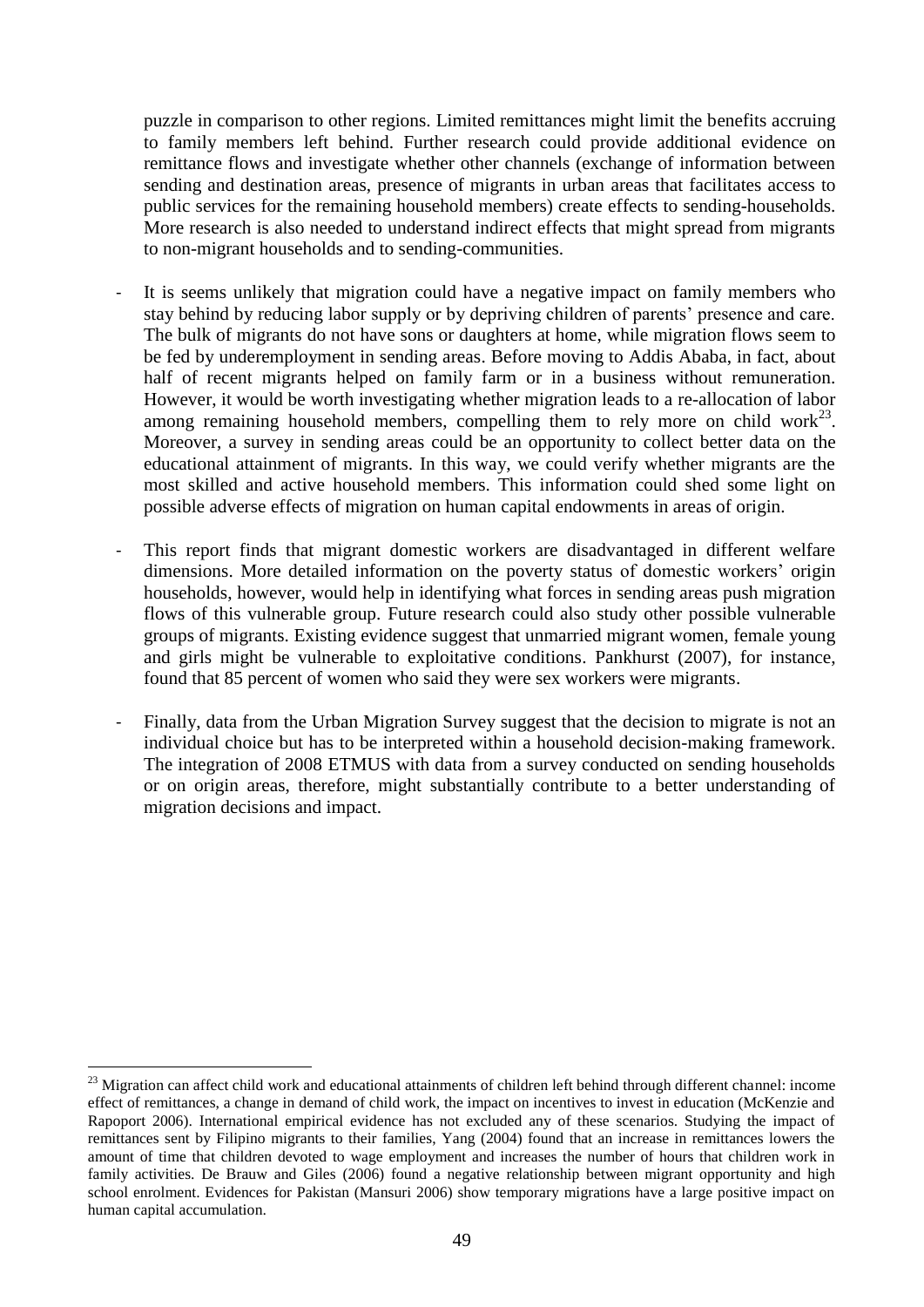puzzle in comparison to other regions. Limited remittances might limit the benefits accruing to family members left behind. Further research could provide additional evidence on remittance flows and investigate whether other channels (exchange of information between sending and destination areas, presence of migrants in urban areas that facilitates access to public services for the remaining household members) create effects to sending-households. More research is also needed to understand indirect effects that might spread from migrants to non-migrant households and to sending-communities.

- It is seems unlikely that migration could have a negative impact on family members who stay behind by reducing labor supply or by depriving children of parents' presence and care. The bulk of migrants do not have sons or daughters at home, while migration flows seem to be fed by underemployment in sending areas. Before moving to Addis Ababa, in fact, about half of recent migrants helped on family farm or in a business without remuneration. However, it would be worth investigating whether migration leads to a re-allocation of labor among remaining household members, compelling them to rely more on child work[23]. Moreover, a survey in sending areas could be an opportunity to collect better data on the educational attainment of migrants. In this way, we could verify whether migrants are the most skilled and active household members. This information could shed some light on possible adverse effects of migration on human capital endowments in areas of origin.

- This report finds that migrant domestic workers are disadvantaged in different welfare dimensions. More detailed information on the poverty status of domestic workers' origin households, however, would help in identifying what forces in sending areas push migration flows of this vulnerable group. Future research could also study other possible vulnerable groups of migrants. Existing evidence suggest that unmarried migrant women, female young and girls might be vulnerable to exploitative conditions. Pankhurst (2007), for instance, found that 85 percent of women who said they were sex workers were migrants.

- Finally, data from the Urban Migration Survey suggest that the decision to migrate is not an individual choice but has to be interpreted within a household decision-making framework. The integration of 2008 ETMUS with data from a survey conducted on sending households or on origin areas, therefore, might substantially contribute to a better understanding of migration decisions and impact.

[23] Migration can affect child work and educational attainments of children left behind through different channel: income effect of remittances, a change in demand of child work, the impact on incentives to invest in education (McKenzie and Rapoport 2006). International empirical evidence has not excluded any of these scenarios. Studying the impact of remittances sent by Filipino migrants to their families, Yang (2004) found that an increase in remittances lowers the amount of time that children devoted to wage employment and increases the number of hours that children work in family activities. De Brauw and Giles (2006) found a negative relationship between migrant opportunity and high school enrolment. Evidences for Pakistan (Mansuri 2006) show temporary migrations have a large positive impact on human capital accumulation.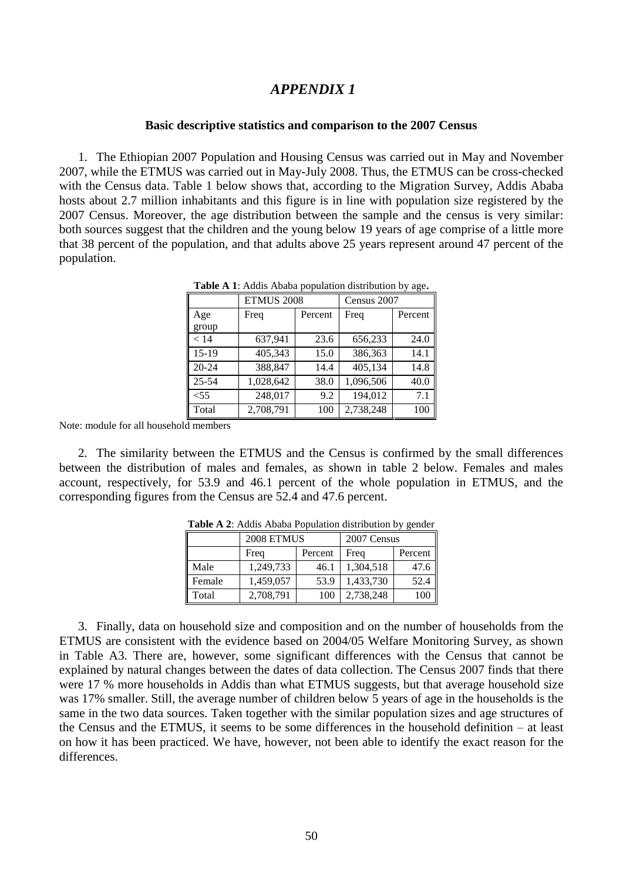# *APPENDIX 1*

**Basic descriptive statistics and comparison to the 2007 Census**

1. The Ethiopian 2007 Population and Housing Census was carried out in May and November 2007, while the ETMUS was carried out in May-July 2008. Thus, the ETMUS can be cross-checked with the Census data. Table 1 below shows that, according to the Migration Survey, Addis Ababa hosts about 2.7 million inhabitants and this figure is in line with population size registered by the 2007 Census. Moreover, the age distribution between the sample and the census is very similar: both sources suggest that the children and the young below 19 years of age comprise of a little more that 38 percent of the population, and that adults above 25 years represent around 47 percent of the population.

**Table A 1**: Addis Ababa population distribution by age**.**

| | ETMUS 2008 | | Census 2007 | |
|---|---|---|---|---|
| Age group | Freq | Percent | Freq | Percent |
| < 14 | 637,941 | 23.6 | 656,233 | 24.0 |
| 15-19 | 405,343 | 15.0 | 386,363 | 14.1 |
| 20-24 | 388,847 | 14.4 | 405,134 | 14.8 |
| 25-54 | 1,028,642 | 38.0 | 1,096,506 | 40.0 |
| <55 | 248,017 | 9.2 | 194,012 | 7.1 |
| Total | 2,708,791 | 100 | 2,738,248 | 100 |

Note: module for all household members

2. The similarity between the ETMUS and the Census is confirmed by the small differences between the distribution of males and females, as shown in table 2 below. Females and males account, respectively, for 53.9 and 46.1 percent of the whole population in ETMUS, and the corresponding figures from the Census are 52.4 and 47.6 percent.

**Table A 2**: Addis Ababa Population distribution by gender

| | 2008 ETMUS | | 2007 Census | |
|---|---|---|---|---|
| | Freq | Percent | Freq | Percent |
| Male | 1,249,733 | 46.1 | 1,304,518 | 47.6 |
| Female | 1,459,057 | 53.9 | 1,433,730 | 52.4 |
| Total | 2,708,791 | 100 | 2,738,248 | 100 |

3. Finally, data on household size and composition and on the number of households from the ETMUS are consistent with the evidence based on 2004/05 Welfare Monitoring Survey, as shown in Table A3. There are, however, some significant differences with the Census that cannot be explained by natural changes between the dates of data collection. The Census 2007 finds that there were 17 % more households in Addis than what ETMUS suggests, but that average household size was 17% smaller. Still, the average number of children below 5 years of age in the households is the same in the two data sources. Taken together with the similar population sizes and age structures of the Census and the ETMUS, it seems to be some differences in the household definition – at least on how it has been practiced. We have, however, not been able to identify the exact reason for the differences.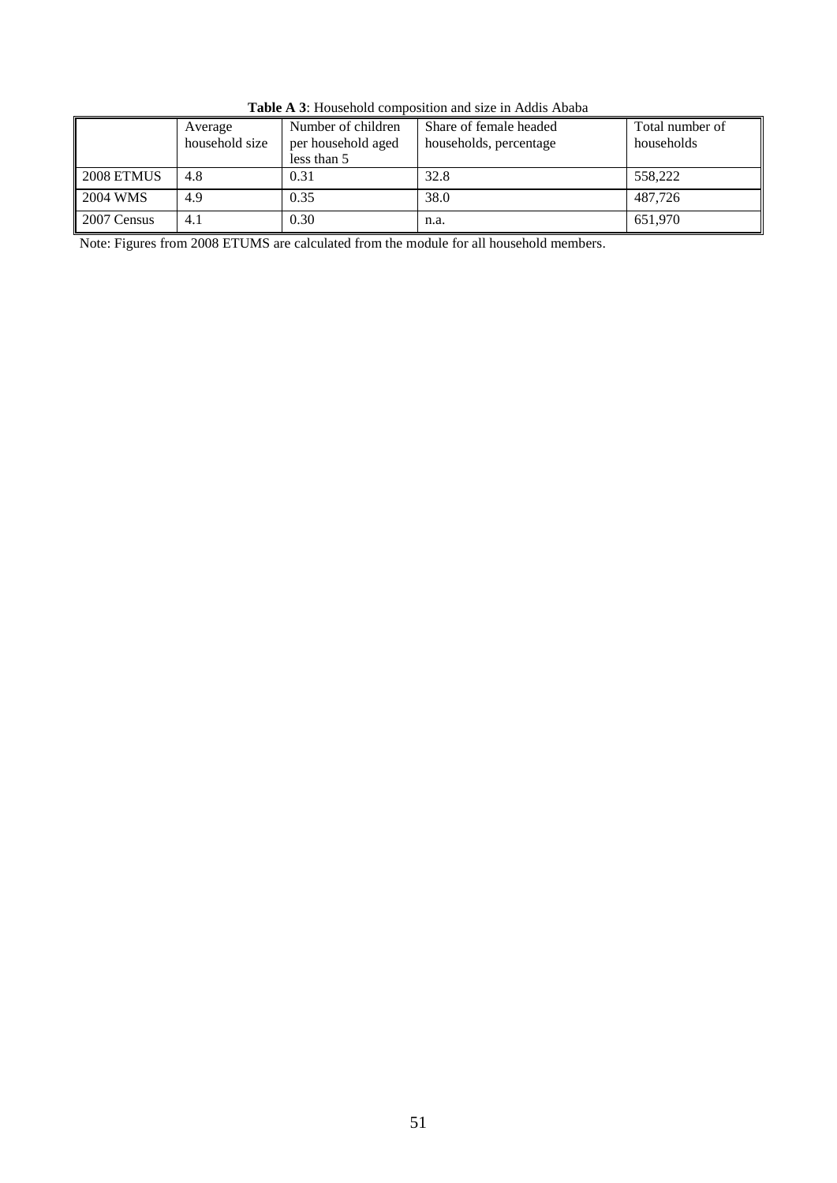**Table A 3**: Household composition and size in Addis Ababa

| | Average household size | Number of children per household aged less than 5 | Share of female headed households, percentage | Total number of households |
|---|---|---|---|---|
| 2008 ETMUS | 4.8 | 0.31 | 32.8 | 558,222 |
| 2004 WMS | 4.9 | 0.35 | 38.0 | 487,726 |
| 2007 Census | 4.1 | 0.30 | n.a. | 651,970 |

Note: Figures from 2008 ETUMS are calculated from the module for all household members.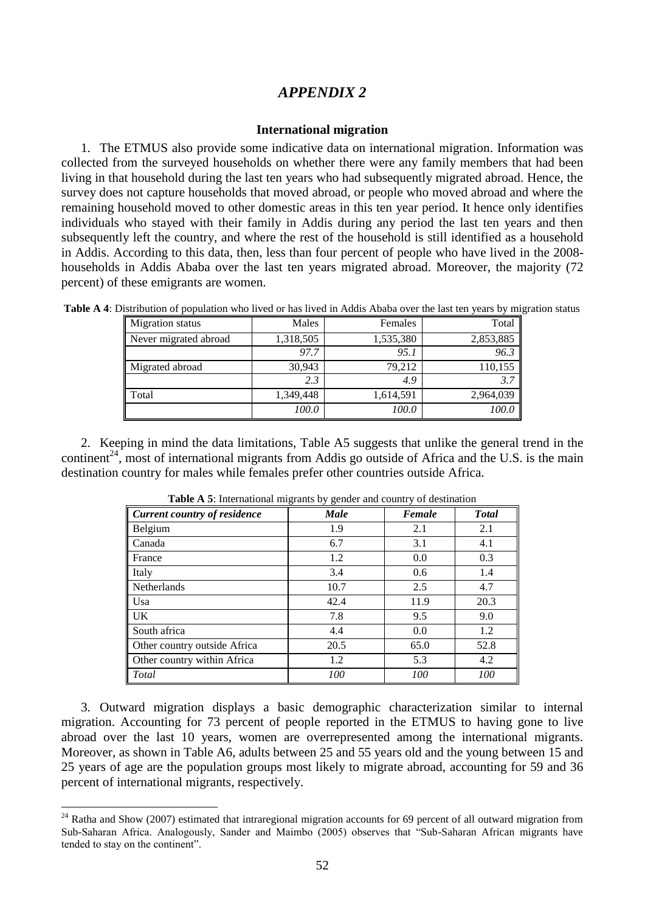# *APPENDIX 2*

## International migration

1. The ETMUS also provide some indicative data on international migration. Information was collected from the surveyed households on whether there were any family members that had been living in that household during the last ten years who had subsequently migrated abroad. Hence, the survey does not capture households that moved abroad, or people who moved abroad and where the remaining household moved to other domestic areas in this ten year period. It hence only identifies individuals who stayed with their family in Addis during any period the last ten years and then subsequently left the country, and where the rest of the household is still identified as a household in Addis. According to this data, then, less than four percent of people who have lived in the 2008-households in Addis Ababa over the last ten years migrated abroad. Moreover, the majority (72 percent) of these emigrants are women.

**Table A 4**: Distribution of population who lived or has lived in Addis Ababa over the last ten years by migration status

| Migration status | Males | Females | Total |
|---|---|---|---|
| Never migrated abroad | 1,318,505 | 1,535,380 | 2,853,885 |
| | *97.7* | *95.1* | *96.3* |
| Migrated abroad | 30,943 | 79,212 | 110,155 |
| | *2.3* | *4.9* | *3.7* |
| Total | 1,349,448 | 1,614,591 | 2,964,039 |
| | *100.0* | *100.0* | *100.0* |

2. Keeping in mind the data limitations, Table A5 suggests that unlike the general trend in the continent[24], most of international migrants from Addis go outside of Africa and the U.S. is the main destination country for males while females prefer other countries outside Africa.

**Table A 5**: International migrants by gender and country of destination

| *Current country of residence* | *Male* | *Female* | *Total* |
|---|---|---|---|
| Belgium | 1.9 | 2.1 | 2.1 |
| Canada | 6.7 | 3.1 | 4.1 |
| France | 1.2 | 0.0 | 0.3 |
| Italy | 3.4 | 0.6 | 1.4 |
| Netherlands | 10.7 | 2.5 | 4.7 |
| Usa | 42.4 | 11.9 | 20.3 |
| UK | 7.8 | 9.5 | 9.0 |
| South africa | 4.4 | 0.0 | 1.2 |
| Other country outside Africa | 20.5 | 65.0 | 52.8 |
| Other country within Africa | 1.2 | 5.3 | 4.2 |
| *Total* | *100* | *100* | *100* |

3. Outward migration displays a basic demographic characterization similar to internal migration. Accounting for 73 percent of people reported in the ETMUS to having gone to live abroad over the last 10 years, women are overrepresented among the international migrants. Moreover, as shown in Table A6, adults between 25 and 55 years old and the young between 15 and 25 years of age are the population groups most likely to migrate abroad, accounting for 59 and 36 percent of international migrants, respectively.

[24] Ratha and Show (2007) estimated that intraregional migration accounts for 69 percent of all outward migration from Sub-Saharan Africa. Analogously, Sander and Maimbo (2005) observes that "Sub-Saharan African migrants have tended to stay on the continent".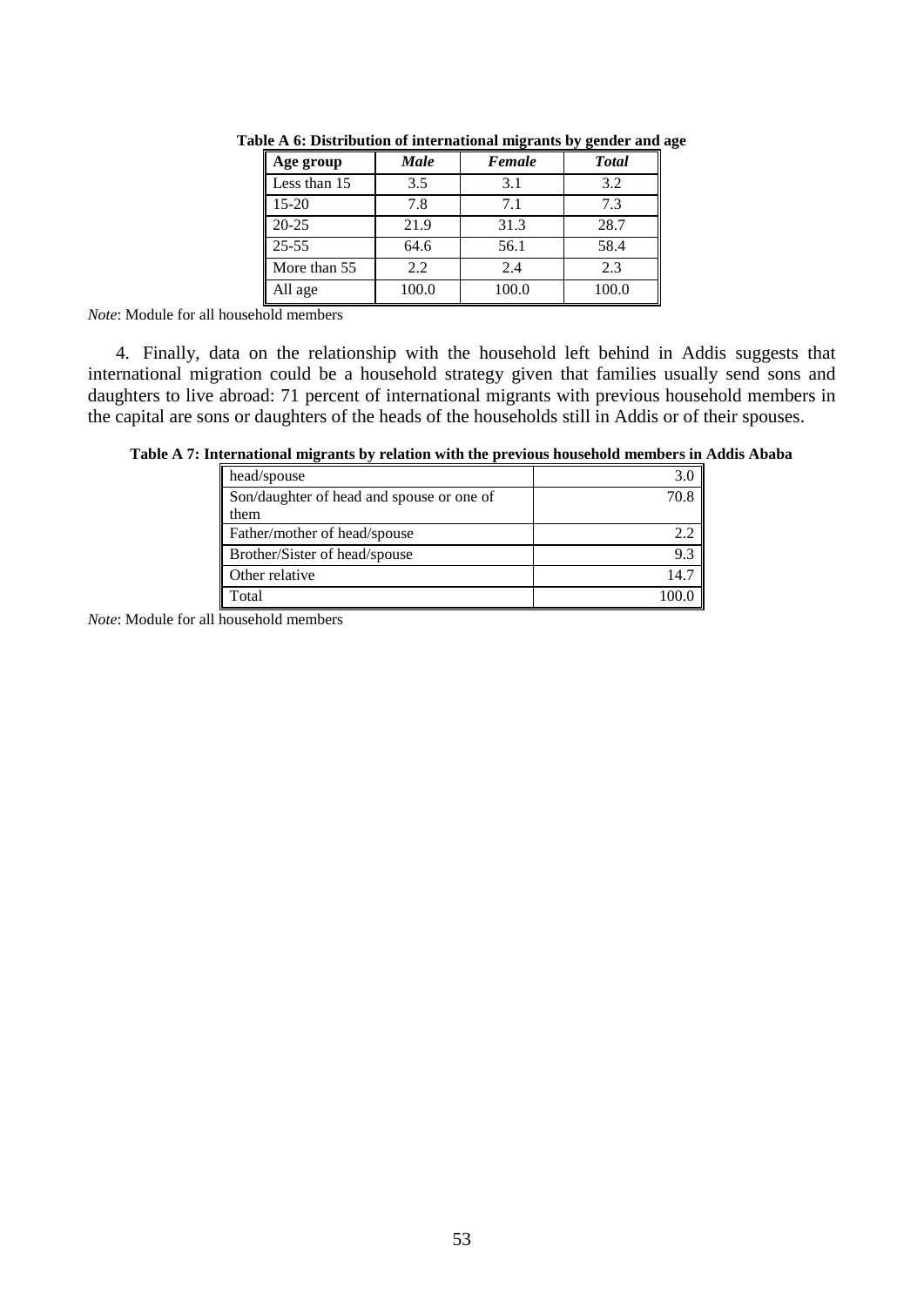**Table A 6: Distribution of international migrants by gender and age**

| Age group | *Male* | *Female* | *Total* |
|---|---|---|---|
| Less than 15 | 3.5 | 3.1 | 3.2 |
| 15-20 | 7.8 | 7.1 | 7.3 |
| 20-25 | 21.9 | 31.3 | 28.7 |
| 25-55 | 64.6 | 56.1 | 58.4 |
| More than 55 | 2.2 | 2.4 | 2.3 |
| All age | 100.0 | 100.0 | 100.0 |

*Note*: Module for all household members

4. Finally, data on the relationship with the household left behind in Addis suggests that international migration could be a household strategy given that families usually send sons and daughters to live abroad: 71 percent of international migrants with previous household members in the capital are sons or daughters of the heads of the households still in Addis or of their spouses.

**Table A 7: International migrants by relation with the previous household members in Addis Ababa**

| | |
|---|---|
| head/spouse | 3.0 |
| Son/daughter of head and spouse or one of them | 70.8 |
| Father/mother of head/spouse | 2.2 |
| Brother/Sister of head/spouse | 9.3 |
| Other relative | 14.7 |
| Total | 100.0 |

*Note*: Module for all household members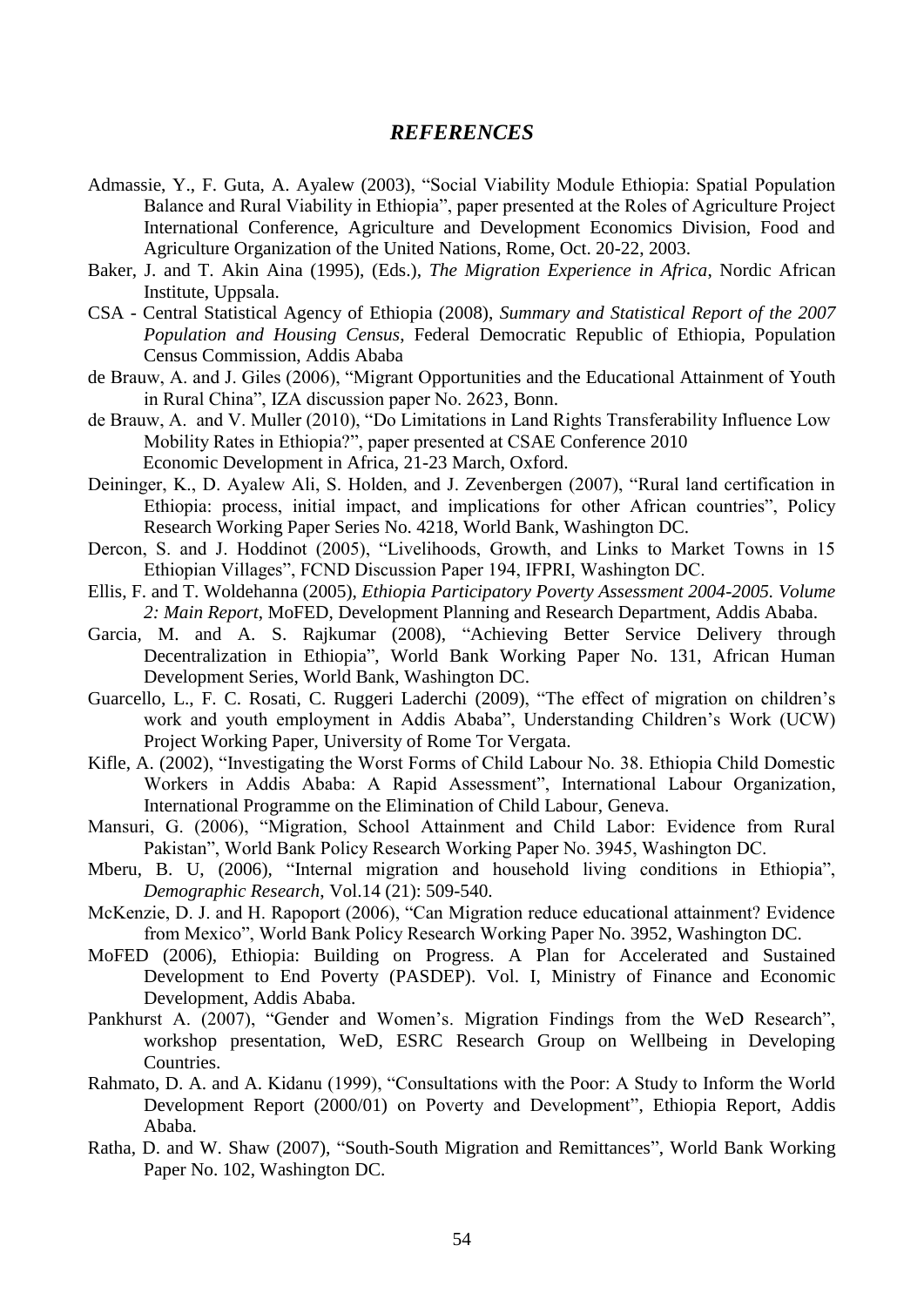# *REFERENCES*

Admassie, Y., F. Guta, A. Ayalew (2003), "Social Viability Module Ethiopia: Spatial Population Balance and Rural Viability in Ethiopia", paper presented at the Roles of Agriculture Project International Conference, Agriculture and Development Economics Division, Food and Agriculture Organization of the United Nations, Rome, Oct. 20-22, 2003.

Baker, J. and T. Akin Aina (1995), (Eds.), *The Migration Experience in Africa*, Nordic African Institute, Uppsala.

CSA - Central Statistical Agency of Ethiopia (2008), *Summary and Statistical Report of the 2007 Population and Housing Census*, Federal Democratic Republic of Ethiopia, Population Census Commission, Addis Ababa

de Brauw, A. and J. Giles (2006), "Migrant Opportunities and the Educational Attainment of Youth in Rural China", IZA discussion paper No. 2623, Bonn.

de Brauw, A. and V. Muller (2010), "Do Limitations in Land Rights Transferability Influence Low Mobility Rates in Ethiopia?", paper presented at CSAE Conference 2010 Economic Development in Africa, 21-23 March, Oxford.

Deininger, K., D. Ayalew Ali, S. Holden, and J. Zevenbergen (2007), "Rural land certification in Ethiopia: process, initial impact, and implications for other African countries", Policy Research Working Paper Series No. 4218, World Bank, Washington DC.

Dercon, S. and J. Hoddinot (2005), "Livelihoods, Growth, and Links to Market Towns in 15 Ethiopian Villages", FCND Discussion Paper 194, IFPRI, Washington DC.

Ellis, F. and T. Woldehanna (2005), *Ethiopia Participatory Poverty Assessment 2004-2005. Volume 2: Main Report*, MoFED, Development Planning and Research Department, Addis Ababa.

Garcia, M. and A. S. Rajkumar (2008), "Achieving Better Service Delivery through Decentralization in Ethiopia", World Bank Working Paper No. 131, African Human Development Series, World Bank, Washington DC.

Guarcello, L., F. C. Rosati, C. Ruggeri Laderchi (2009), "The effect of migration on children's work and youth employment in Addis Ababa", Understanding Children's Work (UCW) Project Working Paper, University of Rome Tor Vergata.

Kifle, A. (2002), "Investigating the Worst Forms of Child Labour No. 38. Ethiopia Child Domestic Workers in Addis Ababa: A Rapid Assessment", International Labour Organization, International Programme on the Elimination of Child Labour, Geneva.

Mansuri, G. (2006), "Migration, School Attainment and Child Labor: Evidence from Rural Pakistan", World Bank Policy Research Working Paper No. 3945, Washington DC.

Mberu, B. U, (2006), "Internal migration and household living conditions in Ethiopia", *Demographic Research*, Vol.14 (21): 509-540.

McKenzie, D. J. and H. Rapoport (2006), "Can Migration reduce educational attainment? Evidence from Mexico", World Bank Policy Research Working Paper No. 3952, Washington DC.

MoFED (2006), Ethiopia: Building on Progress. A Plan for Accelerated and Sustained Development to End Poverty (PASDEP). Vol. I, Ministry of Finance and Economic Development, Addis Ababa.

Pankhurst A. (2007), "Gender and Women's. Migration Findings from the WeD Research", workshop presentation, WeD, ESRC Research Group on Wellbeing in Developing Countries.

Rahmato, D. A. and A. Kidanu (1999), "Consultations with the Poor: A Study to Inform the World Development Report (2000/01) on Poverty and Development", Ethiopia Report, Addis Ababa.

Ratha, D. and W. Shaw (2007), "South-South Migration and Remittances", World Bank Working Paper No. 102, Washington DC.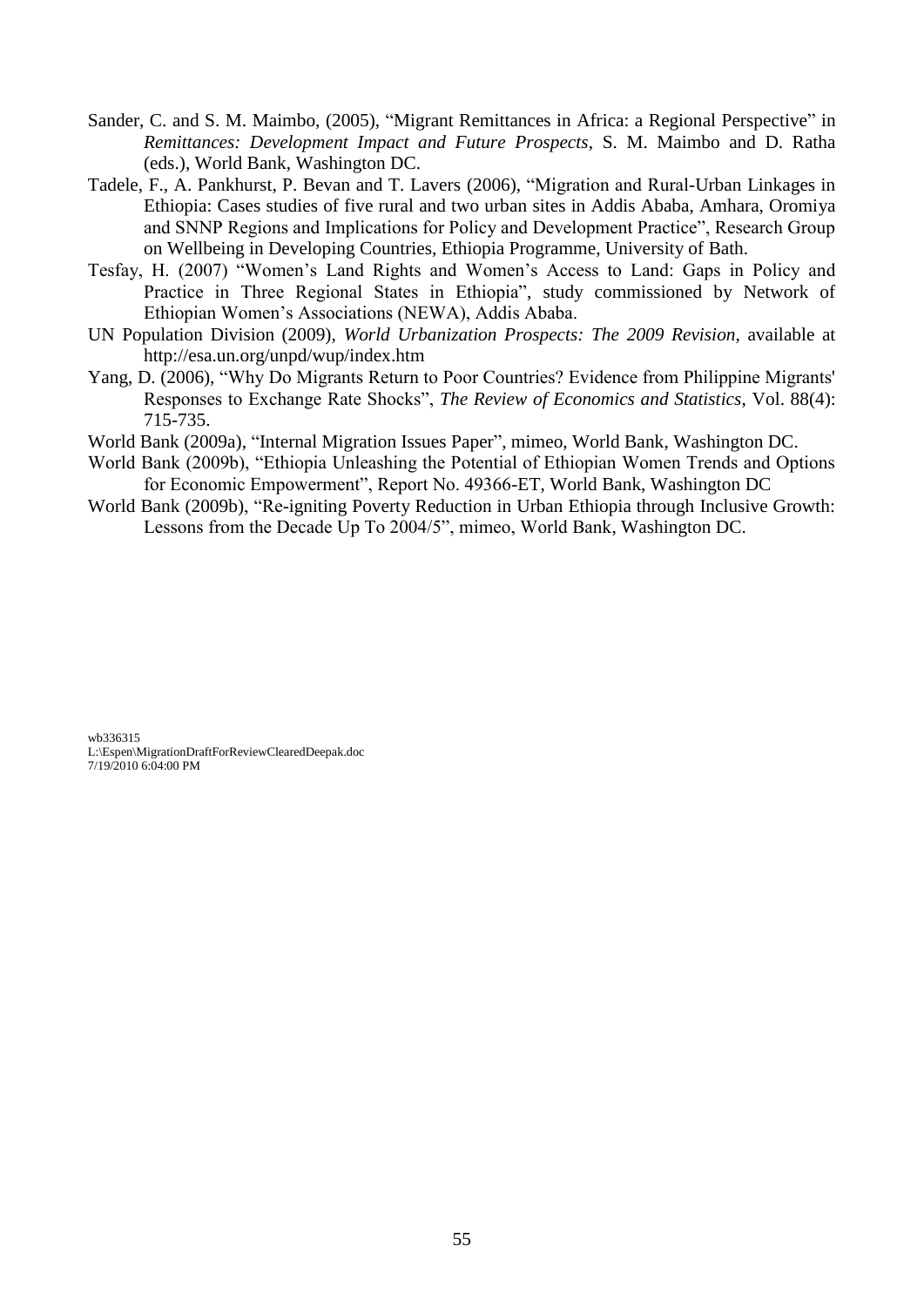Sander, C. and S. M. Maimbo, (2005), "Migrant Remittances in Africa: a Regional Perspective" in *Remittances: Development Impact and Future Prospects*, S. M. Maimbo and D. Ratha (eds.), World Bank, Washington DC.

Tadele, F., A. Pankhurst, P. Bevan and T. Lavers (2006), "Migration and Rural-Urban Linkages in Ethiopia: Cases studies of five rural and two urban sites in Addis Ababa, Amhara, Oromiya and SNNP Regions and Implications for Policy and Development Practice", Research Group on Wellbeing in Developing Countries, Ethiopia Programme, University of Bath.

Tesfay, H. (2007) "Women's Land Rights and Women's Access to Land: Gaps in Policy and Practice in Three Regional States in Ethiopia", study commissioned by Network of Ethiopian Women's Associations (NEWA), Addis Ababa.

UN Population Division (2009), *World Urbanization Prospects: The 2009 Revision*, available at http://esa.un.org/unpd/wup/index.htm

Yang, D. (2006), "Why Do Migrants Return to Poor Countries? Evidence from Philippine Migrants' Responses to Exchange Rate Shocks", *The Review of Economics and Statistics*, Vol. 88(4): 715-735.

World Bank (2009a), "Internal Migration Issues Paper", mimeo, World Bank, Washington DC.

World Bank (2009b), "Ethiopia Unleashing the Potential of Ethiopian Women Trends and Options for Economic Empowerment", Report No. 49366-ET, World Bank, Washington DC

World Bank (2009b), "Re-igniting Poverty Reduction in Urban Ethiopia through Inclusive Growth: Lessons from the Decade Up To 2004/5", mimeo, World Bank, Washington DC.

wb336315
L:\Espen\MigrationDraftForReviewClearedDeepak.doc
7/19/2010 6:04:00 PM